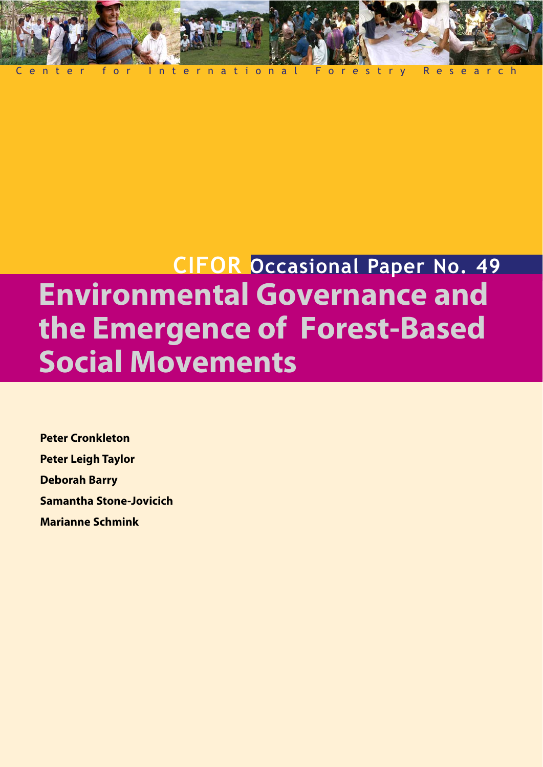Center for International Forestry Research

CIFOR Occasional Paper No. 49

# Environmental Governance and the Emergence of Forest-Based Social Movements

**Peter Cronkleton**

**Peter Leigh Taylor**

**Deborah Barry**

**Samantha Stone-Jovicich**

**Marianne Schmink**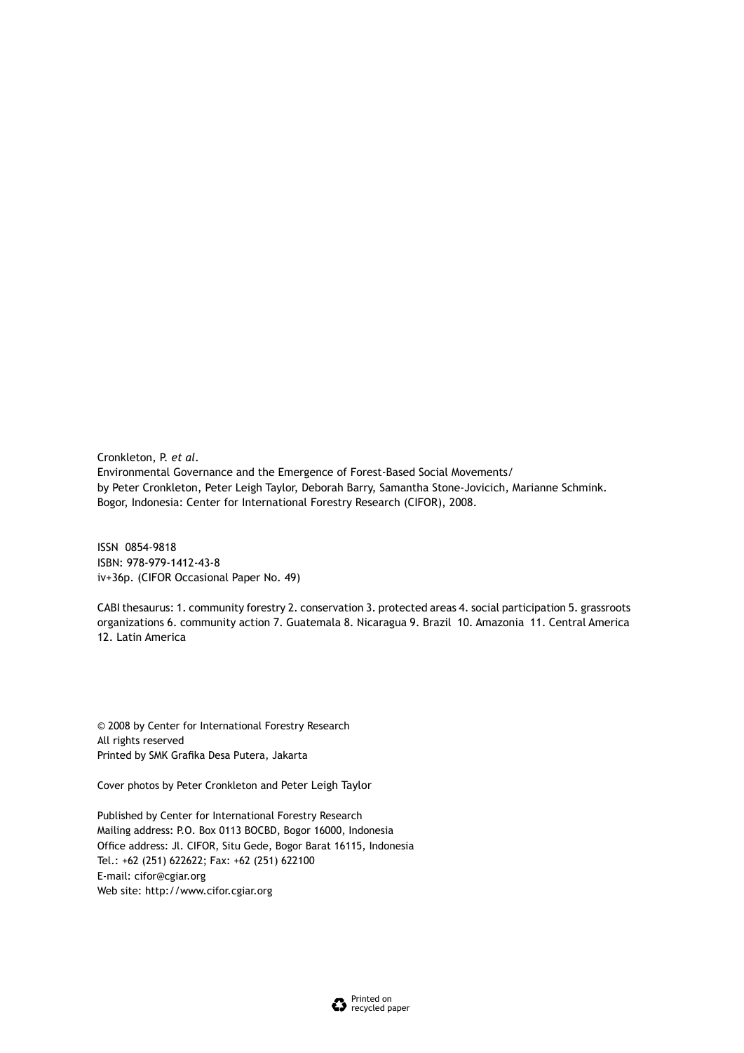Cronkleton, P. *et al*.
Environmental Governance and the Emergence of Forest-Based Social Movements/
by Peter Cronkleton, Peter Leigh Taylor, Deborah Barry, Samantha Stone-Jovicich, Marianne Schmink.
Bogor, Indonesia: Center for International Forestry Research (CIFOR), 2008.

ISSN 0854-9818
ISBN: 978-979-1412-43-8
iv+36p. (CIFOR Occasional Paper No. 49)

CABI thesaurus: 1. community forestry 2. conservation 3. protected areas 4. social participation 5. grassroots organizations 6. community action 7. Guatemala 8. Nicaragua 9. Brazil 10. Amazonia 11. Central America 12. Latin America

© 2008 by Center for International Forestry Research
All rights reserved
Printed by SMK Grafika Desa Putera, Jakarta

Cover photos by Peter Cronkleton and Peter Leigh Taylor

Published by Center for International Forestry Research
Mailing address: P.O. Box 0113 BOCBD, Bogor 16000, Indonesia
Office address: Jl. CIFOR, Situ Gede, Bogor Barat 16115, Indonesia
Tel.: +62 (251) 622622; Fax: +62 (251) 622100
E-mail: cifor@cgiar.org
Web site: http://www.cifor.cgiar.org

Printed on recycled paper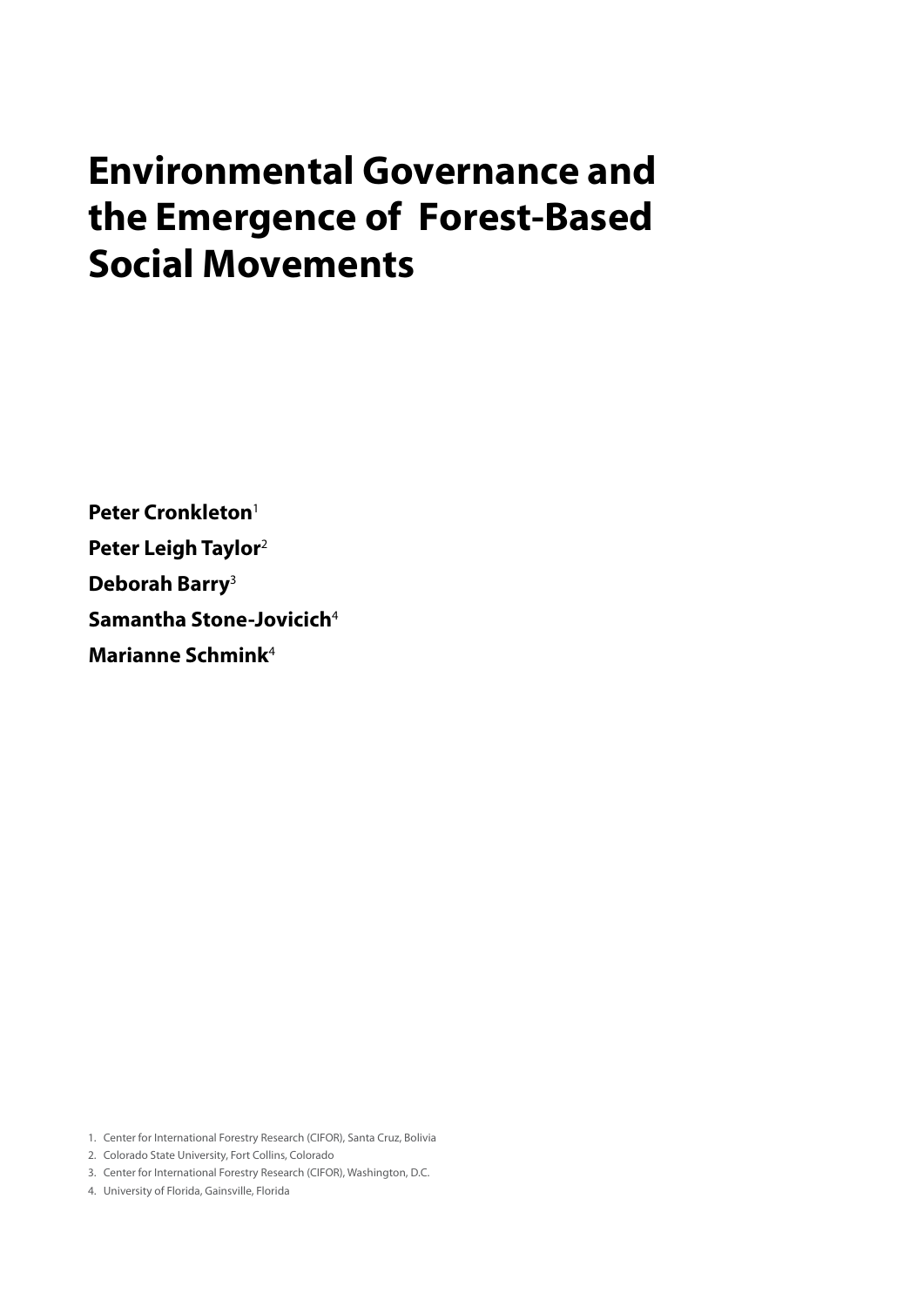# Environmental Governance and the Emergence of Forest-Based Social Movements

**Peter Cronkleton**[1]

**Peter Leigh Taylor**[2]

**Deborah Barry**[3]

**Samantha Stone-Jovicich**[4]

**Marianne Schmink**[4]

1. Center for International Forestry Research (CIFOR), Santa Cruz, Bolivia
2. Colorado State University, Fort Collins, Colorado
3. Center for International Forestry Research (CIFOR), Washington, D.C.
4. University of Florida, Gainsville, Florida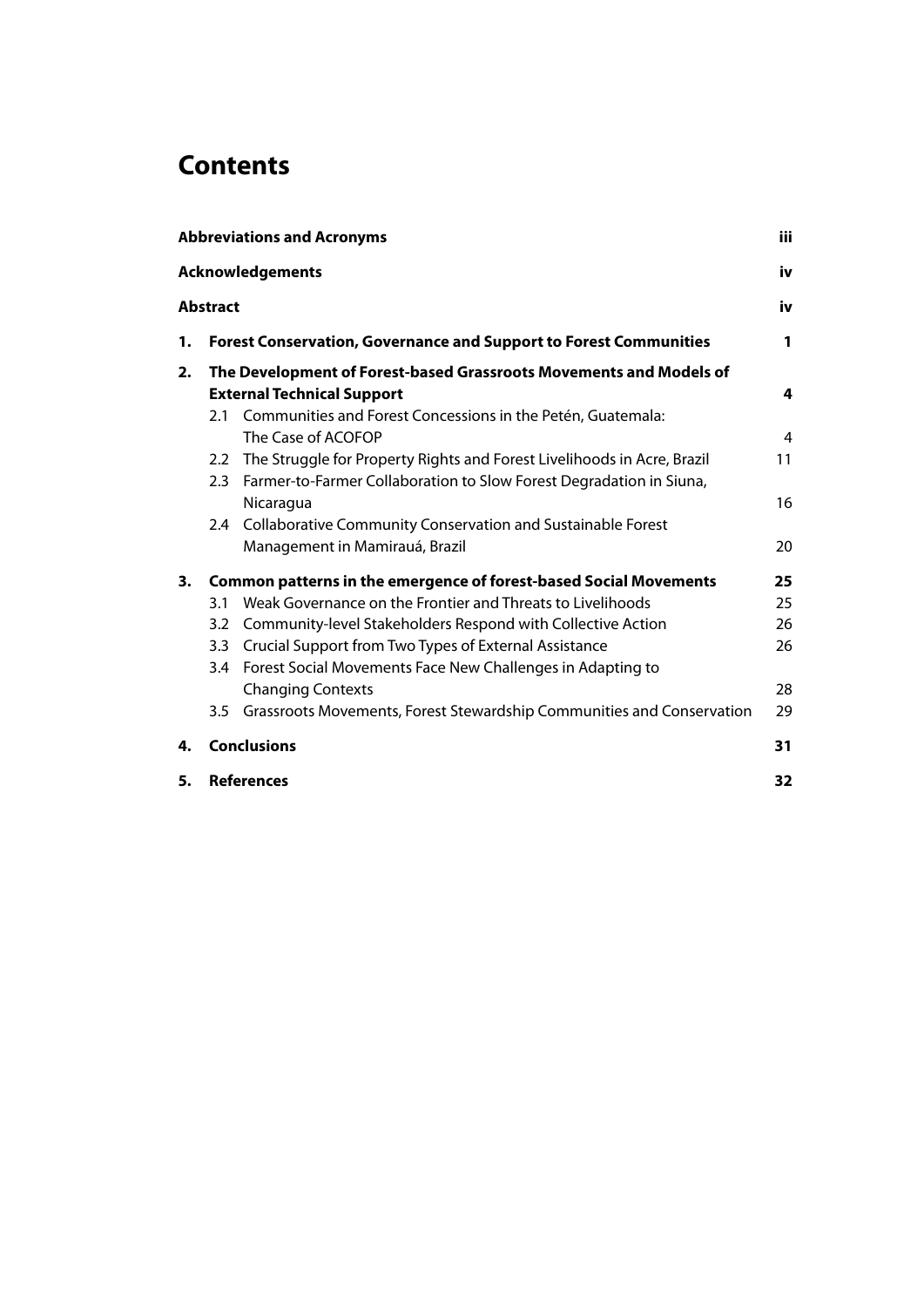# Contents

| | | |
|---|---|---|
| **Abbreviations and Acronyms** | | **iii** |
| **Acknowledgements** | | **iv** |
| **Abstract** | | **iv** |
| **1.** | **Forest Conservation, Governance and Support to Forest Communities** | **1** |
| **2.** | **The Development of Forest-based Grassroots Movements and Models of External Technical Support** | **4** |
| 2.1 | Communities and Forest Concessions in the Petén, Guatemala: The Case of ACOFOP | 4 |
| 2.2 | The Struggle for Property Rights and Forest Livelihoods in Acre, Brazil | 11 |
| 2.3 | Farmer-to-Farmer Collaboration to Slow Forest Degradation in Siuna, Nicaragua | 16 |
| 2.4 | Collaborative Community Conservation and Sustainable Forest Management in Mamirauá, Brazil | 20 |
| **3.** | **Common patterns in the emergence of forest-based Social Movements** | **25** |
| 3.1 | Weak Governance on the Frontier and Threats to Livelihoods | 25 |
| 3.2 | Community-level Stakeholders Respond with Collective Action | 26 |
| 3.3 | Crucial Support from Two Types of External Assistance | 26 |
| 3.4 | Forest Social Movements Face New Challenges in Adapting to Changing Contexts | 28 |
| 3.5 | Grassroots Movements, Forest Stewardship Communities and Conservation | 29 |
| **4.** | **Conclusions** | **31** |
| **5.** | **References** | **32** |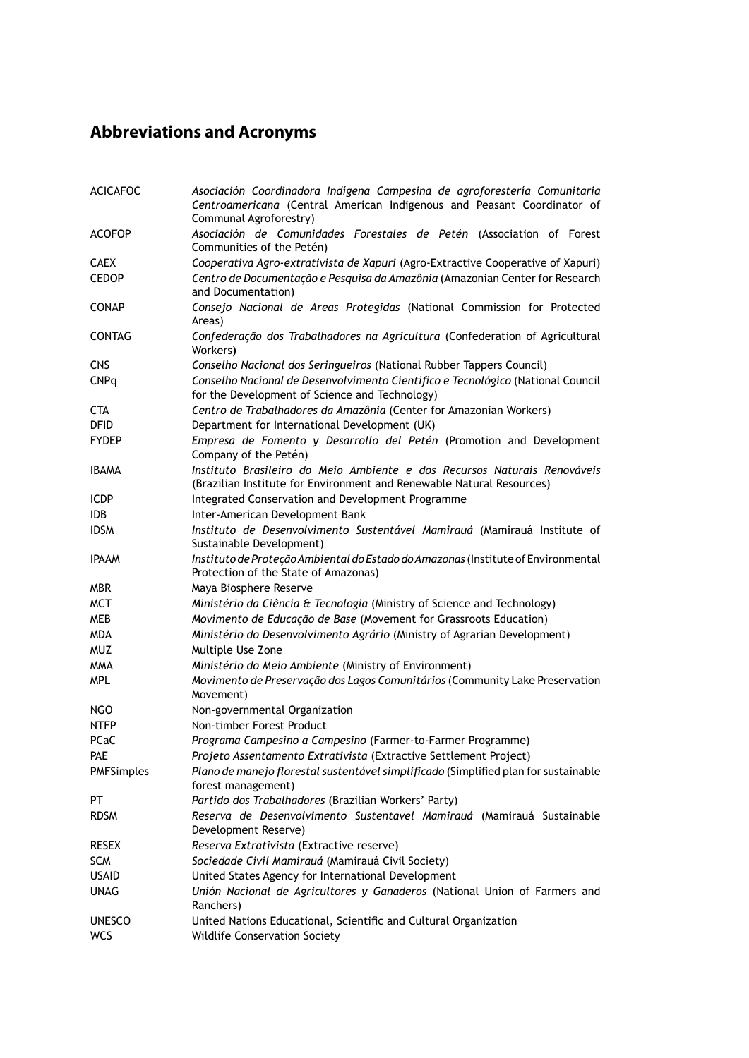## Abbreviations and Acronyms

| | |
|---|---|
| ACICAFOC | *Asociación Coordinadora Indigena Campesina de agroforesteria Comunitaria Centroamericana* (Central American Indigenous and Peasant Coordinator of Communal Agroforestry) |
| ACOFOP | *Asociación de Comunidades Forestales de Petén* (Association of Forest Communities of the Petén) |
| CAEX | *Cooperativa Agro-extrativista de Xapuri* (Agro-Extractive Cooperative of Xapuri) |
| CEDOP | *Centro de Documentação e Pesquisa da Amazônia* (Amazonian Center for Research and Documentation) |
| CONAP | *Consejo Nacional de Areas Protegidas* (National Commission for Protected Areas) |
| CONTAG | *Confederação dos Trabalhadores na Agricultura* (Confederation of Agricultural Workers) |
| CNS | *Conselho Nacional dos Seringueiros* (National Rubber Tappers Council) |
| CNPq | *Conselho Nacional de Desenvolvimento Cientifico e Tecnológico* (National Council for the Development of Science and Technology) |
| CTA | *Centro de Trabalhadores da Amazônia* (Center for Amazonian Workers) |
| DFID | Department for International Development (UK) |
| FYDEP | *Empresa de Fomento y Desarrollo del Petén* (Promotion and Development Company of the Petén) |
| IBAMA | *Instituto Brasileiro do Meio Ambiente e dos Recursos Naturais Renováveis* (Brazilian Institute for Environment and Renewable Natural Resources) |
| ICDP | Integrated Conservation and Development Programme |
| IDB | Inter-American Development Bank |
| IDSM | *Instituto de Desenvolvimento Sustentável Mamirauá* (Mamirauá Institute of Sustainable Development) |
| IPAAM | *Instituto de Proteção Ambiental do Estado do Amazonas* (Institute of Environmental Protection of the State of Amazonas) |
| MBR | Maya Biosphere Reserve |
| MCT | *Ministério da Ciência & Tecnologia* (Ministry of Science and Technology) |
| MEB | *Movimento de Educação de Base* (Movement for Grassroots Education) |
| MDA | *Ministério do Desenvolvimento Agrário* (Ministry of Agrarian Development) |
| MUZ | Multiple Use Zone |
| MMA | *Ministério do Meio Ambiente* (Ministry of Environment) |
| MPL | *Movimento de Preservação dos Lagos Comunitários* (Community Lake Preservation Movement) |
| NGO | Non-governmental Organization |
| NTFP | Non-timber Forest Product |
| PCaC | *Programa Campesino a Campesino* (Farmer-to-Farmer Programme) |
| PAE | *Projeto Assentamento Extrativista* (Extractive Settlement Project) |
| PMFSimples | *Plano de manejo florestal sustentável simplificado* (Simplified plan for sustainable forest management) |
| PT | *Partido dos Trabalhadores* (Brazilian Workers' Party) |
| RDSM | *Reserva de Desenvolvimento Sustentavel Mamirauá* (Mamirauá Sustainable Development Reserve) |
| RESEX | *Reserva Extrativista* (Extractive reserve) |
| SCM | *Sociedade Civil Mamirauá* (Mamirauá Civil Society) |
| USAID | United States Agency for International Development |
| UNAG | *Unión Nacional de Agricultores y Ganaderos* (National Union of Farmers and Ranchers) |
| UNESCO | United Nations Educational, Scientific and Cultural Organization |
| WCS | Wildlife Conservation Society |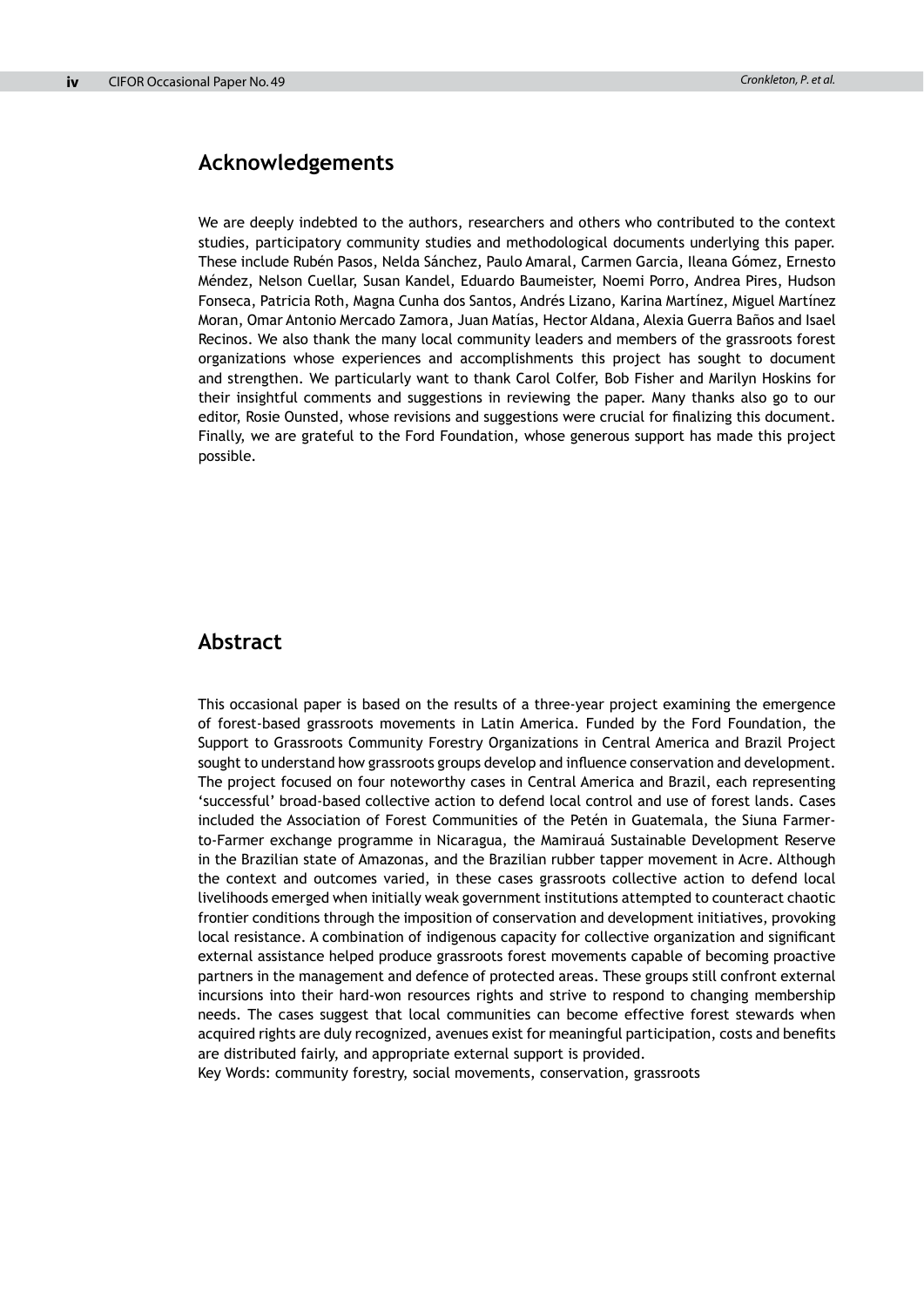## Acknowledgements

We are deeply indebted to the authors, researchers and others who contributed to the context studies, participatory community studies and methodological documents underlying this paper. These include Rubén Pasos, Nelda Sánchez, Paulo Amaral, Carmen Garcia, Ileana Gómez, Ernesto Méndez, Nelson Cuellar, Susan Kandel, Eduardo Baumeister, Noemi Porro, Andrea Pires, Hudson Fonseca, Patricia Roth, Magna Cunha dos Santos, Andrés Lizano, Karina Martínez, Miguel Martínez Moran, Omar Antonio Mercado Zamora, Juan Matías, Hector Aldana, Alexia Guerra Baños and Isael Recinos. We also thank the many local community leaders and members of the grassroots forest organizations whose experiences and accomplishments this project has sought to document and strengthen. We particularly want to thank Carol Colfer, Bob Fisher and Marilyn Hoskins for their insightful comments and suggestions in reviewing the paper. Many thanks also go to our editor, Rosie Ounsted, whose revisions and suggestions were crucial for finalizing this document. Finally, we are grateful to the Ford Foundation, whose generous support has made this project possible.

## Abstract

This occasional paper is based on the results of a three-year project examining the emergence of forest-based grassroots movements in Latin America. Funded by the Ford Foundation, the Support to Grassroots Community Forestry Organizations in Central America and Brazil Project sought to understand how grassroots groups develop and influence conservation and development. The project focused on four noteworthy cases in Central America and Brazil, each representing 'successful' broad-based collective action to defend local control and use of forest lands. Cases included the Association of Forest Communities of the Petén in Guatemala, the Siuna Farmer-to-Farmer exchange programme in Nicaragua, the Mamirauá Sustainable Development Reserve in the Brazilian state of Amazonas, and the Brazilian rubber tapper movement in Acre. Although the context and outcomes varied, in these cases grassroots collective action to defend local livelihoods emerged when initially weak government institutions attempted to counteract chaotic frontier conditions through the imposition of conservation and development initiatives, provoking local resistance. A combination of indigenous capacity for collective organization and significant external assistance helped produce grassroots forest movements capable of becoming proactive partners in the management and defence of protected areas. These groups still confront external incursions into their hard-won resources rights and strive to respond to changing membership needs. The cases suggest that local communities can become effective forest stewards when acquired rights are duly recognized, avenues exist for meaningful participation, costs and benefits are distributed fairly, and appropriate external support is provided.

Key Words: community forestry, social movements, conservation, grassroots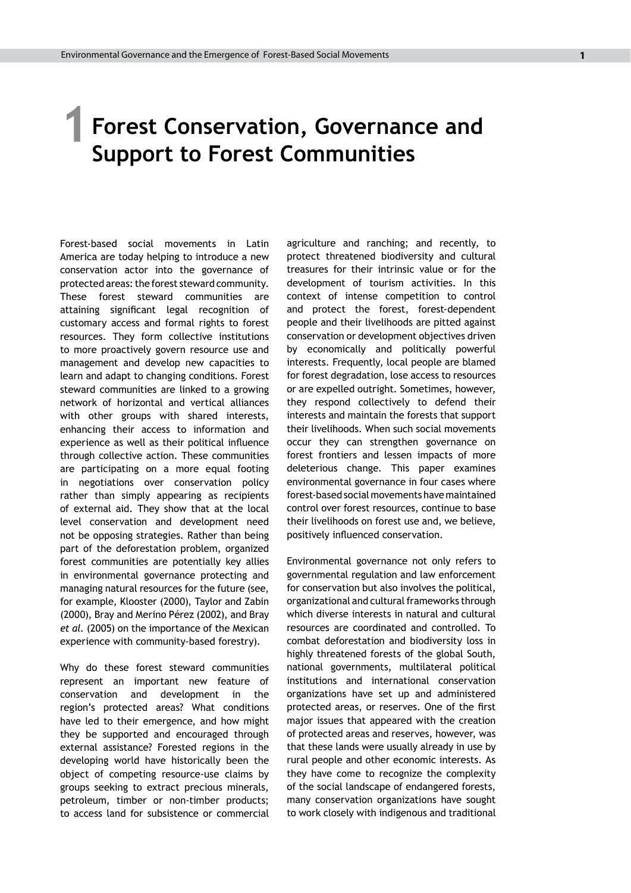# 1 Forest Conservation, Governance and Support to Forest Communities

Forest-based social movements in Latin America are today helping to introduce a new conservation actor into the governance of protected areas: the forest steward community. These forest steward communities are attaining significant legal recognition of customary access and formal rights to forest resources. They form collective institutions to more proactively govern resource use and management and develop new capacities to learn and adapt to changing conditions. Forest steward communities are linked to a growing network of horizontal and vertical alliances with other groups with shared interests, enhancing their access to information and experience as well as their political influence through collective action. These communities are participating on a more equal footing in negotiations over conservation policy rather than simply appearing as recipients of external aid. They show that at the local level conservation and development need not be opposing strategies. Rather than being part of the deforestation problem, organized forest communities are potentially key allies in environmental governance protecting and managing natural resources for the future (see, for example, Klooster (2000), Taylor and Zabin (2000), Bray and Merino Pérez (2002), and Bray *et al.* (2005) on the importance of the Mexican experience with community-based forestry).

Why do these forest steward communities represent an important new feature of conservation and development in the region's protected areas? What conditions have led to their emergence, and how might they be supported and encouraged through external assistance? Forested regions in the developing world have historically been the object of competing resource-use claims by groups seeking to extract precious minerals, petroleum, timber or non-timber products; to access land for subsistence or commercial agriculture and ranching; and recently, to protect threatened biodiversity and cultural treasures for their intrinsic value or for the development of tourism activities. In this context of intense competition to control and protect the forest, forest-dependent people and their livelihoods are pitted against conservation or development objectives driven by economically and politically powerful interests. Frequently, local people are blamed for forest degradation, lose access to resources or are expelled outright. Sometimes, however, they respond collectively to defend their interests and maintain the forests that support their livelihoods. When such social movements occur they can strengthen governance on forest frontiers and lessen impacts of more deleterious change. This paper examines environmental governance in four cases where forest-based social movements have maintained control over forest resources, continue to base their livelihoods on forest use and, we believe, positively influenced conservation.

Environmental governance not only refers to governmental regulation and law enforcement for conservation but also involves the political, organizational and cultural frameworks through which diverse interests in natural and cultural resources are coordinated and controlled. To combat deforestation and biodiversity loss in highly threatened forests of the global South, national governments, multilateral political institutions and international conservation organizations have set up and administered protected areas, or reserves. One of the first major issues that appeared with the creation of protected areas and reserves, however, was that these lands were usually already in use by rural people and other economic interests. As they have come to recognize the complexity of the social landscape of endangered forests, many conservation organizations have sought to work closely with indigenous and traditional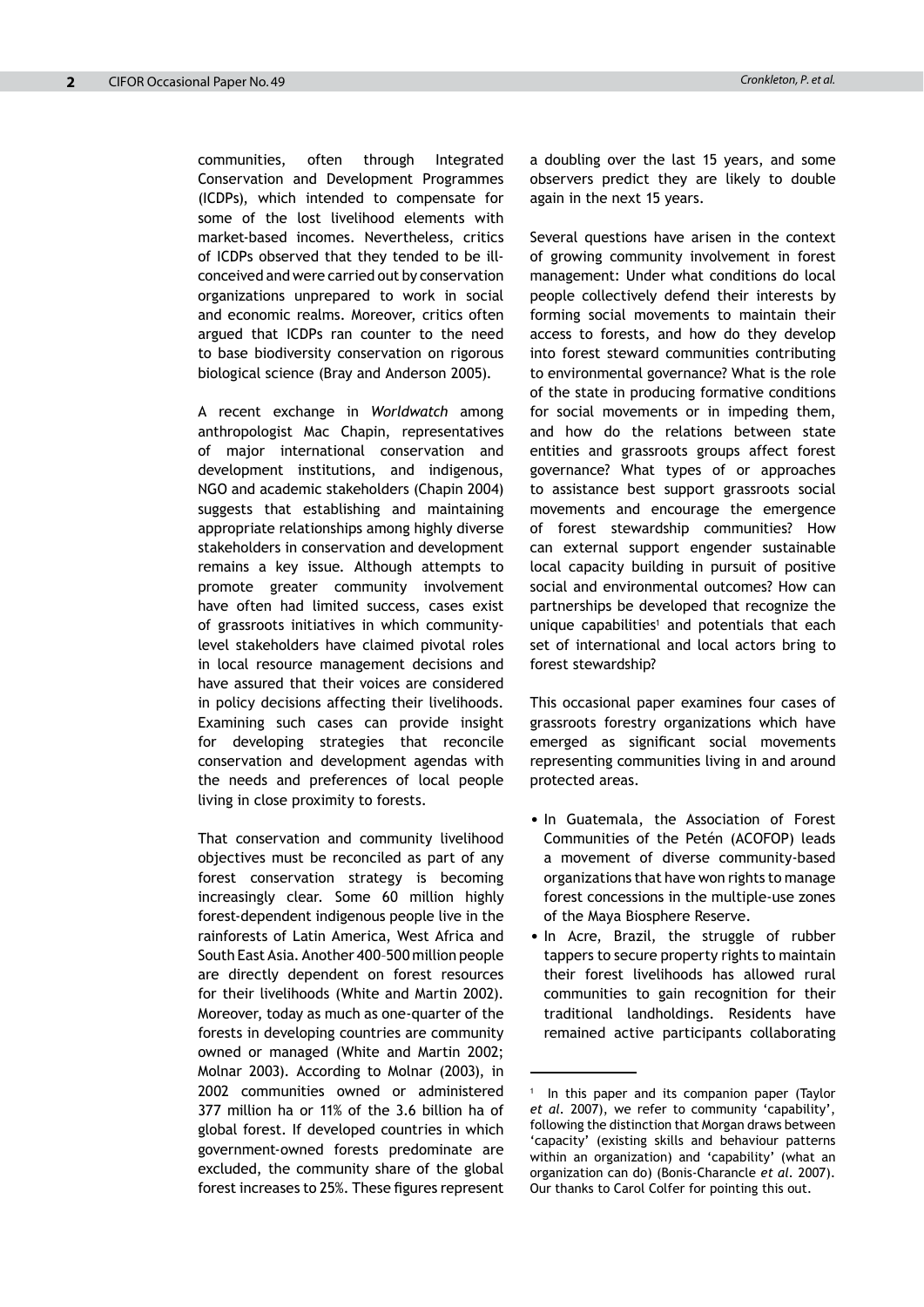communities, often through Integrated Conservation and Development Programmes (ICDPs), which intended to compensate for some of the lost livelihood elements with market-based incomes. Nevertheless, critics of ICDPs observed that they tended to be ill-conceived and were carried out by conservation organizations unprepared to work in social and economic realms. Moreover, critics often argued that ICDPs ran counter to the need to base biodiversity conservation on rigorous biological science (Bray and Anderson 2005).

A recent exchange in *Worldwatch* among anthropologist Mac Chapin, representatives of major international conservation and development institutions, and indigenous, NGO and academic stakeholders (Chapin 2004) suggests that establishing and maintaining appropriate relationships among highly diverse stakeholders in conservation and development remains a key issue. Although attempts to promote greater community involvement have often had limited success, cases exist of grassroots initiatives in which community-level stakeholders have claimed pivotal roles in local resource management decisions and have assured that their voices are considered in policy decisions affecting their livelihoods. Examining such cases can provide insight for developing strategies that reconcile conservation and development agendas with the needs and preferences of local people living in close proximity to forests.

That conservation and community livelihood objectives must be reconciled as part of any forest conservation strategy is becoming increasingly clear. Some 60 million highly forest-dependent indigenous people live in the rainforests of Latin America, West Africa and South East Asia. Another 400–500 million people are directly dependent on forest resources for their livelihoods (White and Martin 2002). Moreover, today as much as one-quarter of the forests in developing countries are community owned or managed (White and Martin 2002; Molnar 2003). According to Molnar (2003), in 2002 communities owned or administered 377 million ha or 11% of the 3.6 billion ha of global forest. If developed countries in which government-owned forests predominate are excluded, the community share of the global forest increases to 25%. These figures represent a doubling over the last 15 years, and some observers predict they are likely to double again in the next 15 years.

Several questions have arisen in the context of growing community involvement in forest management: Under what conditions do local people collectively defend their interests by forming social movements to maintain their access to forests, and how do they develop into forest steward communities contributing to environmental governance? What is the role of the state in producing formative conditions for social movements or in impeding them, and how do the relations between state entities and grassroots groups affect forest governance? What types of or approaches to assistance best support grassroots social movements and encourage the emergence of forest stewardship communities? How can external support engender sustainable local capacity building in pursuit of positive social and environmental outcomes? How can partnerships be developed that recognize the unique capabilities[1] and potentials that each set of international and local actors bring to forest stewardship?

This occasional paper examines four cases of grassroots forestry organizations which have emerged as significant social movements representing communities living in and around protected areas.

- In Guatemala, the Association of Forest Communities of the Petén (ACOFOP) leads a movement of diverse community-based organizations that have won rights to manage forest concessions in the multiple-use zones of the Maya Biosphere Reserve.
- In Acre, Brazil, the struggle of rubber tappers to secure property rights to maintain their forest livelihoods has allowed rural communities to gain recognition for their traditional landholdings. Residents have remained active participants collaborating

[1] In this paper and its companion paper (Taylor *et al*. 2007), we refer to community 'capability', following the distinction that Morgan draws between 'capacity' (existing skills and behaviour patterns within an organization) and 'capability' (what an organization can do) (Bonis-Charancle *et al*. 2007). Our thanks to Carol Colfer for pointing this out.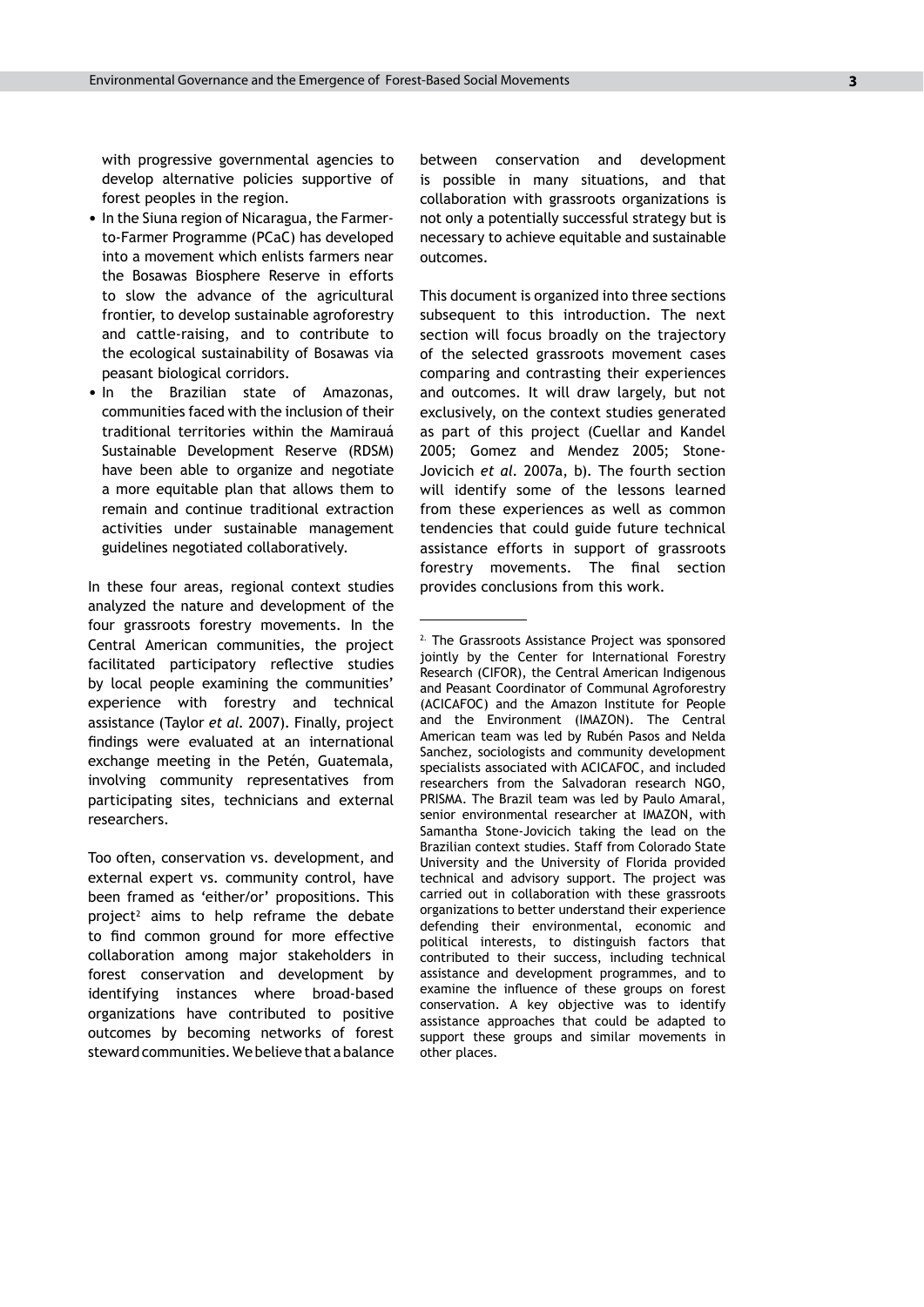with progressive governmental agencies to develop alternative policies supportive of forest peoples in the region.

- In the Siuna region of Nicaragua, the Farmer-to-Farmer Programme (PCaC) has developed into a movement which enlists farmers near the Bosawas Biosphere Reserve in efforts to slow the advance of the agricultural frontier, to develop sustainable agroforestry and cattle-raising, and to contribute to the ecological sustainability of Bosawas via peasant biological corridors.
- In the Brazilian state of Amazonas, communities faced with the inclusion of their traditional territories within the Mamirauá Sustainable Development Reserve (RDSM) have been able to organize and negotiate a more equitable plan that allows them to remain and continue traditional extraction activities under sustainable management guidelines negotiated collaboratively.

In these four areas, regional context studies analyzed the nature and development of the four grassroots forestry movements. In the Central American communities, the project facilitated participatory reflective studies by local people examining the communities' experience with forestry and technical assistance (Taylor *et al.* 2007). Finally, project findings were evaluated at an international exchange meeting in the Petén, Guatemala, involving community representatives from participating sites, technicians and external researchers.

Too often, conservation vs. development, and external expert vs. community control, have been framed as 'either/or' propositions. This project[2] aims to help reframe the debate to find common ground for more effective collaboration among major stakeholders in forest conservation and development by identifying instances where broad-based organizations have contributed to positive outcomes by becoming networks of forest steward communities. We believe that a balance between conservation and development is possible in many situations, and that collaboration with grassroots organizations is not only a potentially successful strategy but is necessary to achieve equitable and sustainable outcomes.

This document is organized into three sections subsequent to this introduction. The next section will focus broadly on the trajectory of the selected grassroots movement cases comparing and contrasting their experiences and outcomes. It will draw largely, but not exclusively, on the context studies generated as part of this project (Cuellar and Kandel 2005; Gomez and Mendez 2005; Stone-Jovicich *et al.* 2007a, b). The fourth section will identify some of the lessons learned from these experiences as well as common tendencies that could guide future technical assistance efforts in support of grassroots forestry movements. The final section provides conclusions from this work.

---

[2] The Grassroots Assistance Project was sponsored jointly by the Center for International Forestry Research (CIFOR), the Central American Indigenous and Peasant Coordinator of Communal Agroforestry (ACICAFOC) and the Amazon Institute for People and the Environment (IMAZON). The Central American team was led by Rubén Pasos and Nelda Sanchez, sociologists and community development specialists associated with ACICAFOC, and included researchers from the Salvadoran research NGO, PRISMA. The Brazil team was led by Paulo Amaral, senior environmental researcher at IMAZON, with Samantha Stone-Jovicich taking the lead on the Brazilian context studies. Staff from Colorado State University and the University of Florida provided technical and advisory support. The project was carried out in collaboration with these grassroots organizations to better understand their experience defending their environmental, economic and political interests, to distinguish factors that contributed to their success, including technical assistance and development programmes, and to examine the influence of these groups on forest conservation. A key objective was to identify assistance approaches that could be adapted to support these groups and similar movements in other places.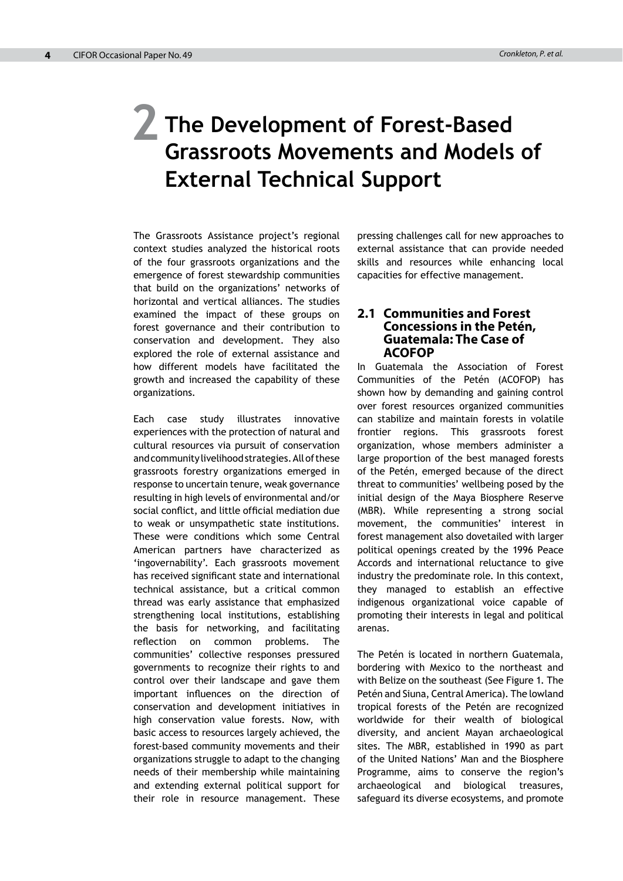# 2 The Development of Forest-Based Grassroots Movements and Models of External Technical Support

The Grassroots Assistance project's regional context studies analyzed the historical roots of the four grassroots organizations and the emergence of forest stewardship communities that build on the organizations' networks of horizontal and vertical alliances. The studies examined the impact of these groups on forest governance and their contribution to conservation and development. They also explored the role of external assistance and how different models have facilitated the growth and increased the capability of these organizations.

Each case study illustrates innovative experiences with the protection of natural and cultural resources via pursuit of conservation and community livelihood strategies. All of these grassroots forestry organizations emerged in response to uncertain tenure, weak governance resulting in high levels of environmental and/or social conflict, and little official mediation due to weak or unsympathetic state institutions. These were conditions which some Central American partners have characterized as 'ingovernability'. Each grassroots movement has received significant state and international technical assistance, but a critical common thread was early assistance that emphasized strengthening local institutions, establishing the basis for networking, and facilitating reflection on common problems. The communities' collective responses pressured governments to recognize their rights to and control over their landscape and gave them important influences on the direction of conservation and development initiatives in high conservation value forests. Now, with basic access to resources largely achieved, the forest-based community movements and their organizations struggle to adapt to the changing needs of their membership while maintaining and extending external political support for their role in resource management. These pressing challenges call for new approaches to external assistance that can provide needed skills and resources while enhancing local capacities for effective management.

## 2.1 Communities and Forest Concessions in the Petén, Guatemala: The Case of ACOFOP

In Guatemala the Association of Forest Communities of the Petén (ACOFOP) has shown how by demanding and gaining control over forest resources organized communities can stabilize and maintain forests in volatile frontier regions. This grassroots forest organization, whose members administer a large proportion of the best managed forests of the Petén, emerged because of the direct threat to communities' wellbeing posed by the initial design of the Maya Biosphere Reserve (MBR). While representing a strong social movement, the communities' interest in forest management also dovetailed with larger political openings created by the 1996 Peace Accords and international reluctance to give industry the predominate role. In this context, they managed to establish an effective indigenous organizational voice capable of promoting their interests in legal and political arenas.

The Petén is located in northern Guatemala, bordering with Mexico to the northeast and with Belize on the southeast (See Figure 1. The Petén and Siuna, Central America). The lowland tropical forests of the Petén are recognized worldwide for their wealth of biological diversity, and ancient Mayan archaeological sites. The MBR, established in 1990 as part of the United Nations' Man and the Biosphere Programme, aims to conserve the region's archaeological and biological treasures, safeguard its diverse ecosystems, and promote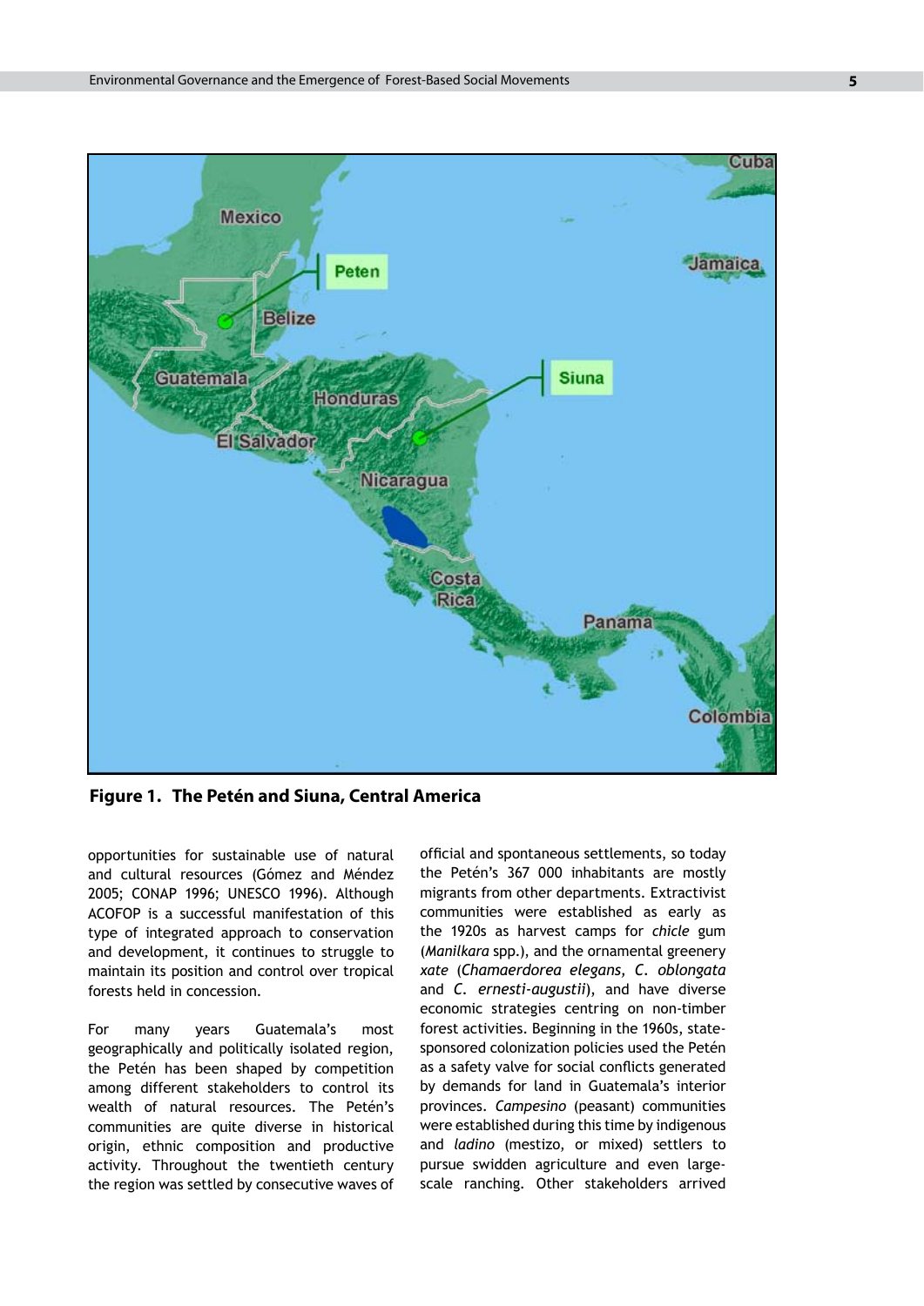**Figure 1. The Petén and Siuna, Central America**

opportunities for sustainable use of natural and cultural resources (Gómez and Méndez 2005; CONAP 1996; UNESCO 1996). Although ACOFOP is a successful manifestation of this type of integrated approach to conservation and development, it continues to struggle to maintain its position and control over tropical forests held in concession.

For many years Guatemala's most geographically and politically isolated region, the Petén has been shaped by competition among different stakeholders to control its wealth of natural resources. The Petén's communities are quite diverse in historical origin, ethnic composition and productive activity. Throughout the twentieth century the region was settled by consecutive waves of official and spontaneous settlements, so today the Petén's 367 000 inhabitants are mostly migrants from other departments. Extractivist communities were established as early as the 1920s as harvest camps for *chicle* gum (*Manilkara* spp.), and the ornamental greenery *xate* (*Chamaerdorea elegans*, *C. oblongata* and *C. ernesti-augustii*), and have diverse economic strategies centring on non-timber forest activities. Beginning in the 1960s, state-sponsored colonization policies used the Petén as a safety valve for social conflicts generated by demands for land in Guatemala's interior provinces. *Campesino* (peasant) communities were established during this time by indigenous and *ladino* (mestizo, or mixed) settlers to pursue swidden agriculture and even large-scale ranching. Other stakeholders arrived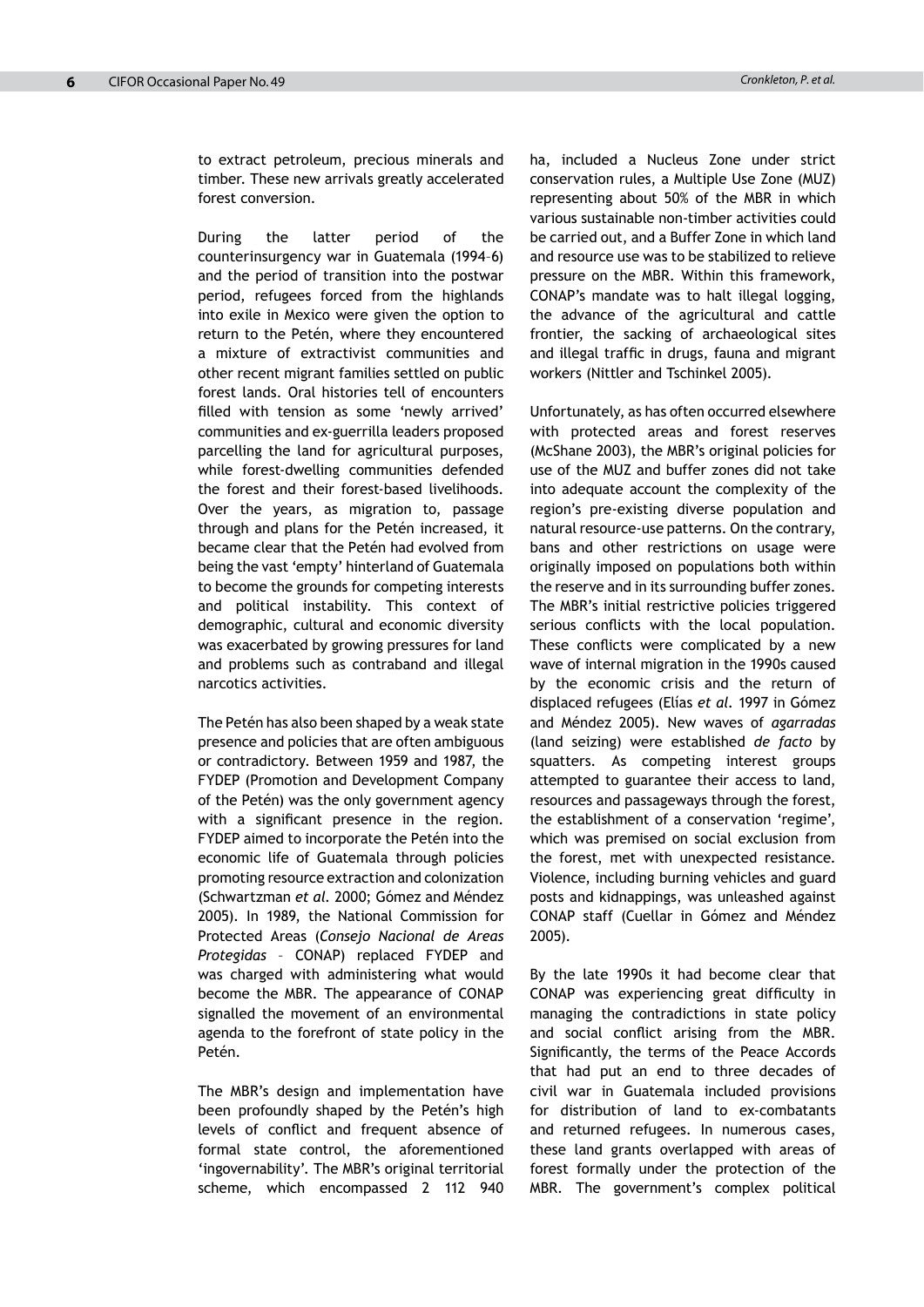to extract petroleum, precious minerals and timber. These new arrivals greatly accelerated forest conversion.

During the latter period of the counterinsurgency war in Guatemala (1994–6) and the period of transition into the postwar period, refugees forced from the highlands into exile in Mexico were given the option to return to the Petén, where they encountered a mixture of extractivist communities and other recent migrant families settled on public forest lands. Oral histories tell of encounters filled with tension as some 'newly arrived' communities and ex-guerrilla leaders proposed parcelling the land for agricultural purposes, while forest-dwelling communities defended the forest and their forest-based livelihoods. Over the years, as migration to, passage through and plans for the Petén increased, it became clear that the Petén had evolved from being the vast 'empty' hinterland of Guatemala to become the grounds for competing interests and political instability. This context of demographic, cultural and economic diversity was exacerbated by growing pressures for land and problems such as contraband and illegal narcotics activities.

The Petén has also been shaped by a weak state presence and policies that are often ambiguous or contradictory. Between 1959 and 1987, the FYDEP (Promotion and Development Company of the Petén) was the only government agency with a significant presence in the region. FYDEP aimed to incorporate the Petén into the economic life of Guatemala through policies promoting resource extraction and colonization (Schwartzman *et al*. 2000; Gómez and Méndez 2005). In 1989, the National Commission for Protected Areas (*Consejo Nacional de Areas Protegidas* – CONAP) replaced FYDEP and was charged with administering what would become the MBR. The appearance of CONAP signalled the movement of an environmental agenda to the forefront of state policy in the Petén.

The MBR's design and implementation have been profoundly shaped by the Petén's high levels of conflict and frequent absence of formal state control, the aforementioned 'ingovernability'. The MBR's original territorial scheme, which encompassed 2 112 940 ha, included a Nucleus Zone under strict conservation rules, a Multiple Use Zone (MUZ) representing about 50% of the MBR in which various sustainable non-timber activities could be carried out, and a Buffer Zone in which land and resource use was to be stabilized to relieve pressure on the MBR. Within this framework, CONAP's mandate was to halt illegal logging, the advance of the agricultural and cattle frontier, the sacking of archaeological sites and illegal traffic in drugs, fauna and migrant workers (Nittler and Tschinkel 2005).

Unfortunately, as has often occurred elsewhere with protected areas and forest reserves (McShane 2003), the MBR's original policies for use of the MUZ and buffer zones did not take into adequate account the complexity of the region's pre-existing diverse population and natural resource-use patterns. On the contrary, bans and other restrictions on usage were originally imposed on populations both within the reserve and in its surrounding buffer zones. The MBR's initial restrictive policies triggered serious conflicts with the local population. These conflicts were complicated by a new wave of internal migration in the 1990s caused by the economic crisis and the return of displaced refugees (Elías *et al*. 1997 in Gómez and Méndez 2005). New waves of *agarradas* (land seizing) were established *de facto* by squatters. As competing interest groups attempted to guarantee their access to land, resources and passageways through the forest, the establishment of a conservation 'regime', which was premised on social exclusion from the forest, met with unexpected resistance. Violence, including burning vehicles and guard posts and kidnappings, was unleashed against CONAP staff (Cuellar in Gómez and Méndez 2005).

By the late 1990s it had become clear that CONAP was experiencing great difficulty in managing the contradictions in state policy and social conflict arising from the MBR. Significantly, the terms of the Peace Accords that had put an end to three decades of civil war in Guatemala included provisions for distribution of land to ex-combatants and returned refugees. In numerous cases, these land grants overlapped with areas of forest formally under the protection of the MBR. The government's complex political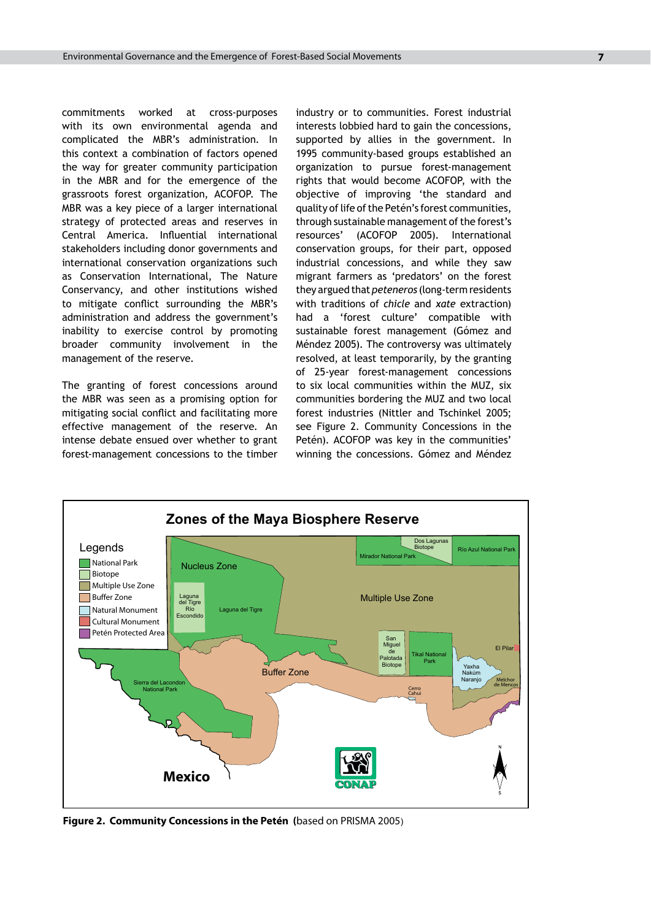commitments worked at cross-purposes with its own environmental agenda and complicated the MBR's administration. In this context a combination of factors opened the way for greater community participation in the MBR and for the emergence of the grassroots forest organization, ACOFOP. The MBR was a key piece of a larger international strategy of protected areas and reserves in Central America. Influential international stakeholders including donor governments and international conservation organizations such as Conservation International, The Nature Conservancy, and other institutions wished to mitigate conflict surrounding the MBR's administration and address the government's inability to exercise control by promoting broader community involvement in the management of the reserve.

The granting of forest concessions around the MBR was seen as a promising option for mitigating social conflict and facilitating more effective management of the reserve. An intense debate ensued over whether to grant forest-management concessions to the timber industry or to communities. Forest industrial interests lobbied hard to gain the concessions, supported by allies in the government. In 1995 community-based groups established an organization to pursue forest-management rights that would become ACOFOP, with the objective of improving 'the standard and quality of life of the Petén's forest communities, through sustainable management of the forest's resources' (ACOFOP 2005). International conservation groups, for their part, opposed industrial concessions, and while they saw migrant farmers as 'predators' on the forest they argued that *peteneros* (long-term residents with traditions of *chicle* and *xate* extraction) had a 'forest culture' compatible with sustainable forest management (Gómez and Méndez 2005). The controversy was ultimately resolved, at least temporarily, by the granting of 25-year forest-management concessions to six local communities within the MUZ, six communities bordering the MUZ and two local forest industries (Nittler and Tschinkel 2005; see Figure 2. Community Concessions in the Petén). ACOFOP was key in the communities' winning the concessions. Gómez and Méndez

**Figure 2. Community Concessions in the Petén** (based on PRISMA 2005)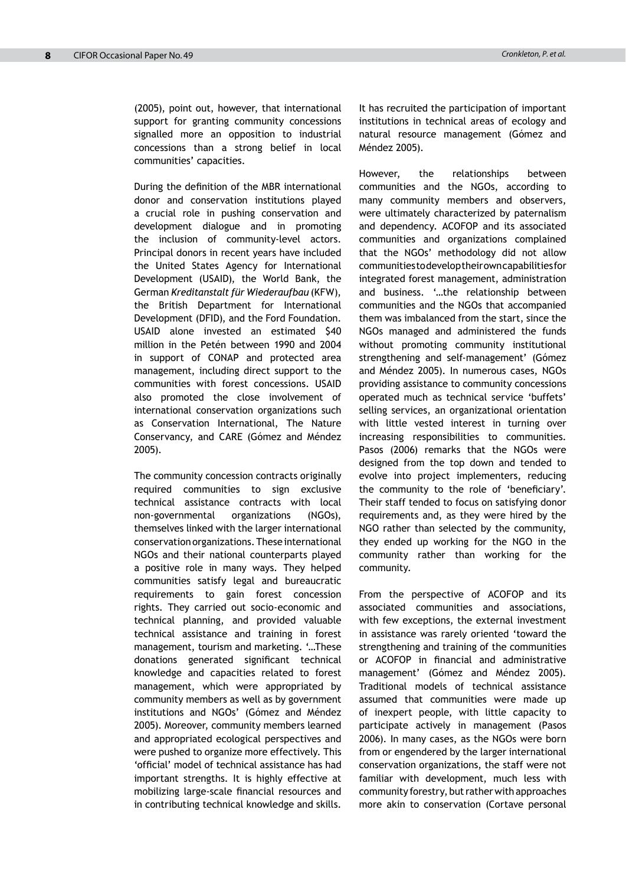(2005), point out, however, that international support for granting community concessions signalled more an opposition to industrial concessions than a strong belief in local communities' capacities.

During the definition of the MBR international donor and conservation institutions played a crucial role in pushing conservation and development dialogue and in promoting the inclusion of community-level actors. Principal donors in recent years have included the United States Agency for International Development (USAID), the World Bank, the German *Kreditanstalt für Wiederaufbau* (KFW), the British Department for International Development (DFID), and the Ford Foundation. USAID alone invested an estimated $40 million in the Petén between 1990 and 2004 in support of CONAP and protected area management, including direct support to the communities with forest concessions. USAID also promoted the close involvement of international conservation organizations such as Conservation International, The Nature Conservancy, and CARE (Gómez and Méndez 2005).

The community concession contracts originally required communities to sign exclusive technical assistance contracts with local non-governmental organizations (NGOs), themselves linked with the larger international conservation organizations. These international NGOs and their national counterparts played a positive role in many ways. They helped communities satisfy legal and bureaucratic requirements to gain forest concession rights. They carried out socio-economic and technical planning, and provided valuable technical assistance and training in forest management, tourism and marketing. '…These donations generated significant technical knowledge and capacities related to forest management, which were appropriated by community members as well as by government institutions and NGOs' (Gómez and Méndez 2005). Moreover, community members learned and appropriated ecological perspectives and were pushed to organize more effectively. This 'official' model of technical assistance has had important strengths. It is highly effective at mobilizing large-scale financial resources and in contributing technical knowledge and skills. It has recruited the participation of important institutions in technical areas of ecology and natural resource management (Gómez and Méndez 2005).

However, the relationships between communities and the NGOs, according to many community members and observers, were ultimately characterized by paternalism and dependency. ACOFOP and its associated communities and organizations complained that the NGOs' methodology did not allow communities to develop their own capabilities for integrated forest management, administration and business. '…the relationship between communities and the NGOs that accompanied them was imbalanced from the start, since the NGOs managed and administered the funds without promoting community institutional strengthening and self-management' (Gómez and Méndez 2005). In numerous cases, NGOs providing assistance to community concessions operated much as technical service 'buffets' selling services, an organizational orientation with little vested interest in turning over increasing responsibilities to communities. Pasos (2006) remarks that the NGOs were designed from the top down and tended to evolve into project implementers, reducing the community to the role of 'beneficiary'. Their staff tended to focus on satisfying donor requirements and, as they were hired by the NGO rather than selected by the community, they ended up working for the NGO in the community rather than working for the community.

From the perspective of ACOFOP and its associated communities and associations, with few exceptions, the external investment in assistance was rarely oriented 'toward the strengthening and training of the communities or ACOFOP in financial and administrative management' (Gómez and Méndez 2005). Traditional models of technical assistance assumed that communities were made up of inexpert people, with little capacity to participate actively in management (Pasos 2006). In many cases, as the NGOs were born from or engendered by the larger international conservation organizations, the staff were not familiar with development, much less with community forestry, but rather with approaches more akin to conservation (Cortave personal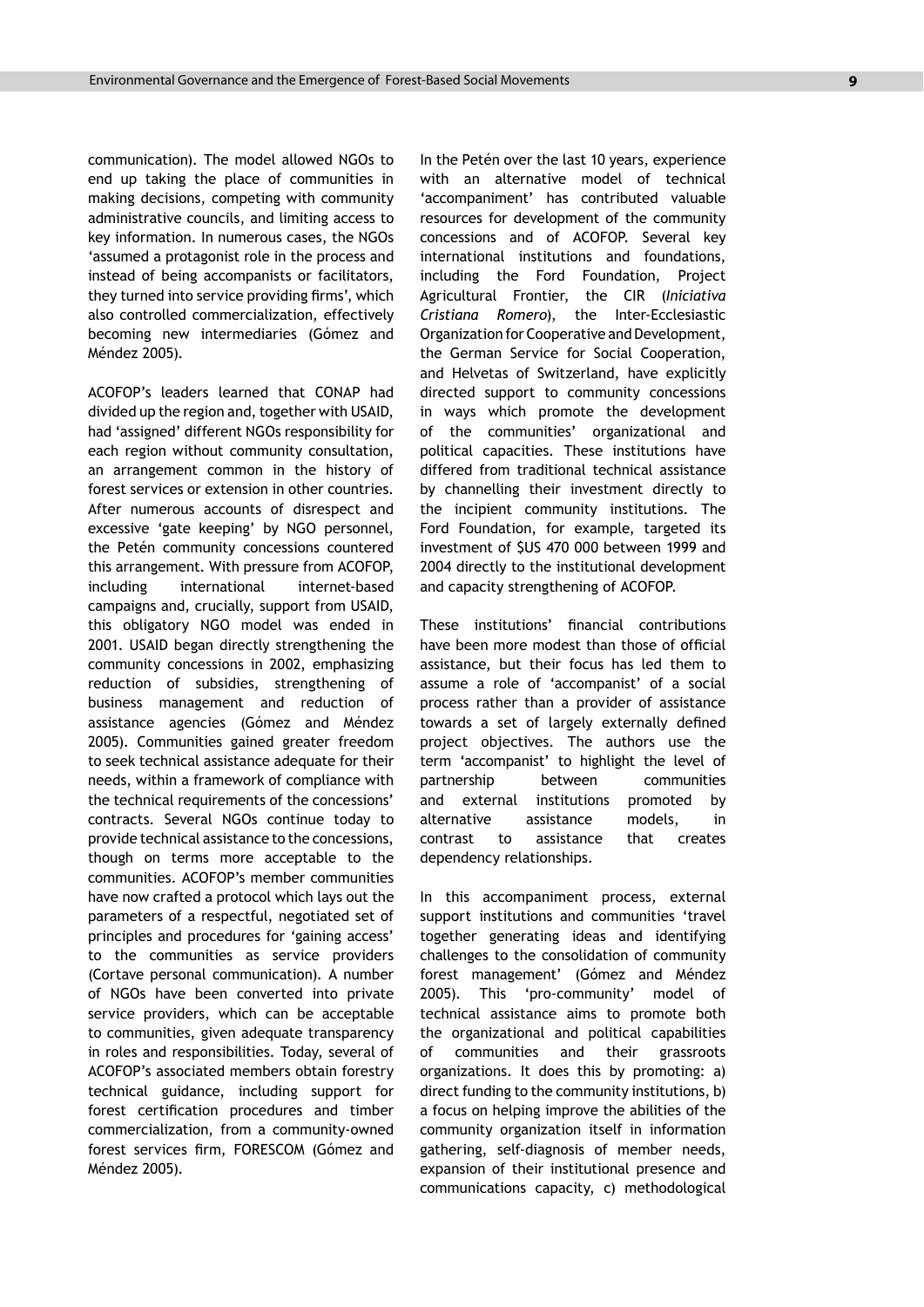communication). The model allowed NGOs to end up taking the place of communities in making decisions, competing with community administrative councils, and limiting access to key information. In numerous cases, the NGOs 'assumed a protagonist role in the process and instead of being accompanists or facilitators, they turned into service providing firms', which also controlled commercialization, effectively becoming new intermediaries (Gómez and Méndez 2005).

ACOFOP's leaders learned that CONAP had divided up the region and, together with USAID, had 'assigned' different NGOs responsibility for each region without community consultation, an arrangement common in the history of forest services or extension in other countries. After numerous accounts of disrespect and excessive 'gate keeping' by NGO personnel, the Petén community concessions countered this arrangement. With pressure from ACOFOP, including international internet-based campaigns and, crucially, support from USAID, this obligatory NGO model was ended in 2001. USAID began directly strengthening the community concessions in 2002, emphasizing reduction of subsidies, strengthening of business management and reduction of assistance agencies (Gómez and Méndez 2005). Communities gained greater freedom to seek technical assistance adequate for their needs, within a framework of compliance with the technical requirements of the concessions' contracts. Several NGOs continue today to provide technical assistance to the concessions, though on terms more acceptable to the communities. ACOFOP's member communities have now crafted a protocol which lays out the parameters of a respectful, negotiated set of principles and procedures for 'gaining access' to the communities as service providers (Cortave personal communication). A number of NGOs have been converted into private service providers, which can be acceptable to communities, given adequate transparency in roles and responsibilities. Today, several of ACOFOP's associated members obtain forestry technical guidance, including support for forest certification procedures and timber commercialization, from a community-owned forest services firm, FORESCOM (Gómez and Méndez 2005).

In the Petén over the last 10 years, experience with an alternative model of technical 'accompaniment' has contributed valuable resources for development of the community concessions and of ACOFOP. Several key international institutions and foundations, including the Ford Foundation, Project Agricultural Frontier, the CIR (*Iniciativa Cristiana Romero*), the Inter-Ecclesiastic Organization for Cooperative and Development, the German Service for Social Cooperation, and Helvetas of Switzerland, have explicitly directed support to community concessions in ways which promote the development of the communities' organizational and political capacities. These institutions have differed from traditional technical assistance by channelling their investment directly to the incipient community institutions. The Ford Foundation, for example, targeted its investment of $US 470 000 between 1999 and 2004 directly to the institutional development and capacity strengthening of ACOFOP.

These institutions' financial contributions have been more modest than those of official assistance, but their focus has led them to assume a role of 'accompanist' of a social process rather than a provider of assistance towards a set of largely externally defined project objectives. The authors use the term 'accompanist' to highlight the level of partnership between communities and external institutions promoted by alternative assistance models, in contrast to assistance that creates dependency relationships.

In this accompaniment process, external support institutions and communities 'travel together generating ideas and identifying challenges to the consolidation of community forest management' (Gómez and Méndez 2005). This 'pro-community' model of technical assistance aims to promote both the organizational and political capabilities of communities and their grassroots organizations. It does this by promoting: a) direct funding to the community institutions, b) a focus on helping improve the abilities of the community organization itself in information gathering, self-diagnosis of member needs, expansion of their institutional presence and communications capacity, c) methodological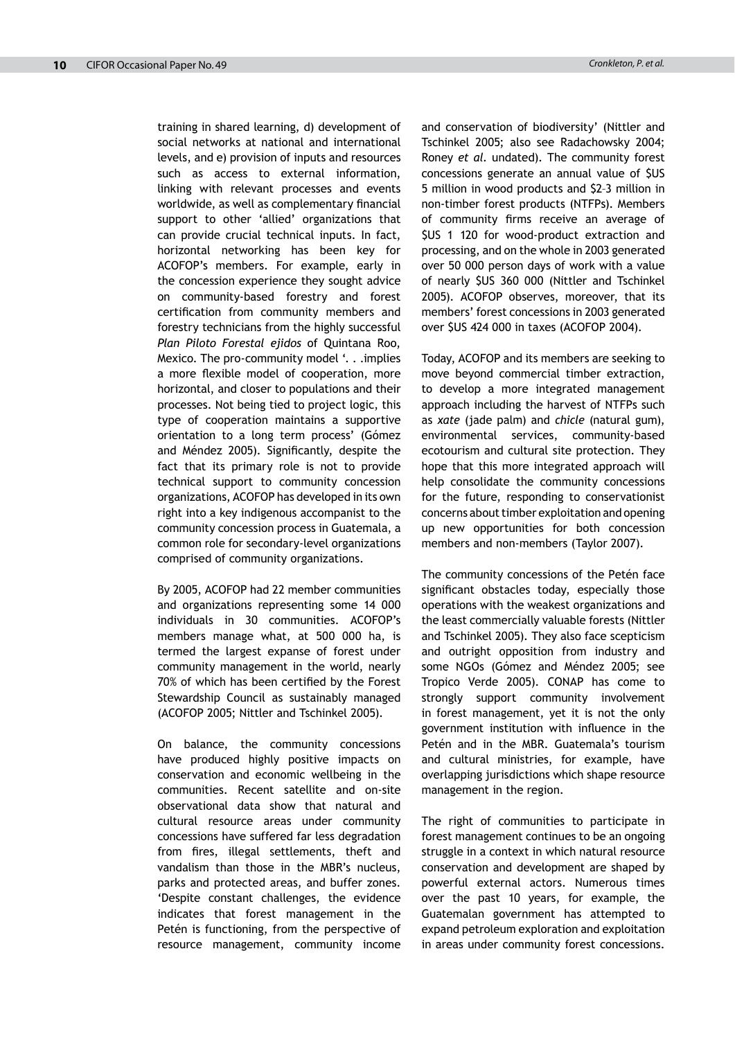training in shared learning, d) development of social networks at national and international levels, and e) provision of inputs and resources such as access to external information, linking with relevant processes and events worldwide, as well as complementary financial support to other 'allied' organizations that can provide crucial technical inputs. In fact, horizontal networking has been key for ACOFOP's members. For example, early in the concession experience they sought advice on community-based forestry and forest certification from community members and forestry technicians from the highly successful *Plan Piloto Forestal ejidos* of Quintana Roo, Mexico. The pro-community model '. . .implies a more flexible model of cooperation, more horizontal, and closer to populations and their processes. Not being tied to project logic, this type of cooperation maintains a supportive orientation to a long term process' (Gómez and Méndez 2005). Significantly, despite the fact that its primary role is not to provide technical support to community concession organizations, ACOFOP has developed in its own right into a key indigenous accompanist to the community concession process in Guatemala, a common role for secondary-level organizations comprised of community organizations.

By 2005, ACOFOP had 22 member communities and organizations representing some 14 000 individuals in 30 communities. ACOFOP's members manage what, at 500 000 ha, is termed the largest expanse of forest under community management in the world, nearly 70% of which has been certified by the Forest Stewardship Council as sustainably managed (ACOFOP 2005; Nittler and Tschinkel 2005).

On balance, the community concessions have produced highly positive impacts on conservation and economic wellbeing in the communities. Recent satellite and on-site observational data show that natural and cultural resource areas under community concessions have suffered far less degradation from fires, illegal settlements, theft and vandalism than those in the MBR's nucleus, parks and protected areas, and buffer zones. 'Despite constant challenges, the evidence indicates that forest management in the Petén is functioning, from the perspective of resource management, community income and conservation of biodiversity' (Nittler and Tschinkel 2005; also see Radachowsky 2004; Roney *et al*. undated). The community forest concessions generate an annual value of $US 5 million in wood products and $2–3 million in non-timber forest products (NTFPs). Members of community firms receive an average of $US 1 120 for wood-product extraction and processing, and on the whole in 2003 generated over 50 000 person days of work with a value of nearly $US 360 000 (Nittler and Tschinkel 2005). ACOFOP observes, moreover, that its members' forest concessions in 2003 generated over $US 424 000 in taxes (ACOFOP 2004).

Today, ACOFOP and its members are seeking to move beyond commercial timber extraction, to develop a more integrated management approach including the harvest of NTFPs such as *xate* (jade palm) and *chicle* (natural gum), environmental services, community-based ecotourism and cultural site protection. They hope that this more integrated approach will help consolidate the community concessions for the future, responding to conservationist concerns about timber exploitation and opening up new opportunities for both concession members and non-members (Taylor 2007).

The community concessions of the Petén face significant obstacles today, especially those operations with the weakest organizations and the least commercially valuable forests (Nittler and Tschinkel 2005). They also face scepticism and outright opposition from industry and some NGOs (Gómez and Méndez 2005; see Tropico Verde 2005). CONAP has come to strongly support community involvement in forest management, yet it is not the only government institution with influence in the Petén and in the MBR. Guatemala's tourism and cultural ministries, for example, have overlapping jurisdictions which shape resource management in the region.

The right of communities to participate in forest management continues to be an ongoing struggle in a context in which natural resource conservation and development are shaped by powerful external actors. Numerous times over the past 10 years, for example, the Guatemalan government has attempted to expand petroleum exploration and exploitation in areas under community forest concessions.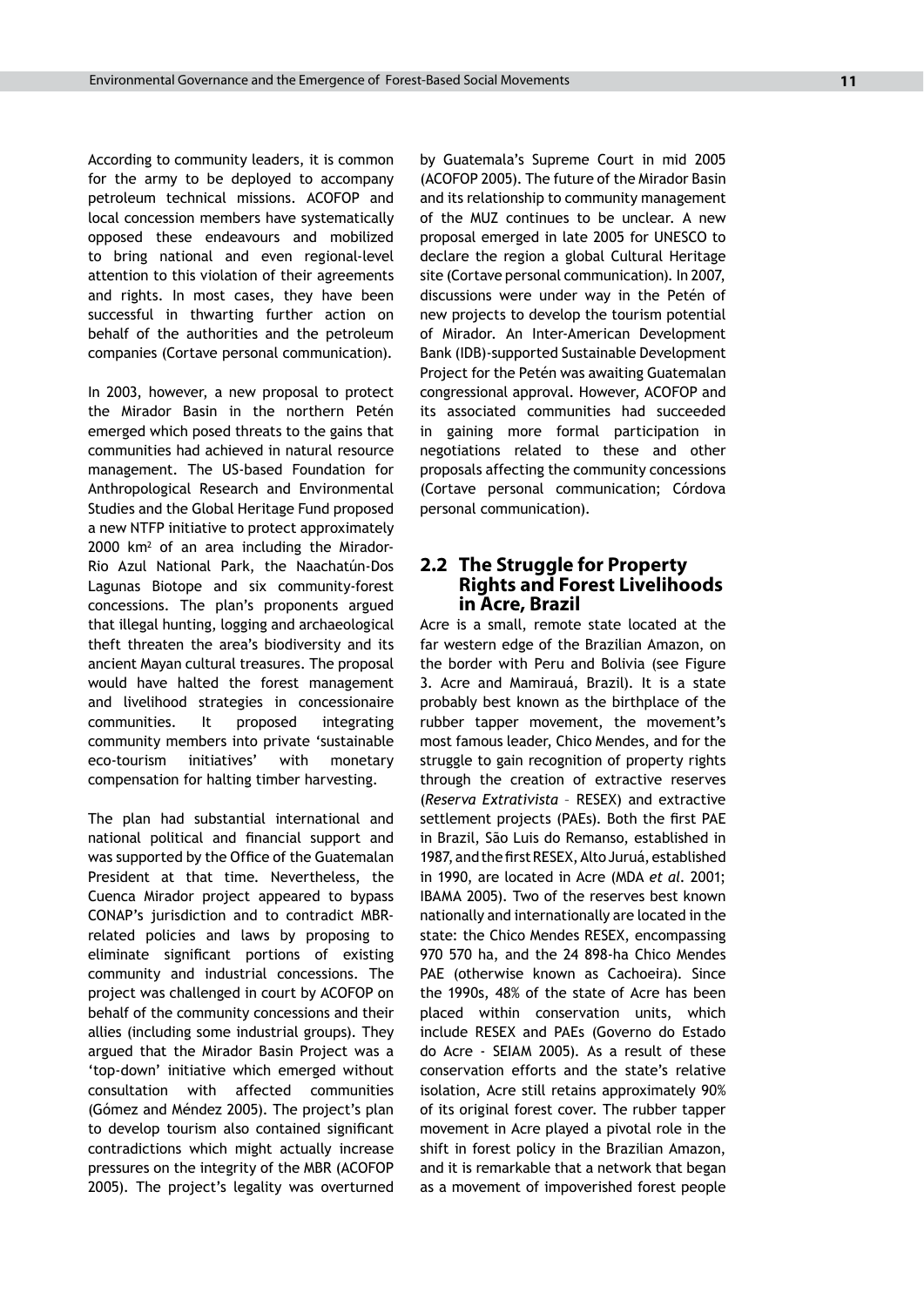According to community leaders, it is common for the army to be deployed to accompany petroleum technical missions. ACOFOP and local concession members have systematically opposed these endeavours and mobilized to bring national and even regional-level attention to this violation of their agreements and rights. In most cases, they have been successful in thwarting further action on behalf of the authorities and the petroleum companies (Cortave personal communication).

In 2003, however, a new proposal to protect the Mirador Basin in the northern Petén emerged which posed threats to the gains that communities had achieved in natural resource management. The US-based Foundation for Anthropological Research and Environmental Studies and the Global Heritage Fund proposed a new NTFP initiative to protect approximately 2000 km$^2$ of an area including the Mirador-Rio Azul National Park, the Naachatún-Dos Lagunas Biotope and six community-forest concessions. The plan's proponents argued that illegal hunting, logging and archaeological theft threaten the area's biodiversity and its ancient Mayan cultural treasures. The proposal would have halted the forest management and livelihood strategies in concessionaire communities. It proposed integrating community members into private 'sustainable eco-tourism initiatives' with monetary compensation for halting timber harvesting.

The plan had substantial international and national political and financial support and was supported by the Office of the Guatemalan President at that time. Nevertheless, the Cuenca Mirador project appeared to bypass CONAP's jurisdiction and to contradict MBR-related policies and laws by proposing to eliminate significant portions of existing community and industrial concessions. The project was challenged in court by ACOFOP on behalf of the community concessions and their allies (including some industrial groups). They argued that the Mirador Basin Project was a 'top-down' initiative which emerged without consultation with affected communities (Gómez and Méndez 2005). The project's plan to develop tourism also contained significant contradictions which might actually increase pressures on the integrity of the MBR (ACOFOP 2005). The project's legality was overturned by Guatemala's Supreme Court in mid 2005 (ACOFOP 2005). The future of the Mirador Basin and its relationship to community management of the MUZ continues to be unclear. A new proposal emerged in late 2005 for UNESCO to declare the region a global Cultural Heritage site (Cortave personal communication). In 2007, discussions were under way in the Petén of new projects to develop the tourism potential of Mirador. An Inter-American Development Bank (IDB)-supported Sustainable Development Project for the Petén was awaiting Guatemalan congressional approval. However, ACOFOP and its associated communities had succeeded in gaining more formal participation in negotiations related to these and other proposals affecting the community concessions (Cortave personal communication; Córdova personal communication).

## 2.2 The Struggle for Property Rights and Forest Livelihoods in Acre, Brazil

Acre is a small, remote state located at the far western edge of the Brazilian Amazon, on the border with Peru and Bolivia (see Figure 3. Acre and Mamirauá, Brazil). It is a state probably best known as the birthplace of the rubber tapper movement, the movement's most famous leader, Chico Mendes, and for the struggle to gain recognition of property rights through the creation of extractive reserves (*Reserva Extrativista* – RESEX) and extractive settlement projects (PAEs). Both the first PAE in Brazil, São Luis do Remanso, established in 1987, and the first RESEX, Alto Juruá, established in 1990, are located in Acre (MDA *et al*. 2001; IBAMA 2005). Two of the reserves best known nationally and internationally are located in the state: the Chico Mendes RESEX, encompassing 970 570 ha, and the 24 898-ha Chico Mendes PAE (otherwise known as Cachoeira). Since the 1990s, 48% of the state of Acre has been placed within conservation units, which include RESEX and PAEs (Governo do Estado do Acre - SEIAM 2005). As a result of these conservation efforts and the state's relative isolation, Acre still retains approximately 90% of its original forest cover. The rubber tapper movement in Acre played a pivotal role in the shift in forest policy in the Brazilian Amazon, and it is remarkable that a network that began as a movement of impoverished forest people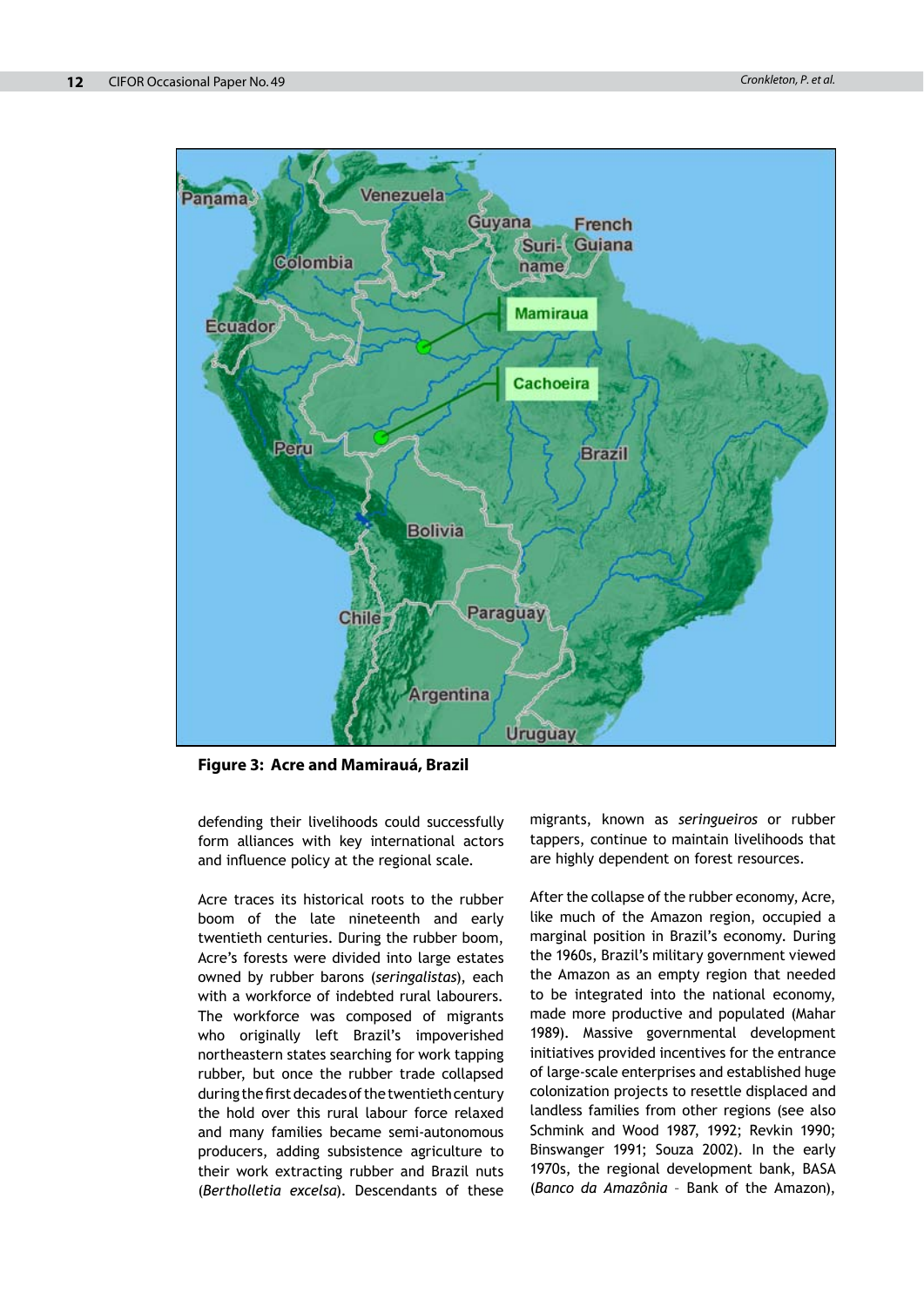**Figure 3: Acre and Mamirauá, Brazil**

defending their livelihoods could successfully form alliances with key international actors and influence policy at the regional scale.

Acre traces its historical roots to the rubber boom of the late nineteenth and early twentieth centuries. During the rubber boom, Acre's forests were divided into large estates owned by rubber barons (*seringalistas*), each with a workforce of indebted rural labourers. The workforce was composed of migrants who originally left Brazil's impoverished northeastern states searching for work tapping rubber, but once the rubber trade collapsed during the first decades of the twentieth century the hold over this rural labour force relaxed and many families became semi-autonomous producers, adding subsistence agriculture to their work extracting rubber and Brazil nuts (*Bertholletia excelsa*). Descendants of these migrants, known as *seringueiros* or rubber tappers, continue to maintain livelihoods that are highly dependent on forest resources.

After the collapse of the rubber economy, Acre, like much of the Amazon region, occupied a marginal position in Brazil's economy. During the 1960s, Brazil's military government viewed the Amazon as an empty region that needed to be integrated into the national economy, made more productive and populated (Mahar 1989). Massive governmental development initiatives provided incentives for the entrance of large-scale enterprises and established huge colonization projects to resettle displaced and landless families from other regions (see also Schmink and Wood 1987, 1992; Revkin 1990; Binswanger 1991; Souza 2002). In the early 1970s, the regional development bank, BASA (*Banco da Amazônia* – Bank of the Amazon),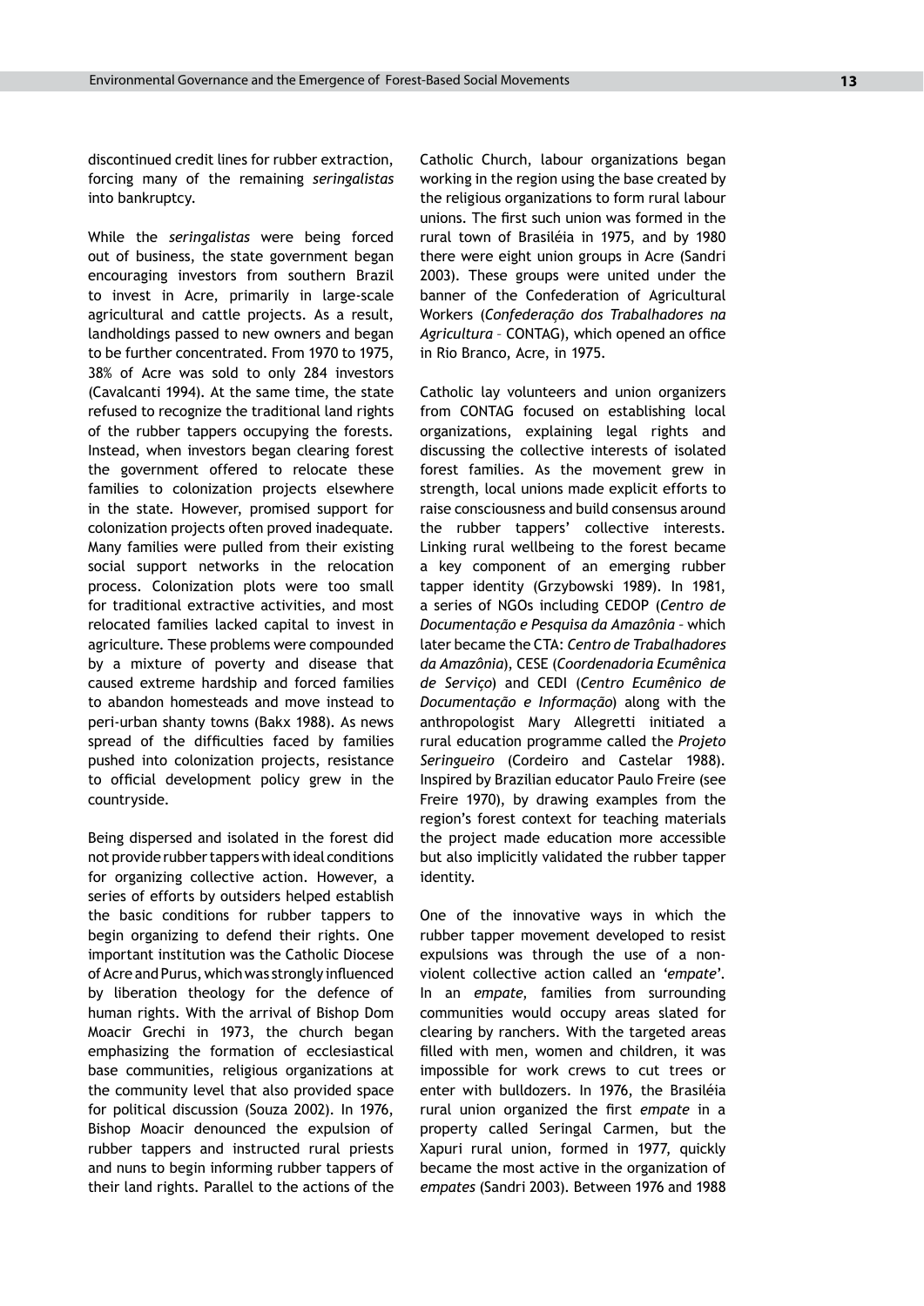discontinued credit lines for rubber extraction, forcing many of the remaining *seringalistas* into bankruptcy.

While the *seringalistas* were being forced out of business, the state government began encouraging investors from southern Brazil to invest in Acre, primarily in large-scale agricultural and cattle projects. As a result, landholdings passed to new owners and began to be further concentrated. From 1970 to 1975, 38% of Acre was sold to only 284 investors (Cavalcanti 1994). At the same time, the state refused to recognize the traditional land rights of the rubber tappers occupying the forests. Instead, when investors began clearing forest the government offered to relocate these families to colonization projects elsewhere in the state. However, promised support for colonization projects often proved inadequate. Many families were pulled from their existing social support networks in the relocation process. Colonization plots were too small for traditional extractive activities, and most relocated families lacked capital to invest in agriculture. These problems were compounded by a mixture of poverty and disease that caused extreme hardship and forced families to abandon homesteads and move instead to peri-urban shanty towns (Bakx 1988). As news spread of the difficulties faced by families pushed into colonization projects, resistance to official development policy grew in the countryside.

Being dispersed and isolated in the forest did not provide rubber tappers with ideal conditions for organizing collective action. However, a series of efforts by outsiders helped establish the basic conditions for rubber tappers to begin organizing to defend their rights. One important institution was the Catholic Diocese of Acre and Purus, which was strongly influenced by liberation theology for the defence of human rights. With the arrival of Bishop Dom Moacir Grechi in 1973, the church began emphasizing the formation of ecclesiastical base communities, religious organizations at the community level that also provided space for political discussion (Souza 2002). In 1976, Bishop Moacir denounced the expulsion of rubber tappers and instructed rural priests and nuns to begin informing rubber tappers of their land rights. Parallel to the actions of the Catholic Church, labour organizations began working in the region using the base created by the religious organizations to form rural labour unions. The first such union was formed in the rural town of Brasiléia in 1975, and by 1980 there were eight union groups in Acre (Sandri 2003). These groups were united under the banner of the Confederation of Agricultural Workers (*Confederação dos Trabalhadores na Agricultura* – CONTAG), which opened an office in Rio Branco, Acre, in 1975.

Catholic lay volunteers and union organizers from CONTAG focused on establishing local organizations, explaining legal rights and discussing the collective interests of isolated forest families. As the movement grew in strength, local unions made explicit efforts to raise consciousness and build consensus around the rubber tappers' collective interests. Linking rural wellbeing to the forest became a key component of an emerging rubber tapper identity (Grzybowski 1989). In 1981, a series of NGOs including CEDOP (*Centro de Documentação e Pesquisa da Amazônia* – which later became the CTA: *Centro de Trabalhadores da Amazônia*), CESE (*Coordenadoria Ecumênica de Serviço*) and CEDI (*Centro Ecumênico de Documentação e Informação*) along with the anthropologist Mary Allegretti initiated a rural education programme called the *Projeto Seringueiro* (Cordeiro and Castelar 1988). Inspired by Brazilian educator Paulo Freire (see Freire 1970), by drawing examples from the region's forest context for teaching materials the project made education more accessible but also implicitly validated the rubber tapper identity.

One of the innovative ways in which the rubber tapper movement developed to resist expulsions was through the use of a non-violent collective action called an '*empate*'. In an *empate*, families from surrounding communities would occupy areas slated for clearing by ranchers. With the targeted areas filled with men, women and children, it was impossible for work crews to cut trees or enter with bulldozers. In 1976, the Brasiléia rural union organized the first *empate* in a property called Seringal Carmen, but the Xapuri rural union, formed in 1977, quickly became the most active in the organization of *empates* (Sandri 2003). Between 1976 and 1988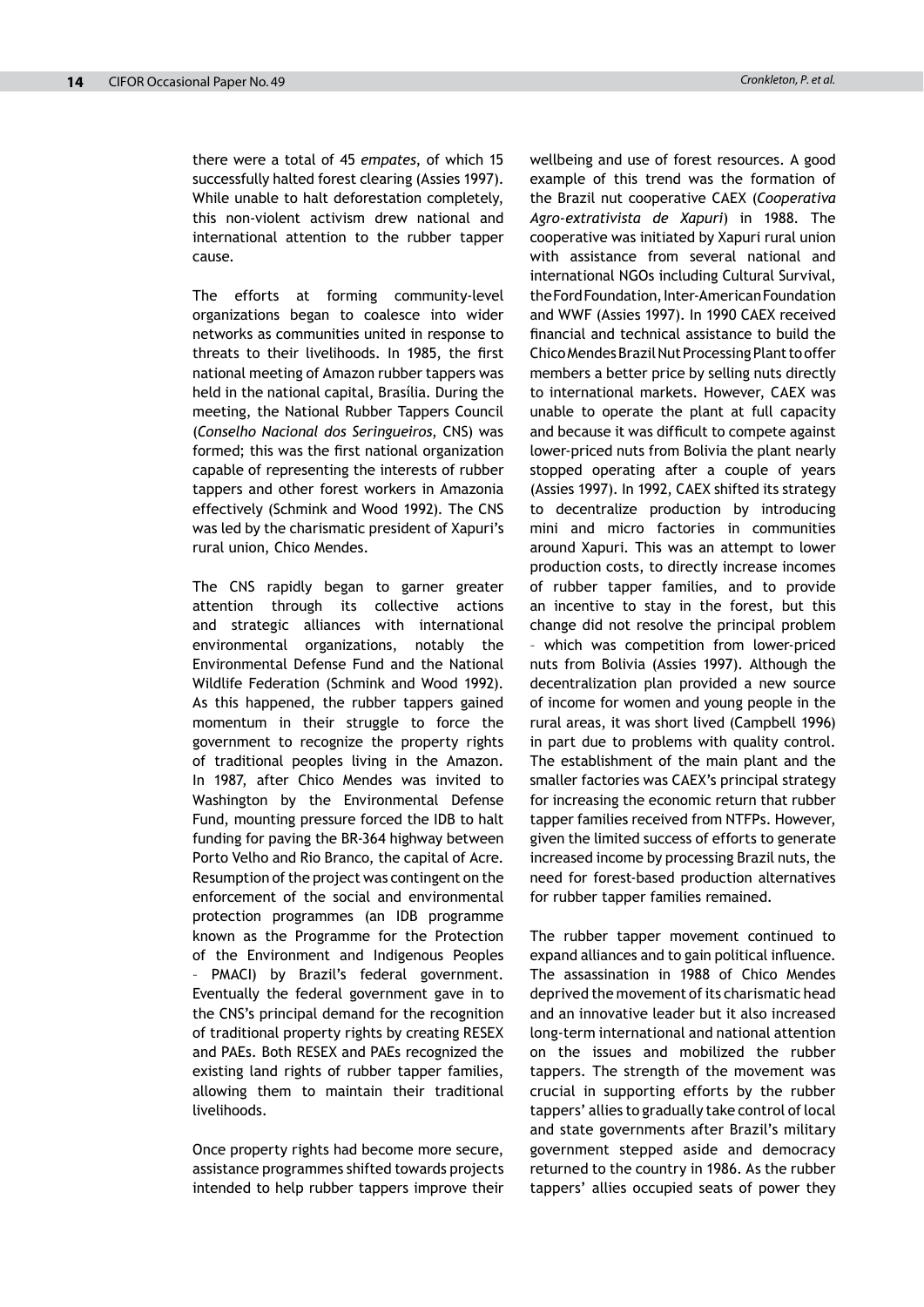there were a total of 45 *empates*, of which 15 successfully halted forest clearing (Assies 1997). While unable to halt deforestation completely, this non-violent activism drew national and international attention to the rubber tapper cause.

The efforts at forming community-level organizations began to coalesce into wider networks as communities united in response to threats to their livelihoods. In 1985, the first national meeting of Amazon rubber tappers was held in the national capital, Brasília. During the meeting, the National Rubber Tappers Council (*Conselho Nacional dos Seringueiros*, CNS) was formed; this was the first national organization capable of representing the interests of rubber tappers and other forest workers in Amazonia effectively (Schmink and Wood 1992). The CNS was led by the charismatic president of Xapuri's rural union, Chico Mendes.

The CNS rapidly began to garner greater attention through its collective actions and strategic alliances with international environmental organizations, notably the Environmental Defense Fund and the National Wildlife Federation (Schmink and Wood 1992). As this happened, the rubber tappers gained momentum in their struggle to force the government to recognize the property rights of traditional peoples living in the Amazon. In 1987, after Chico Mendes was invited to Washington by the Environmental Defense Fund, mounting pressure forced the IDB to halt funding for paving the BR-364 highway between Porto Velho and Rio Branco, the capital of Acre. Resumption of the project was contingent on the enforcement of the social and environmental protection programmes (an IDB programme known as the Programme for the Protection of the Environment and Indigenous Peoples – PMACI) by Brazil's federal government. Eventually the federal government gave in to the CNS's principal demand for the recognition of traditional property rights by creating RESEX and PAEs. Both RESEX and PAEs recognized the existing land rights of rubber tapper families, allowing them to maintain their traditional livelihoods.

Once property rights had become more secure, assistance programmes shifted towards projects intended to help rubber tappers improve their wellbeing and use of forest resources. A good example of this trend was the formation of the Brazil nut cooperative CAEX (*Cooperativa Agro-extrativista de Xapuri*) in 1988. The cooperative was initiated by Xapuri rural union with assistance from several national and international NGOs including Cultural Survival, the Ford Foundation, Inter-American Foundation and WWF (Assies 1997). In 1990 CAEX received financial and technical assistance to build the Chico Mendes Brazil Nut Processing Plant to offer members a better price by selling nuts directly to international markets. However, CAEX was unable to operate the plant at full capacity and because it was difficult to compete against lower-priced nuts from Bolivia the plant nearly stopped operating after a couple of years (Assies 1997). In 1992, CAEX shifted its strategy to decentralize production by introducing mini and micro factories in communities around Xapuri. This was an attempt to lower production costs, to directly increase incomes of rubber tapper families, and to provide an incentive to stay in the forest, but this change did not resolve the principal problem – which was competition from lower-priced nuts from Bolivia (Assies 1997). Although the decentralization plan provided a new source of income for women and young people in the rural areas, it was short lived (Campbell 1996) in part due to problems with quality control. The establishment of the main plant and the smaller factories was CAEX's principal strategy for increasing the economic return that rubber tapper families received from NTFPs. However, given the limited success of efforts to generate increased income by processing Brazil nuts, the need for forest-based production alternatives for rubber tapper families remained.

The rubber tapper movement continued to expand alliances and to gain political influence. The assassination in 1988 of Chico Mendes deprived the movement of its charismatic head and an innovative leader but it also increased long-term international and national attention on the issues and mobilized the rubber tappers. The strength of the movement was crucial in supporting efforts by the rubber tappers' allies to gradually take control of local and state governments after Brazil's military government stepped aside and democracy returned to the country in 1986. As the rubber tappers' allies occupied seats of power they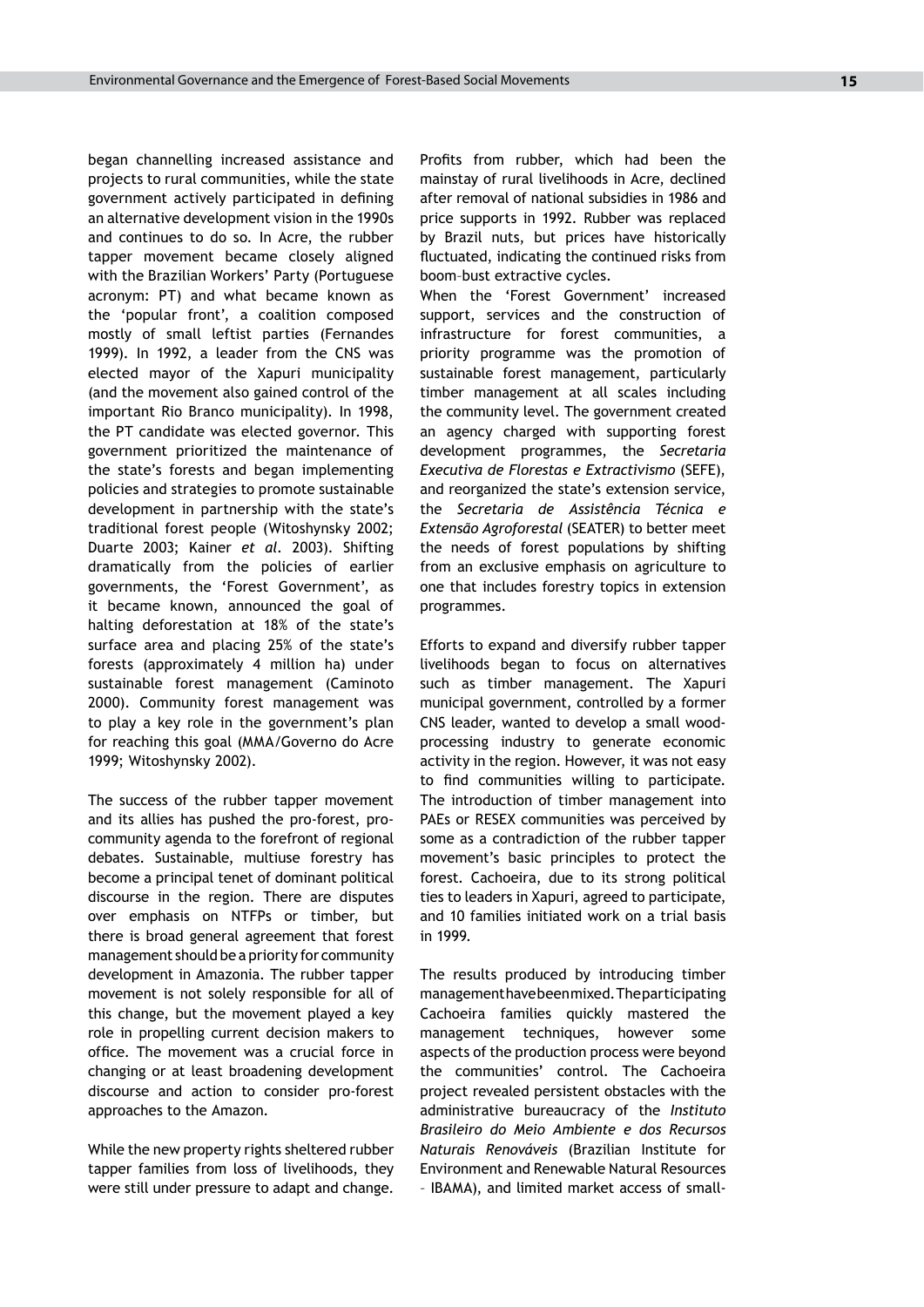began channelling increased assistance and projects to rural communities, while the state government actively participated in defining an alternative development vision in the 1990s and continues to do so. In Acre, the rubber tapper movement became closely aligned with the Brazilian Workers' Party (Portuguese acronym: PT) and what became known as the 'popular front', a coalition composed mostly of small leftist parties (Fernandes 1999). In 1992, a leader from the CNS was elected mayor of the Xapuri municipality (and the movement also gained control of the important Rio Branco municipality). In 1998, the PT candidate was elected governor. This government prioritized the maintenance of the state's forests and began implementing policies and strategies to promote sustainable development in partnership with the state's traditional forest people (Witoshynsky 2002; Duarte 2003; Kainer *et al*. 2003). Shifting dramatically from the policies of earlier governments, the 'Forest Government', as it became known, announced the goal of halting deforestation at 18% of the state's surface area and placing 25% of the state's forests (approximately 4 million ha) under sustainable forest management (Caminoto 2000). Community forest management was to play a key role in the government's plan for reaching this goal (MMA/Governo do Acre 1999; Witoshynsky 2002).

The success of the rubber tapper movement and its allies has pushed the pro-forest, pro-community agenda to the forefront of regional debates. Sustainable, multiuse forestry has become a principal tenet of dominant political discourse in the region. There are disputes over emphasis on NTFPs or timber, but there is broad general agreement that forest management should be a priority for community development in Amazonia. The rubber tapper movement is not solely responsible for all of this change, but the movement played a key role in propelling current decision makers to office. The movement was a crucial force in changing or at least broadening development discourse and action to consider pro-forest approaches to the Amazon.

While the new property rights sheltered rubber tapper families from loss of livelihoods, they were still under pressure to adapt and change. Profits from rubber, which had been the mainstay of rural livelihoods in Acre, declined after removal of national subsidies in 1986 and price supports in 1992. Rubber was replaced by Brazil nuts, but prices have historically fluctuated, indicating the continued risks from boom–bust extractive cycles.

When the 'Forest Government' increased support, services and the construction of infrastructure for forest communities, a priority programme was the promotion of sustainable forest management, particularly timber management at all scales including the community level. The government created an agency charged with supporting forest development programmes, the *Secretaria Executiva de Florestas e Extractivismo* (SEFE), and reorganized the state's extension service, the *Secretaria de Assistência Técnica e Extensão Agroforestal* (SEATER) to better meet the needs of forest populations by shifting from an exclusive emphasis on agriculture to one that includes forestry topics in extension programmes.

Efforts to expand and diversify rubber tapper livelihoods began to focus on alternatives such as timber management. The Xapuri municipal government, controlled by a former CNS leader, wanted to develop a small wood-processing industry to generate economic activity in the region. However, it was not easy to find communities willing to participate. The introduction of timber management into PAEs or RESEX communities was perceived by some as a contradiction of the rubber tapper movement's basic principles to protect the forest. Cachoeira, due to its strong political ties to leaders in Xapuri, agreed to participate, and 10 families initiated work on a trial basis in 1999.

The results produced by introducing timber management have been mixed. The participating Cachoeira families quickly mastered the management techniques, however some aspects of the production process were beyond the communities' control. The Cachoeira project revealed persistent obstacles with the administrative bureaucracy of the *Instituto Brasileiro do Meio Ambiente e dos Recursos Naturais Renováveis* (Brazilian Institute for Environment and Renewable Natural Resources – IBAMA), and limited market access of small-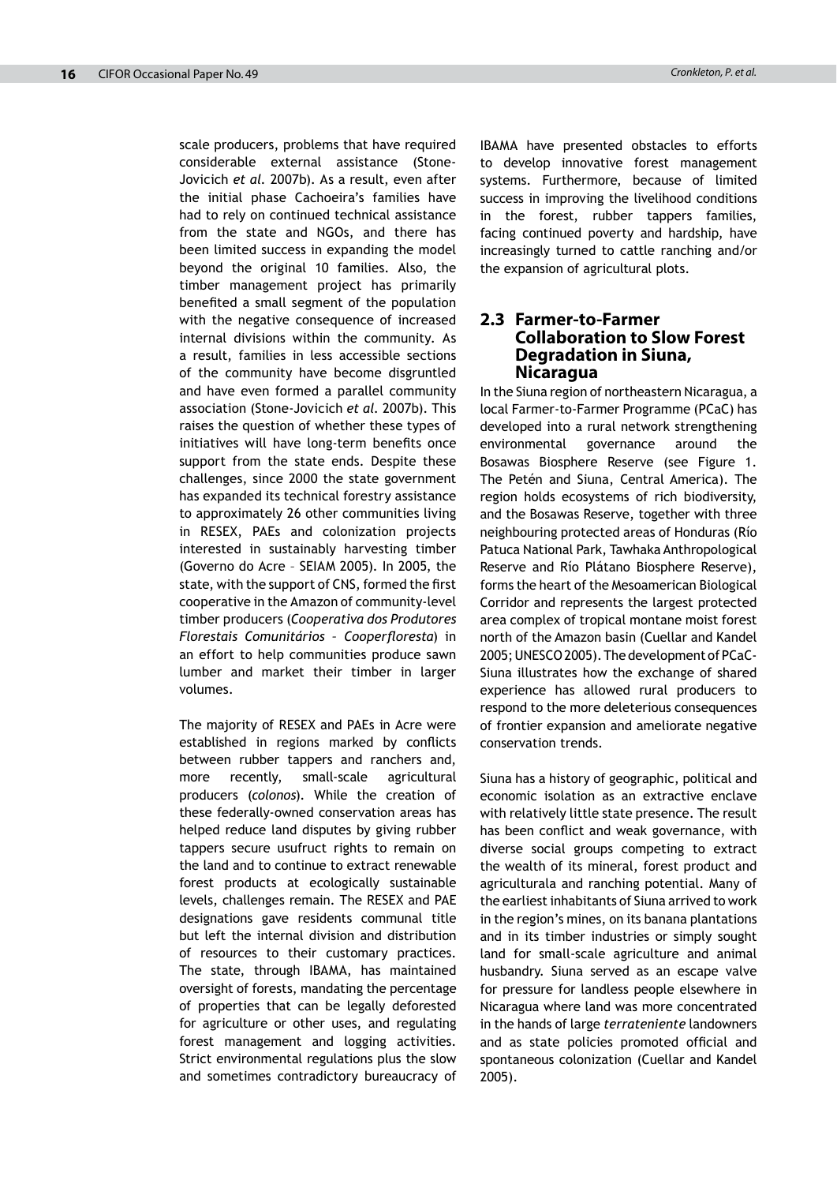scale producers, problems that have required considerable external assistance (Stone-Jovicich *et al*. 2007b). As a result, even after the initial phase Cachoeira's families have had to rely on continued technical assistance from the state and NGOs, and there has been limited success in expanding the model beyond the original 10 families. Also, the timber management project has primarily benefited a small segment of the population with the negative consequence of increased internal divisions within the community. As a result, families in less accessible sections of the community have become disgruntled and have even formed a parallel community association (Stone-Jovicich *et al*. 2007b). This raises the question of whether these types of initiatives will have long-term benefits once support from the state ends. Despite these challenges, since 2000 the state government has expanded its technical forestry assistance to approximately 26 other communities living in RESEX, PAEs and colonization projects interested in sustainably harvesting timber (Governo do Acre – SEIAM 2005). In 2005, the state, with the support of CNS, formed the first cooperative in the Amazon of community-level timber producers (*Cooperativa dos Produtores Florestais Comunitários – Cooperfloresta*) in an effort to help communities produce sawn lumber and market their timber in larger volumes.

The majority of RESEX and PAEs in Acre were established in regions marked by conflicts between rubber tappers and ranchers and, more recently, small-scale agricultural producers (*colonos*). While the creation of these federally-owned conservation areas has helped reduce land disputes by giving rubber tappers secure usufruct rights to remain on the land and to continue to extract renewable forest products at ecologically sustainable levels, challenges remain. The RESEX and PAE designations gave residents communal title but left the internal division and distribution of resources to their customary practices. The state, through IBAMA, has maintained oversight of forests, mandating the percentage of properties that can be legally deforested for agriculture or other uses, and regulating forest management and logging activities. Strict environmental regulations plus the slow and sometimes contradictory bureaucracy of IBAMA have presented obstacles to efforts to develop innovative forest management systems. Furthermore, because of limited success in improving the livelihood conditions in the forest, rubber tappers families, facing continued poverty and hardship, have increasingly turned to cattle ranching and/or the expansion of agricultural plots.

## 2.3 Farmer-to-Farmer Collaboration to Slow Forest Degradation in Siuna, Nicaragua

In the Siuna region of northeastern Nicaragua, a local Farmer-to-Farmer Programme (PCaC) has developed into a rural network strengthening environmental governance around the Bosawas Biosphere Reserve (see Figure 1. The Petén and Siuna, Central America). The region holds ecosystems of rich biodiversity, and the Bosawas Reserve, together with three neighbouring protected areas of Honduras (Río Patuca National Park, Tawhaka Anthropological Reserve and Río Plátano Biosphere Reserve), forms the heart of the Mesoamerican Biological Corridor and represents the largest protected area complex of tropical montane moist forest north of the Amazon basin (Cuellar and Kandel 2005; UNESCO 2005). The development of PCaC-Siuna illustrates how the exchange of shared experience has allowed rural producers to respond to the more deleterious consequences of frontier expansion and ameliorate negative conservation trends.

Siuna has a history of geographic, political and economic isolation as an extractive enclave with relatively little state presence. The result has been conflict and weak governance, with diverse social groups competing to extract the wealth of its mineral, forest product and agriculturala and ranching potential. Many of the earliest inhabitants of Siuna arrived to work in the region's mines, on its banana plantations and in its timber industries or simply sought land for small-scale agriculture and animal husbandry. Siuna served as an escape valve for pressure for landless people elsewhere in Nicaragua where land was more concentrated in the hands of large *terrateniente* landowners and as state policies promoted official and spontaneous colonization (Cuellar and Kandel 2005).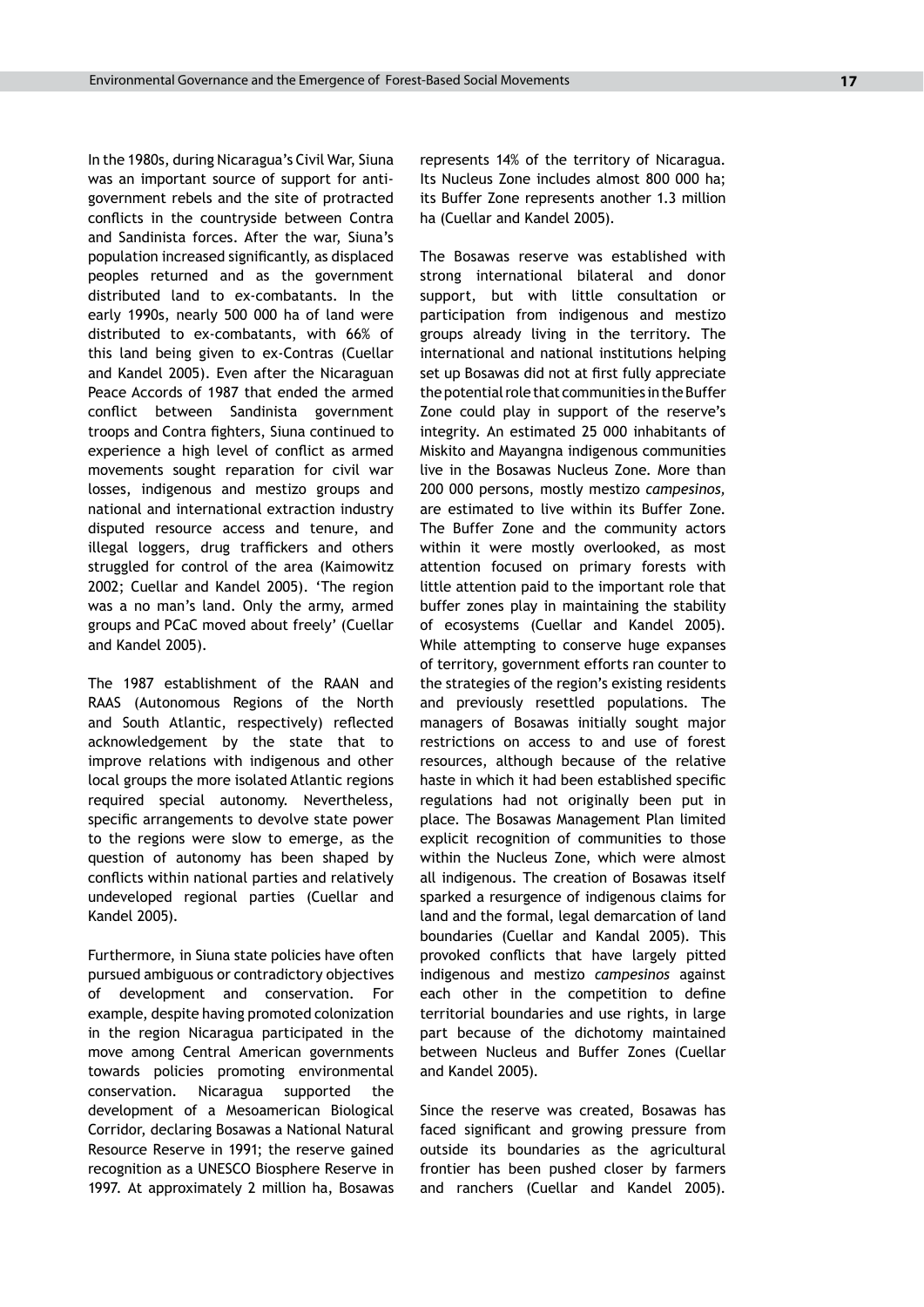In the 1980s, during Nicaragua's Civil War, Siuna was an important source of support for anti-government rebels and the site of protracted conflicts in the countryside between Contra and Sandinista forces. After the war, Siuna's population increased significantly, as displaced peoples returned and as the government distributed land to ex-combatants. In the early 1990s, nearly 500 000 ha of land were distributed to ex-combatants, with 66% of this land being given to ex-Contras (Cuellar and Kandel 2005). Even after the Nicaraguan Peace Accords of 1987 that ended the armed conflict between Sandinista government troops and Contra fighters, Siuna continued to experience a high level of conflict as armed movements sought reparation for civil war losses, indigenous and mestizo groups and national and international extraction industry disputed resource access and tenure, and illegal loggers, drug traffickers and others struggled for control of the area (Kaimowitz 2002; Cuellar and Kandel 2005). 'The region was a no man's land. Only the army, armed groups and PCaC moved about freely' (Cuellar and Kandel 2005).

The 1987 establishment of the RAAN and RAAS (Autonomous Regions of the North and South Atlantic, respectively) reflected acknowledgement by the state that to improve relations with indigenous and other local groups the more isolated Atlantic regions required special autonomy. Nevertheless, specific arrangements to devolve state power to the regions were slow to emerge, as the question of autonomy has been shaped by conflicts within national parties and relatively undeveloped regional parties (Cuellar and Kandel 2005).

Furthermore, in Siuna state policies have often pursued ambiguous or contradictory objectives of development and conservation. For example, despite having promoted colonization in the region Nicaragua participated in the move among Central American governments towards policies promoting environmental conservation. Nicaragua supported the development of a Mesoamerican Biological Corridor, declaring Bosawas a National Natural Resource Reserve in 1991; the reserve gained recognition as a UNESCO Biosphere Reserve in 1997. At approximately 2 million ha, Bosawas represents 14% of the territory of Nicaragua. Its Nucleus Zone includes almost 800 000 ha; its Buffer Zone represents another 1.3 million ha (Cuellar and Kandel 2005).

The Bosawas reserve was established with strong international bilateral and donor support, but with little consultation or participation from indigenous and mestizo groups already living in the territory. The international and national institutions helping set up Bosawas did not at first fully appreciate the potential role that communities in the Buffer Zone could play in support of the reserve's integrity. An estimated 25 000 inhabitants of Miskito and Mayangna indigenous communities live in the Bosawas Nucleus Zone. More than 200 000 persons, mostly mestizo *campesinos,* are estimated to live within its Buffer Zone. The Buffer Zone and the community actors within it were mostly overlooked, as most attention focused on primary forests with little attention paid to the important role that buffer zones play in maintaining the stability of ecosystems (Cuellar and Kandel 2005). While attempting to conserve huge expanses of territory, government efforts ran counter to the strategies of the region's existing residents and previously resettled populations. The managers of Bosawas initially sought major restrictions on access to and use of forest resources, although because of the relative haste in which it had been established specific regulations had not originally been put in place. The Bosawas Management Plan limited explicit recognition of communities to those within the Nucleus Zone, which were almost all indigenous. The creation of Bosawas itself sparked a resurgence of indigenous claims for land and the formal, legal demarcation of land boundaries (Cuellar and Kandal 2005). This provoked conflicts that have largely pitted indigenous and mestizo *campesinos* against each other in the competition to define territorial boundaries and use rights, in large part because of the dichotomy maintained between Nucleus and Buffer Zones (Cuellar and Kandel 2005).

Since the reserve was created, Bosawas has faced significant and growing pressure from outside its boundaries as the agricultural frontier has been pushed closer by farmers and ranchers (Cuellar and Kandel 2005).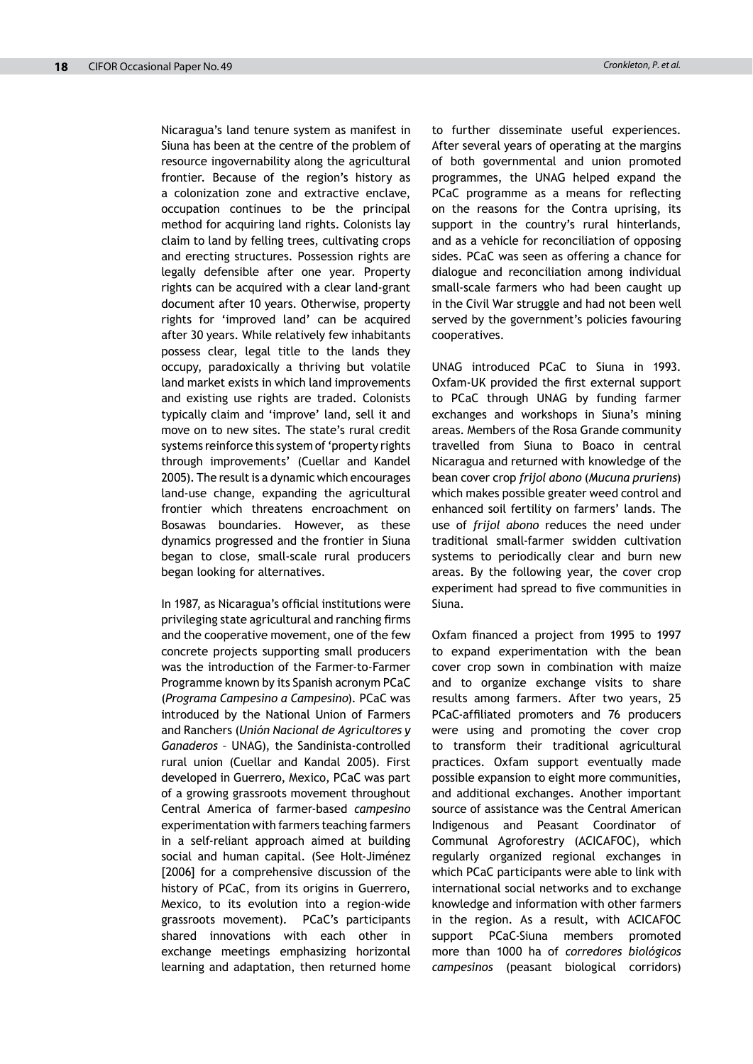Nicaragua's land tenure system as manifest in Siuna has been at the centre of the problem of resource ingovernability along the agricultural frontier. Because of the region's history as a colonization zone and extractive enclave, occupation continues to be the principal method for acquiring land rights. Colonists lay claim to land by felling trees, cultivating crops and erecting structures. Possession rights are legally defensible after one year. Property rights can be acquired with a clear land-grant document after 10 years. Otherwise, property rights for 'improved land' can be acquired after 30 years. While relatively few inhabitants possess clear, legal title to the lands they occupy, paradoxically a thriving but volatile land market exists in which land improvements and existing use rights are traded. Colonists typically claim and 'improve' land, sell it and move on to new sites. The state's rural credit systems reinforce this system of 'property rights through improvements' (Cuellar and Kandel 2005). The result is a dynamic which encourages land-use change, expanding the agricultural frontier which threatens encroachment on Bosawas boundaries. However, as these dynamics progressed and the frontier in Siuna began to close, small-scale rural producers began looking for alternatives.

In 1987, as Nicaragua's official institutions were privileging state agricultural and ranching firms and the cooperative movement, one of the few concrete projects supporting small producers was the introduction of the Farmer-to-Farmer Programme known by its Spanish acronym PCaC (*Programa Campesino a Campesino*). PCaC was introduced by the National Union of Farmers and Ranchers (*Unión Nacional de Agricultores y Ganaderos* – UNAG), the Sandinista-controlled rural union (Cuellar and Kandal 2005). First developed in Guerrero, Mexico, PCaC was part of a growing grassroots movement throughout Central America of farmer-based *campesino* experimentation with farmers teaching farmers in a self-reliant approach aimed at building social and human capital. (See Holt-Jiménez [2006] for a comprehensive discussion of the history of PCaC, from its origins in Guerrero, Mexico, to its evolution into a region-wide grassroots movement). PCaC's participants shared innovations with each other in exchange meetings emphasizing horizontal learning and adaptation, then returned home to further disseminate useful experiences. After several years of operating at the margins of both governmental and union promoted programmes, the UNAG helped expand the PCaC programme as a means for reflecting on the reasons for the Contra uprising, its support in the country's rural hinterlands, and as a vehicle for reconciliation of opposing sides. PCaC was seen as offering a chance for dialogue and reconciliation among individual small-scale farmers who had been caught up in the Civil War struggle and had not been well served by the government's policies favouring cooperatives.

UNAG introduced PCaC to Siuna in 1993. Oxfam-UK provided the first external support to PCaC through UNAG by funding farmer exchanges and workshops in Siuna's mining areas. Members of the Rosa Grande community travelled from Siuna to Boaco in central Nicaragua and returned with knowledge of the bean cover crop *frijol abono* (*Mucuna pruriens*) which makes possible greater weed control and enhanced soil fertility on farmers' lands. The use of *frijol abono* reduces the need under traditional small-farmer swidden cultivation systems to periodically clear and burn new areas. By the following year, the cover crop experiment had spread to five communities in Siuna.

Oxfam financed a project from 1995 to 1997 to expand experimentation with the bean cover crop sown in combination with maize and to organize exchange visits to share results among farmers. After two years, 25 PCaC-affiliated promoters and 76 producers were using and promoting the cover crop to transform their traditional agricultural practices. Oxfam support eventually made possible expansion to eight more communities, and additional exchanges. Another important source of assistance was the Central American Indigenous and Peasant Coordinator of Communal Agroforestry (ACICAFOC), which regularly organized regional exchanges in which PCaC participants were able to link with international social networks and to exchange knowledge and information with other farmers in the region. As a result, with ACICAFOC support PCaC-Siuna members promoted more than 1000 ha of *corredores biológicos campesinos* (peasant biological corridors)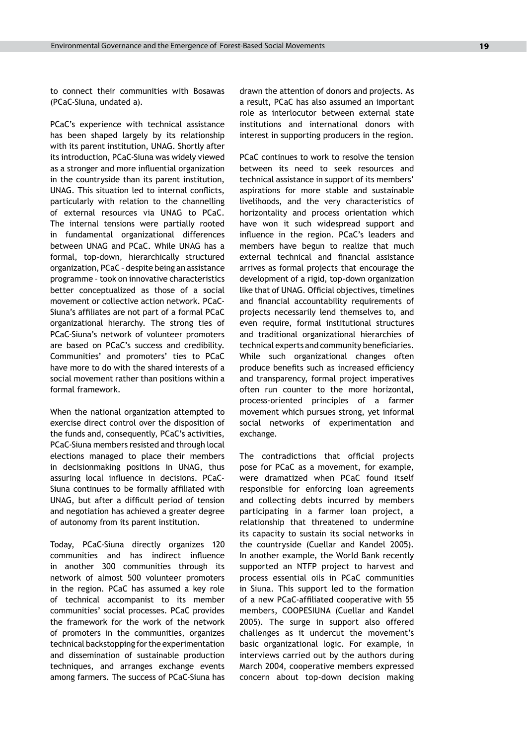to connect their communities with Bosawas (PCaC-Siuna, undated a).

PCaC's experience with technical assistance has been shaped largely by its relationship with its parent institution, UNAG. Shortly after its introduction, PCaC-Siuna was widely viewed as a stronger and more influential organization in the countryside than its parent institution, UNAG. This situation led to internal conflicts, particularly with relation to the channelling of external resources via UNAG to PCaC. The internal tensions were partially rooted in fundamental organizational differences between UNAG and PCaC. While UNAG has a formal, top-down, hierarchically structured organization, PCaC – despite being an assistance programme – took on innovative characteristics better conceptualized as those of a social movement or collective action network. PCaC-Siuna's affiliates are not part of a formal PCaC organizational hierarchy. The strong ties of PCaC-Siuna's network of volunteer promoters are based on PCaC's success and credibility. Communities' and promoters' ties to PCaC have more to do with the shared interests of a social movement rather than positions within a formal framework.

When the national organization attempted to exercise direct control over the disposition of the funds and, consequently, PCaC's activities, PCaC-Siuna members resisted and through local elections managed to place their members in decisionmaking positions in UNAG, thus assuring local influence in decisions. PCaC-Siuna continues to be formally affiliated with UNAG, but after a difficult period of tension and negotiation has achieved a greater degree of autonomy from its parent institution.

Today, PCaC-Siuna directly organizes 120 communities and has indirect influence in another 300 communities through its network of almost 500 volunteer promoters in the region. PCaC has assumed a key role of technical accompanist to its member communities' social processes. PCaC provides the framework for the work of the network of promoters in the communities, organizes technical backstopping for the experimentation and dissemination of sustainable production techniques, and arranges exchange events among farmers. The success of PCaC-Siuna has drawn the attention of donors and projects. As a result, PCaC has also assumed an important role as interlocutor between external state institutions and international donors with interest in supporting producers in the region.

PCaC continues to work to resolve the tension between its need to seek resources and technical assistance in support of its members' aspirations for more stable and sustainable livelihoods, and the very characteristics of horizontality and process orientation which have won it such widespread support and influence in the region. PCaC's leaders and members have begun to realize that much external technical and financial assistance arrives as formal projects that encourage the development of a rigid, top-down organization like that of UNAG. Official objectives, timelines and financial accountability requirements of projects necessarily lend themselves to, and even require, formal institutional structures and traditional organizational hierarchies of technical experts and community beneficiaries. While such organizational changes often produce benefits such as increased efficiency and transparency, formal project imperatives often run counter to the more horizontal, process-oriented principles of a farmer movement which pursues strong, yet informal social networks of experimentation and exchange.

The contradictions that official projects pose for PCaC as a movement, for example, were dramatized when PCaC found itself responsible for enforcing loan agreements and collecting debts incurred by members participating in a farmer loan project, a relationship that threatened to undermine its capacity to sustain its social networks in the countryside (Cuellar and Kandel 2005). In another example, the World Bank recently supported an NTFP project to harvest and process essential oils in PCaC communities in Siuna. This support led to the formation of a new PCaC-affiliated cooperative with 55 members, COOPESIUNA (Cuellar and Kandel 2005). The surge in support also offered challenges as it undercut the movement's basic organizational logic. For example, in interviews carried out by the authors during March 2004, cooperative members expressed concern about top-down decision making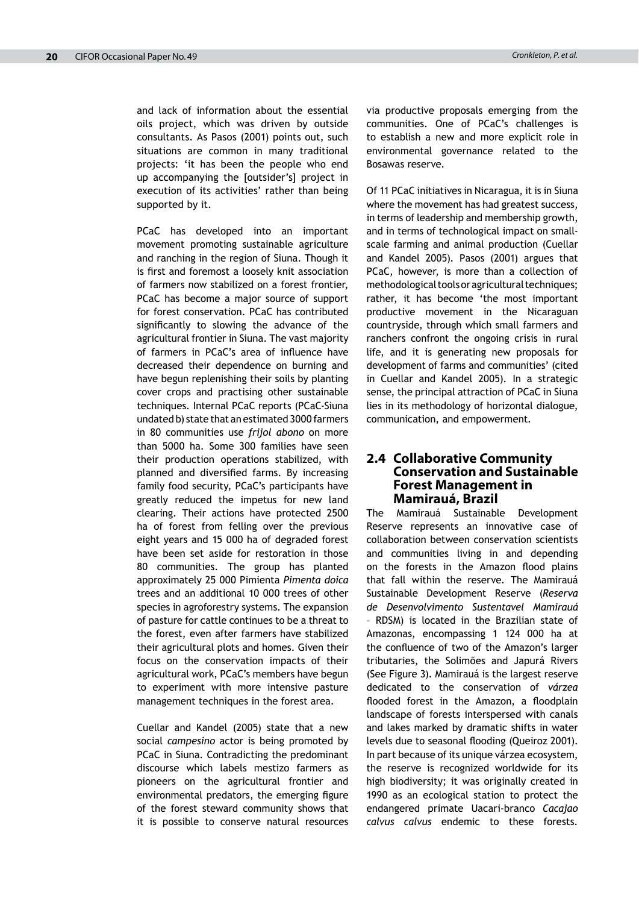and lack of information about the essential oils project, which was driven by outside consultants. As Pasos (2001) points out, such situations are common in many traditional projects: 'it has been the people who end up accompanying the [outsider's] project in execution of its activities' rather than being supported by it.

PCaC has developed into an important movement promoting sustainable agriculture and ranching in the region of Siuna. Though it is first and foremost a loosely knit association of farmers now stabilized on a forest frontier, PCaC has become a major source of support for forest conservation. PCaC has contributed significantly to slowing the advance of the agricultural frontier in Siuna. The vast majority of farmers in PCaC's area of influence have decreased their dependence on burning and have begun replenishing their soils by planting cover crops and practising other sustainable techniques. Internal PCaC reports (PCaC-Siuna undated b) state that an estimated 3000 farmers in 80 communities use *frijol abono* on more than 5000 ha. Some 300 families have seen their production operations stabilized, with planned and diversified farms. By increasing family food security, PCaC's participants have greatly reduced the impetus for new land clearing. Their actions have protected 2500 ha of forest from felling over the previous eight years and 15 000 ha of degraded forest have been set aside for restoration in those 80 communities. The group has planted approximately 25 000 Pimienta *Pimenta doica* trees and an additional 10 000 trees of other species in agroforestry systems. The expansion of pasture for cattle continues to be a threat to the forest, even after farmers have stabilized their agricultural plots and homes. Given their focus on the conservation impacts of their agricultural work, PCaC's members have begun to experiment with more intensive pasture management techniques in the forest area.

Cuellar and Kandel (2005) state that a new social *campesino* actor is being promoted by PCaC in Siuna. Contradicting the predominant discourse which labels mestizo farmers as pioneers on the agricultural frontier and environmental predators, the emerging figure of the forest steward community shows that it is possible to conserve natural resources via productive proposals emerging from the communities. One of PCaC's challenges is to establish a new and more explicit role in environmental governance related to the Bosawas reserve.

Of 11 PCaC initiatives in Nicaragua, it is in Siuna where the movement has had greatest success, in terms of leadership and membership growth, and in terms of technological impact on small-scale farming and animal production (Cuellar and Kandel 2005). Pasos (2001) argues that PCaC, however, is more than a collection of methodological tools or agricultural techniques; rather, it has become 'the most important productive movement in the Nicaraguan countryside, through which small farmers and ranchers confront the ongoing crisis in rural life, and it is generating new proposals for development of farms and communities' (cited in Cuellar and Kandel 2005). In a strategic sense, the principal attraction of PCaC in Siuna lies in its methodology of horizontal dialogue, communication, and empowerment.

## 2.4 Collaborative Community Conservation and Sustainable Forest Management in Mamirauá, Brazil

The Mamirauá Sustainable Development Reserve represents an innovative case of collaboration between conservation scientists and communities living in and depending on the forests in the Amazon flood plains that fall within the reserve. The Mamirauá Sustainable Development Reserve (*Reserva de Desenvolvimento Sustentavel Mamirauá* – RDSM) is located in the Brazilian state of Amazonas, encompassing 1 124 000 ha at the confluence of two of the Amazon's larger tributaries, the Solimões and Japurá Rivers (See Figure 3). Mamirauá is the largest reserve dedicated to the conservation of *várzea* flooded forest in the Amazon, a floodplain landscape of forests interspersed with canals and lakes marked by dramatic shifts in water levels due to seasonal flooding (Queiroz 2001). In part because of its unique várzea ecosystem, the reserve is recognized worldwide for its high biodiversity; it was originally created in 1990 as an ecological station to protect the endangered primate Uacari-branco *Cacajao calvus calvus* endemic to these forests.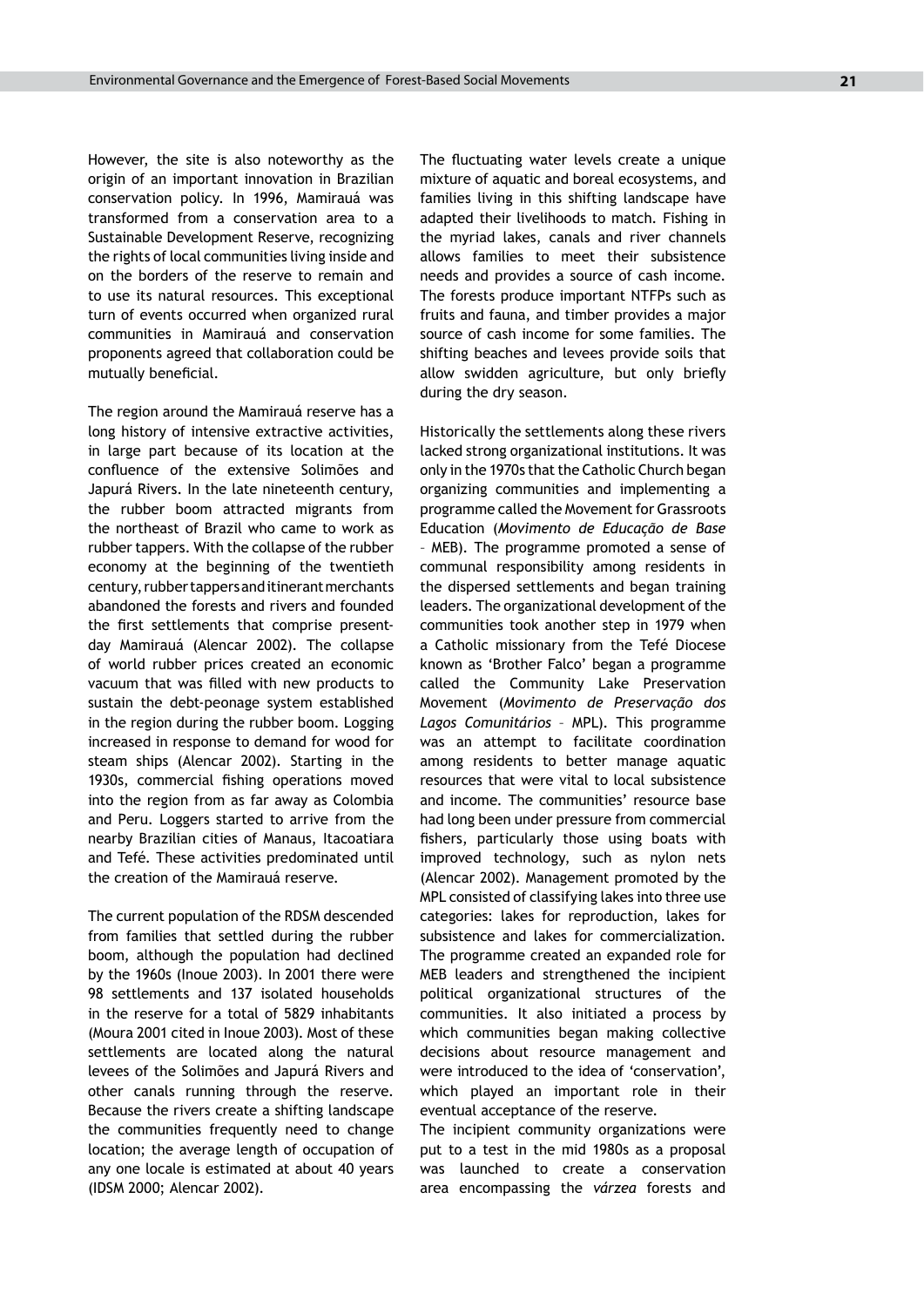However, the site is also noteworthy as the origin of an important innovation in Brazilian conservation policy. In 1996, Mamirauá was transformed from a conservation area to a Sustainable Development Reserve, recognizing the rights of local communities living inside and on the borders of the reserve to remain and to use its natural resources. This exceptional turn of events occurred when organized rural communities in Mamirauá and conservation proponents agreed that collaboration could be mutually beneficial.

The region around the Mamirauá reserve has a long history of intensive extractive activities, in large part because of its location at the confluence of the extensive Solimões and Japurá Rivers. In the late nineteenth century, the rubber boom attracted migrants from the northeast of Brazil who came to work as rubber tappers. With the collapse of the rubber economy at the beginning of the twentieth century, rubber tappers and itinerant merchants abandoned the forests and rivers and founded the first settlements that comprise present-day Mamirauá (Alencar 2002). The collapse of world rubber prices created an economic vacuum that was filled with new products to sustain the debt-peonage system established in the region during the rubber boom. Logging increased in response to demand for wood for steam ships (Alencar 2002). Starting in the 1930s, commercial fishing operations moved into the region from as far away as Colombia and Peru. Loggers started to arrive from the nearby Brazilian cities of Manaus, Itacoatiara and Tefé. These activities predominated until the creation of the Mamirauá reserve.

The current population of the RDSM descended from families that settled during the rubber boom, although the population had declined by the 1960s (Inoue 2003). In 2001 there were 98 settlements and 137 isolated households in the reserve for a total of 5829 inhabitants (Moura 2001 cited in Inoue 2003). Most of these settlements are located along the natural levees of the Solimões and Japurá Rivers and other canals running through the reserve. Because the rivers create a shifting landscape the communities frequently need to change location; the average length of occupation of any one locale is estimated at about 40 years (IDSM 2000; Alencar 2002).

The fluctuating water levels create a unique mixture of aquatic and boreal ecosystems, and families living in this shifting landscape have adapted their livelihoods to match. Fishing in the myriad lakes, canals and river channels allows families to meet their subsistence needs and provides a source of cash income. The forests produce important NTFPs such as fruits and fauna, and timber provides a major source of cash income for some families. The shifting beaches and levees provide soils that allow swidden agriculture, but only briefly during the dry season.

Historically the settlements along these rivers lacked strong organizational institutions. It was only in the 1970s that the Catholic Church began organizing communities and implementing a programme called the Movement for Grassroots Education (*Movimento de Educação de Base* – MEB). The programme promoted a sense of communal responsibility among residents in the dispersed settlements and began training leaders. The organizational development of the communities took another step in 1979 when a Catholic missionary from the Tefé Diocese known as 'Brother Falco' began a programme called the Community Lake Preservation Movement (*Movimento de Preservação dos Lagos Comunitários* – MPL). This programme was an attempt to facilitate coordination among residents to better manage aquatic resources that were vital to local subsistence and income. The communities' resource base had long been under pressure from commercial fishers, particularly those using boats with improved technology, such as nylon nets (Alencar 2002). Management promoted by the MPL consisted of classifying lakes into three use categories: lakes for reproduction, lakes for subsistence and lakes for commercialization. The programme created an expanded role for MEB leaders and strengthened the incipient political organizational structures of the communities. It also initiated a process by which communities began making collective decisions about resource management and were introduced to the idea of 'conservation', which played an important role in their eventual acceptance of the reserve.

The incipient community organizations were put to a test in the mid 1980s as a proposal was launched to create a conservation area encompassing the *várzea* forests and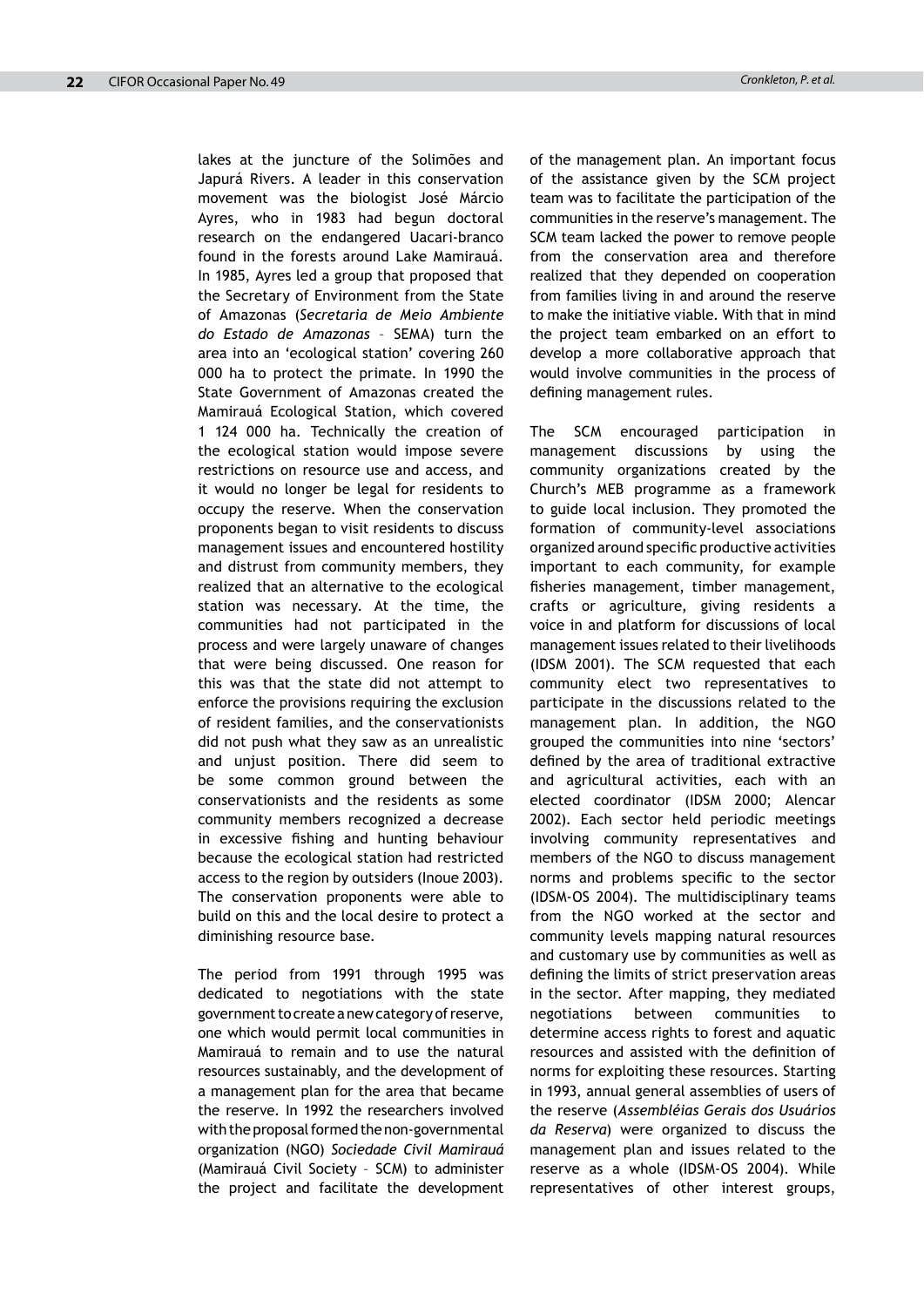lakes at the juncture of the Solimões and Japurá Rivers. A leader in this conservation movement was the biologist José Márcio Ayres, who in 1983 had begun doctoral research on the endangered Uacari-branco found in the forests around Lake Mamirauá. In 1985, Ayres led a group that proposed that the Secretary of Environment from the State of Amazonas (*Secretaria de Meio Ambiente do Estado de Amazonas* – SEMA) turn the area into an 'ecological station' covering 260 000 ha to protect the primate. In 1990 the State Government of Amazonas created the Mamirauá Ecological Station, which covered 1 124 000 ha. Technically the creation of the ecological station would impose severe restrictions on resource use and access, and it would no longer be legal for residents to occupy the reserve. When the conservation proponents began to visit residents to discuss management issues and encountered hostility and distrust from community members, they realized that an alternative to the ecological station was necessary. At the time, the communities had not participated in the process and were largely unaware of changes that were being discussed. One reason for this was that the state did not attempt to enforce the provisions requiring the exclusion of resident families, and the conservationists did not push what they saw as an unrealistic and unjust position. There did seem to be some common ground between the conservationists and the residents as some community members recognized a decrease in excessive fishing and hunting behaviour because the ecological station had restricted access to the region by outsiders (Inoue 2003). The conservation proponents were able to build on this and the local desire to protect a diminishing resource base.

The period from 1991 through 1995 was dedicated to negotiations with the state government to create a new category of reserve, one which would permit local communities in Mamirauá to remain and to use the natural resources sustainably, and the development of a management plan for the area that became the reserve. In 1992 the researchers involved with the proposal formed the non-governmental organization (NGO) *Sociedade Civil Mamirauá* (Mamirauá Civil Society – SCM) to administer the project and facilitate the development of the management plan. An important focus of the assistance given by the SCM project team was to facilitate the participation of the communities in the reserve's management. The SCM team lacked the power to remove people from the conservation area and therefore realized that they depended on cooperation from families living in and around the reserve to make the initiative viable. With that in mind the project team embarked on an effort to develop a more collaborative approach that would involve communities in the process of defining management rules.

The SCM encouraged participation in management discussions by using the community organizations created by the Church's MEB programme as a framework to guide local inclusion. They promoted the formation of community-level associations organized around specific productive activities important to each community, for example fisheries management, timber management, crafts or agriculture, giving residents a voice in and platform for discussions of local management issues related to their livelihoods (IDSM 2001). The SCM requested that each community elect two representatives to participate in the discussions related to the management plan. In addition, the NGO grouped the communities into nine 'sectors' defined by the area of traditional extractive and agricultural activities, each with an elected coordinator (IDSM 2000; Alencar 2002). Each sector held periodic meetings involving community representatives and members of the NGO to discuss management norms and problems specific to the sector (IDSM-OS 2004). The multidisciplinary teams from the NGO worked at the sector and community levels mapping natural resources and customary use by communities as well as defining the limits of strict preservation areas in the sector. After mapping, they mediated negotiations between communities to determine access rights to forest and aquatic resources and assisted with the definition of norms for exploiting these resources. Starting in 1993, annual general assemblies of users of the reserve (*Assembléias Gerais dos Usuários da Reserva*) were organized to discuss the management plan and issues related to the reserve as a whole (IDSM-OS 2004). While representatives of other interest groups,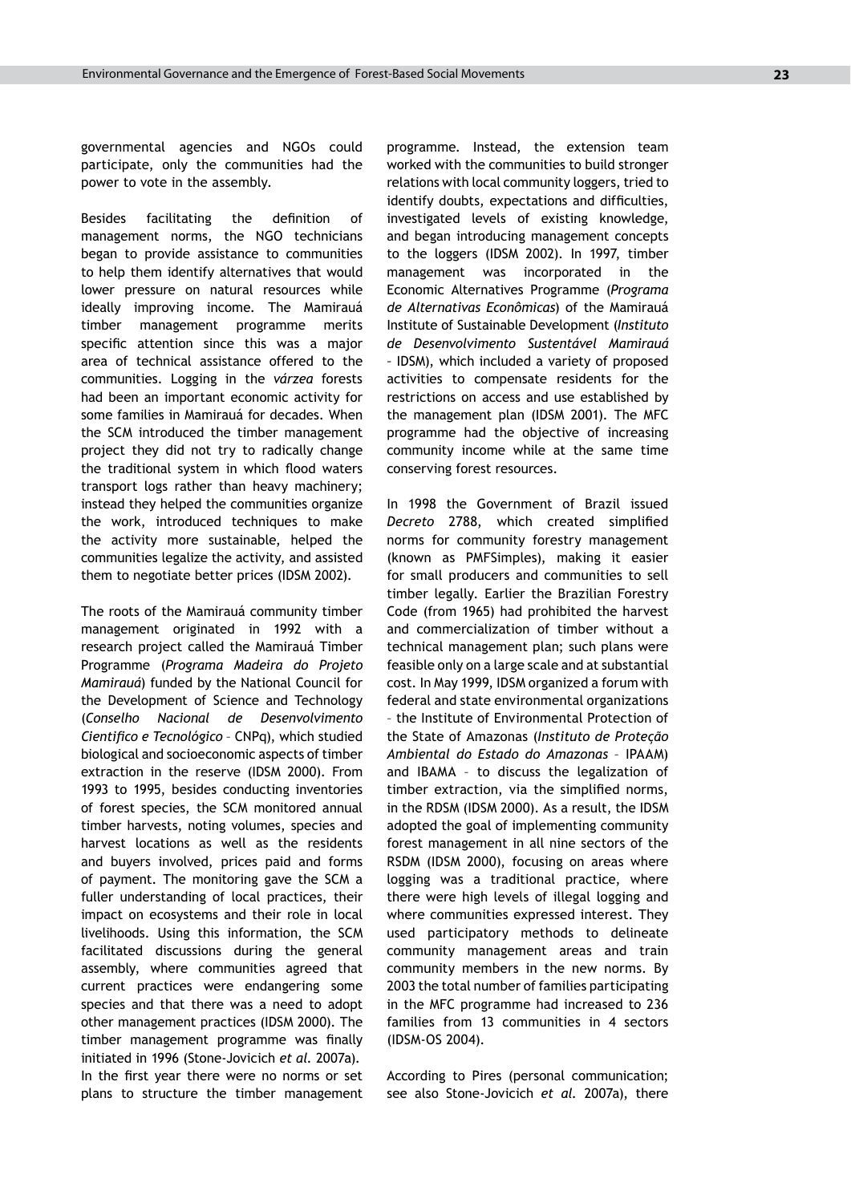governmental agencies and NGOs could participate, only the communities had the power to vote in the assembly.

Besides facilitating the definition of management norms, the NGO technicians began to provide assistance to communities to help them identify alternatives that would lower pressure on natural resources while ideally improving income. The Mamirauá timber management programme merits specific attention since this was a major area of technical assistance offered to the communities. Logging in the *várzea* forests had been an important economic activity for some families in Mamirauá for decades. When the SCM introduced the timber management project they did not try to radically change the traditional system in which flood waters transport logs rather than heavy machinery; instead they helped the communities organize the work, introduced techniques to make the activity more sustainable, helped the communities legalize the activity, and assisted them to negotiate better prices (IDSM 2002).

The roots of the Mamirauá community timber management originated in 1992 with a research project called the Mamirauá Timber Programme (*Programa Madeira do Projeto Mamirauá*) funded by the National Council for the Development of Science and Technology (*Conselho Nacional de Desenvolvimento Cientifico e Tecnológico* – CNPq), which studied biological and socioeconomic aspects of timber extraction in the reserve (IDSM 2000). From 1993 to 1995, besides conducting inventories of forest species, the SCM monitored annual timber harvests, noting volumes, species and harvest locations as well as the residents and buyers involved, prices paid and forms of payment. The monitoring gave the SCM a fuller understanding of local practices, their impact on ecosystems and their role in local livelihoods. Using this information, the SCM facilitated discussions during the general assembly, where communities agreed that current practices were endangering some species and that there was a need to adopt other management practices (IDSM 2000). The timber management programme was finally initiated in 1996 (Stone-Jovicich *et al.* 2007a). In the first year there were no norms or set plans to structure the timber management programme. Instead, the extension team worked with the communities to build stronger relations with local community loggers, tried to identify doubts, expectations and difficulties, investigated levels of existing knowledge, and began introducing management concepts to the loggers (IDSM 2002). In 1997, timber management was incorporated in the Economic Alternatives Programme (*Programa de Alternativas Econômicas*) of the Mamirauá Institute of Sustainable Development (*Instituto de Desenvolvimento Sustentável Mamirauá* – IDSM), which included a variety of proposed activities to compensate residents for the restrictions on access and use established by the management plan (IDSM 2001). The MFC programme had the objective of increasing community income while at the same time conserving forest resources.

In 1998 the Government of Brazil issued *Decreto* 2788, which created simplified norms for community forestry management (known as PMFSimples), making it easier for small producers and communities to sell timber legally. Earlier the Brazilian Forestry Code (from 1965) had prohibited the harvest and commercialization of timber without a technical management plan; such plans were feasible only on a large scale and at substantial cost. In May 1999, IDSM organized a forum with federal and state environmental organizations – the Institute of Environmental Protection of the State of Amazonas (*Instituto de Proteção Ambiental do Estado do Amazonas* – IPAAM) and IBAMA – to discuss the legalization of timber extraction, via the simplified norms, in the RDSM (IDSM 2000). As a result, the IDSM adopted the goal of implementing community forest management in all nine sectors of the RSDM (IDSM 2000), focusing on areas where logging was a traditional practice, where there were high levels of illegal logging and where communities expressed interest. They used participatory methods to delineate community management areas and train community members in the new norms. By 2003 the total number of families participating in the MFC programme had increased to 236 families from 13 communities in 4 sectors (IDSM-OS 2004).

According to Pires (personal communication; see also Stone-Jovicich *et al.* 2007a), there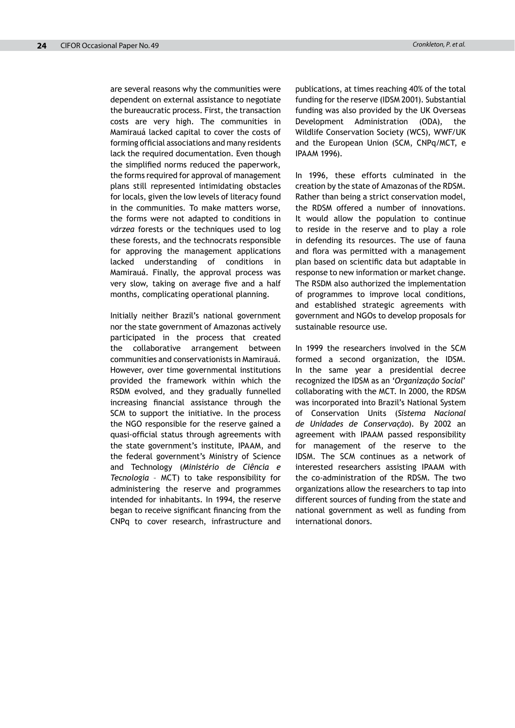are several reasons why the communities were dependent on external assistance to negotiate the bureaucratic process. First, the transaction costs are very high. The communities in Mamirauá lacked capital to cover the costs of forming official associations and many residents lack the required documentation. Even though the simplified norms reduced the paperwork, the forms required for approval of management plans still represented intimidating obstacles for locals, given the low levels of literacy found in the communities. To make matters worse, the forms were not adapted to conditions in *várzea* forests or the techniques used to log these forests, and the technocrats responsible for approving the management applications lacked understanding of conditions in Mamirauá. Finally, the approval process was very slow, taking on average five and a half months, complicating operational planning.

Initially neither Brazil's national government nor the state government of Amazonas actively participated in the process that created the collaborative arrangement between communities and conservationists in Mamirauá. However, over time governmental institutions provided the framework within which the RSDM evolved, and they gradually funnelled increasing financial assistance through the SCM to support the initiative. In the process the NGO responsible for the reserve gained a quasi-official status through agreements with the state government's institute, IPAAM, and the federal government's Ministry of Science and Technology (*Ministério de Ciência e Tecnologia* – MCT) to take responsibility for administering the reserve and programmes intended for inhabitants. In 1994, the reserve began to receive significant financing from the CNPq to cover research, infrastructure and publications, at times reaching 40% of the total funding for the reserve (IDSM 2001). Substantial funding was also provided by the UK Overseas Development Administration (ODA), the Wildlife Conservation Society (WCS), WWF/UK and the European Union (SCM, CNPq/MCT, e IPAAM 1996).

In 1996, these efforts culminated in the creation by the state of Amazonas of the RDSM. Rather than being a strict conservation model, the RDSM offered a number of innovations. It would allow the population to continue to reside in the reserve and to play a role in defending its resources. The use of fauna and flora was permitted with a management plan based on scientific data but adaptable in response to new information or market change. The RSDM also authorized the implementation of programmes to improve local conditions, and established strategic agreements with government and NGOs to develop proposals for sustainable resource use.

In 1999 the researchers involved in the SCM formed a second organization, the IDSM. In the same year a presidential decree recognized the IDSM as an '*Organização Social*' collaborating with the MCT. In 2000, the RDSM was incorporated into Brazil's National System of Conservation Units (*Sistema Nacional de Unidades de Conservação*). By 2002 an agreement with IPAAM passed responsibility for management of the reserve to the IDSM. The SCM continues as a network of interested researchers assisting IPAAM with the co-administration of the RDSM. The two organizations allow the researchers to tap into different sources of funding from the state and national government as well as funding from international donors.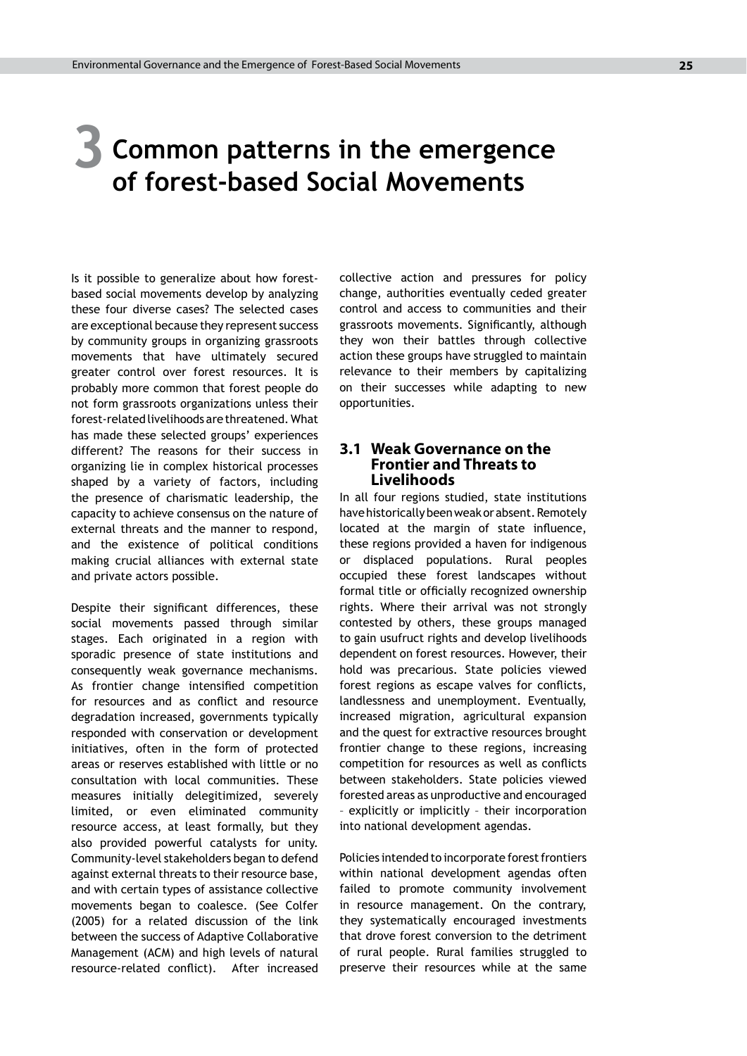# 3 Common patterns in the emergence of forest-based Social Movements

Is it possible to generalize about how forest-based social movements develop by analyzing these four diverse cases? The selected cases are exceptional because they represent success by community groups in organizing grassroots movements that have ultimately secured greater control over forest resources. It is probably more common that forest people do not form grassroots organizations unless their forest-related livelihoods are threatened. What has made these selected groups' experiences different? The reasons for their success in organizing lie in complex historical processes shaped by a variety of factors, including the presence of charismatic leadership, the capacity to achieve consensus on the nature of external threats and the manner to respond, and the existence of political conditions making crucial alliances with external state and private actors possible.

Despite their significant differences, these social movements passed through similar stages. Each originated in a region with sporadic presence of state institutions and consequently weak governance mechanisms. As frontier change intensified competition for resources and as conflict and resource degradation increased, governments typically responded with conservation or development initiatives, often in the form of protected areas or reserves established with little or no consultation with local communities. These measures initially delegitimized, severely limited, or even eliminated community resource access, at least formally, but they also provided powerful catalysts for unity. Community-level stakeholders began to defend against external threats to their resource base, and with certain types of assistance collective movements began to coalesce. (See Colfer (2005) for a related discussion of the link between the success of Adaptive Collaborative Management (ACM) and high levels of natural resource-related conflict). After increased collective action and pressures for policy change, authorities eventually ceded greater control and access to communities and their grassroots movements. Significantly, although they won their battles through collective action these groups have struggled to maintain relevance to their members by capitalizing on their successes while adapting to new opportunities.

## 3.1 Weak Governance on the Frontier and Threats to Livelihoods

In all four regions studied, state institutions have historically been weak or absent. Remotely located at the margin of state influence, these regions provided a haven for indigenous or displaced populations. Rural peoples occupied these forest landscapes without formal title or officially recognized ownership rights. Where their arrival was not strongly contested by others, these groups managed to gain usufruct rights and develop livelihoods dependent on forest resources. However, their hold was precarious. State policies viewed forest regions as escape valves for conflicts, landlessness and unemployment. Eventually, increased migration, agricultural expansion and the quest for extractive resources brought frontier change to these regions, increasing competition for resources as well as conflicts between stakeholders. State policies viewed forested areas as unproductive and encouraged – explicitly or implicitly – their incorporation into national development agendas.

Policies intended to incorporate forest frontiers within national development agendas often failed to promote community involvement in resource management. On the contrary, they systematically encouraged investments that drove forest conversion to the detriment of rural people. Rural families struggled to preserve their resources while at the same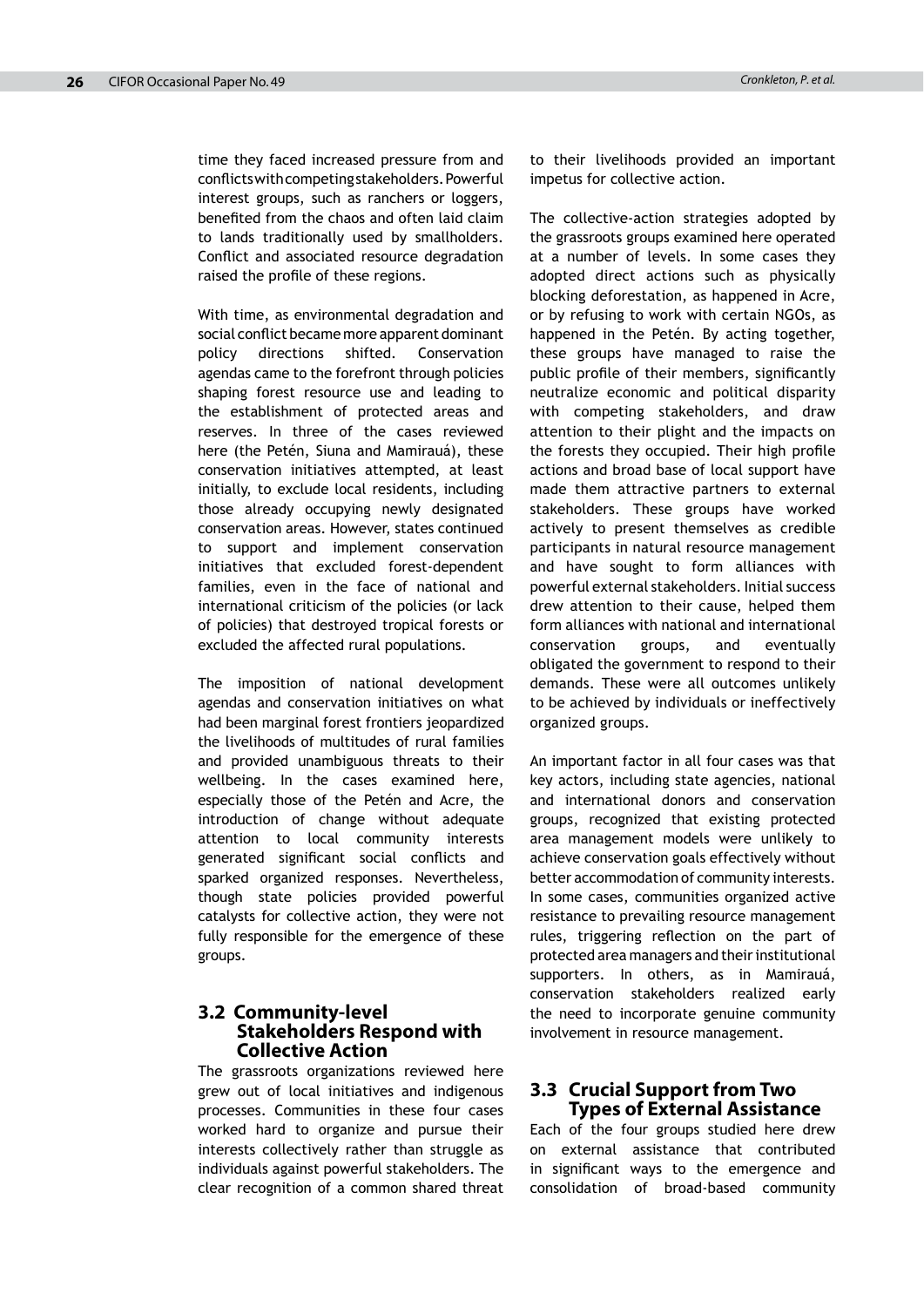time they faced increased pressure from and conflicts with competing stakeholders. Powerful interest groups, such as ranchers or loggers, benefited from the chaos and often laid claim to lands traditionally used by smallholders. Conflict and associated resource degradation raised the profile of these regions.

With time, as environmental degradation and social conflict became more apparent dominant policy directions shifted. Conservation agendas came to the forefront through policies shaping forest resource use and leading to the establishment of protected areas and reserves. In three of the cases reviewed here (the Petén, Siuna and Mamirauá), these conservation initiatives attempted, at least initially, to exclude local residents, including those already occupying newly designated conservation areas. However, states continued to support and implement conservation initiatives that excluded forest-dependent families, even in the face of national and international criticism of the policies (or lack of policies) that destroyed tropical forests or excluded the affected rural populations.

The imposition of national development agendas and conservation initiatives on what had been marginal forest frontiers jeopardized the livelihoods of multitudes of rural families and provided unambiguous threats to their wellbeing. In the cases examined here, especially those of the Petén and Acre, the introduction of change without adequate attention to local community interests generated significant social conflicts and sparked organized responses. Nevertheless, though state policies provided powerful catalysts for collective action, they were not fully responsible for the emergence of these groups.

## 3.2 Community-level Stakeholders Respond with Collective Action

The grassroots organizations reviewed here grew out of local initiatives and indigenous processes. Communities in these four cases worked hard to organize and pursue their interests collectively rather than struggle as individuals against powerful stakeholders. The clear recognition of a common shared threat to their livelihoods provided an important impetus for collective action.

The collective-action strategies adopted by the grassroots groups examined here operated at a number of levels. In some cases they adopted direct actions such as physically blocking deforestation, as happened in Acre, or by refusing to work with certain NGOs, as happened in the Petén. By acting together, these groups have managed to raise the public profile of their members, significantly neutralize economic and political disparity with competing stakeholders, and draw attention to their plight and the impacts on the forests they occupied. Their high profile actions and broad base of local support have made them attractive partners to external stakeholders. These groups have worked actively to present themselves as credible participants in natural resource management and have sought to form alliances with powerful external stakeholders. Initial success drew attention to their cause, helped them form alliances with national and international conservation groups, and eventually obligated the government to respond to their demands. These were all outcomes unlikely to be achieved by individuals or ineffectively organized groups.

An important factor in all four cases was that key actors, including state agencies, national and international donors and conservation groups, recognized that existing protected area management models were unlikely to achieve conservation goals effectively without better accommodation of community interests. In some cases, communities organized active resistance to prevailing resource management rules, triggering reflection on the part of protected area managers and their institutional supporters. In others, as in Mamirauá, conservation stakeholders realized early the need to incorporate genuine community involvement in resource management.

## 3.3 Crucial Support from Two Types of External Assistance

Each of the four groups studied here drew on external assistance that contributed in significant ways to the emergence and consolidation of broad-based community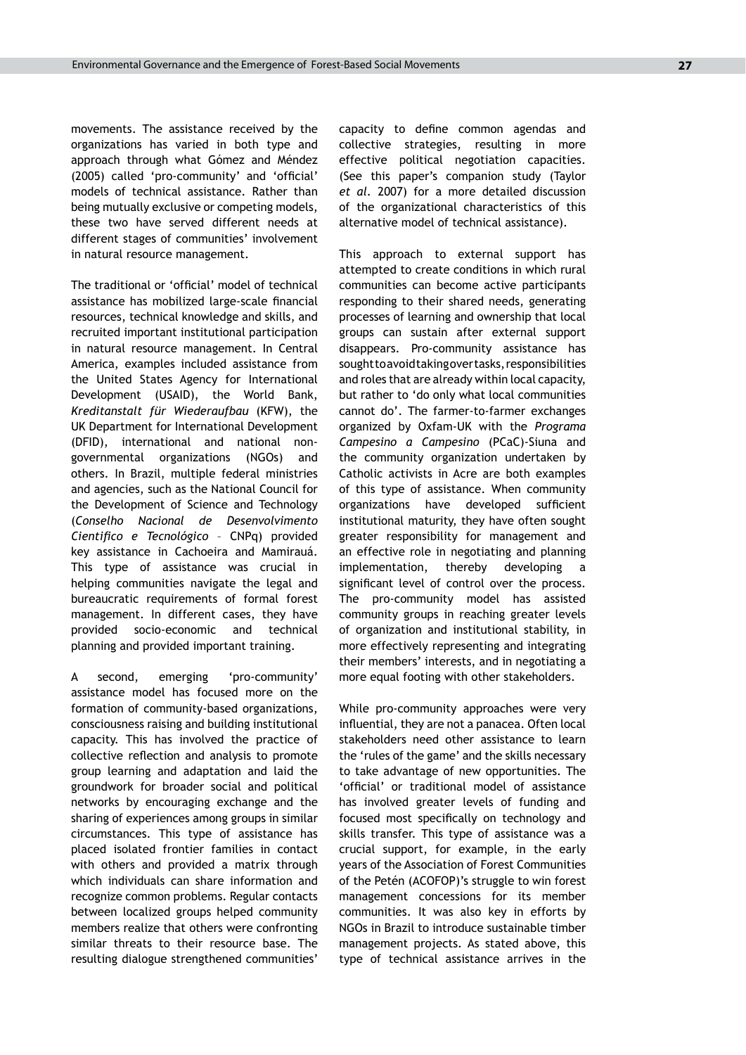movements. The assistance received by the organizations has varied in both type and approach through what Gómez and Méndez (2005) called 'pro-community' and 'official' models of technical assistance. Rather than being mutually exclusive or competing models, these two have served different needs at different stages of communities' involvement in natural resource management.

The traditional or 'official' model of technical assistance has mobilized large-scale financial resources, technical knowledge and skills, and recruited important institutional participation in natural resource management. In Central America, examples included assistance from the United States Agency for International Development (USAID), the World Bank, *Kreditanstalt für Wiederaufbau* (KFW), the UK Department for International Development (DFID), international and national non-governmental organizations (NGOs) and others. In Brazil, multiple federal ministries and agencies, such as the National Council for the Development of Science and Technology (*Conselho Nacional de Desenvolvimento Cientifico e Tecnológico* – CNPq) provided key assistance in Cachoeira and Mamirauá. This type of assistance was crucial in helping communities navigate the legal and bureaucratic requirements of formal forest management. In different cases, they have provided socio-economic and technical planning and provided important training.

A second, emerging 'pro-community' assistance model has focused more on the formation of community-based organizations, consciousness raising and building institutional capacity. This has involved the practice of collective reflection and analysis to promote group learning and adaptation and laid the groundwork for broader social and political networks by encouraging exchange and the sharing of experiences among groups in similar circumstances. This type of assistance has placed isolated frontier families in contact with others and provided a matrix through which individuals can share information and recognize common problems. Regular contacts between localized groups helped community members realize that others were confronting similar threats to their resource base. The resulting dialogue strengthened communities' capacity to define common agendas and collective strategies, resulting in more effective political negotiation capacities. (See this paper's companion study (Taylor *et al*. 2007) for a more detailed discussion of the organizational characteristics of this alternative model of technical assistance).

This approach to external support has attempted to create conditions in which rural communities can become active participants responding to their shared needs, generating processes of learning and ownership that local groups can sustain after external support disappears. Pro-community assistance has sought to avoid taking over tasks, responsibilities and roles that are already within local capacity, but rather to 'do only what local communities cannot do'. The farmer-to-farmer exchanges organized by Oxfam-UK with the *Programa Campesino a Campesino* (PCaC)-Siuna and the community organization undertaken by Catholic activists in Acre are both examples of this type of assistance. When community organizations have developed sufficient institutional maturity, they have often sought greater responsibility for management and an effective role in negotiating and planning implementation, thereby developing a significant level of control over the process. The pro-community model has assisted community groups in reaching greater levels of organization and institutional stability, in more effectively representing and integrating their members' interests, and in negotiating a more equal footing with other stakeholders.

While pro-community approaches were very influential, they are not a panacea. Often local stakeholders need other assistance to learn the 'rules of the game' and the skills necessary to take advantage of new opportunities. The 'official' or traditional model of assistance has involved greater levels of funding and focused most specifically on technology and skills transfer. This type of assistance was a crucial support, for example, in the early years of the Association of Forest Communities of the Petén (ACOFOP)'s struggle to win forest management concessions for its member communities. It was also key in efforts by NGOs in Brazil to introduce sustainable timber management projects. As stated above, this type of technical assistance arrives in the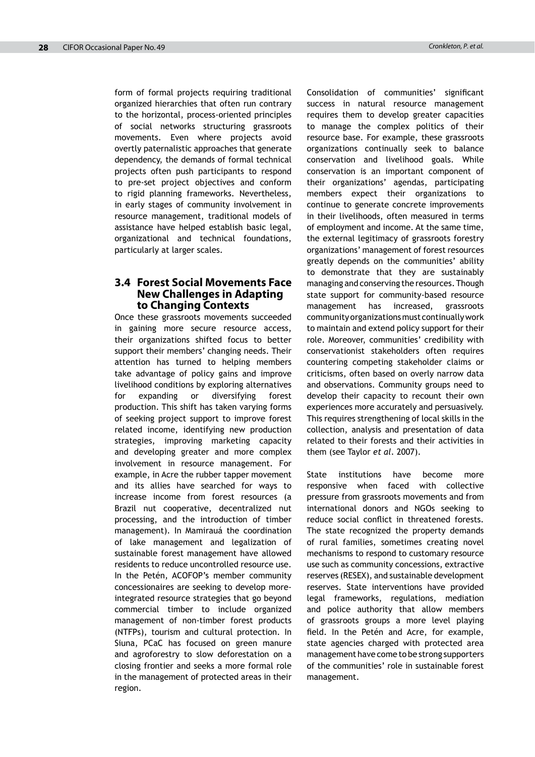form of formal projects requiring traditional organized hierarchies that often run contrary to the horizontal, process-oriented principles of social networks structuring grassroots movements. Even where projects avoid overtly paternalistic approaches that generate dependency, the demands of formal technical projects often push participants to respond to pre-set project objectives and conform to rigid planning frameworks. Nevertheless, in early stages of community involvement in resource management, traditional models of assistance have helped establish basic legal, organizational and technical foundations, particularly at larger scales.

## 3.4 Forest Social Movements Face New Challenges in Adapting to Changing Contexts

Once these grassroots movements succeeded in gaining more secure resource access, their organizations shifted focus to better support their members' changing needs. Their attention has turned to helping members take advantage of policy gains and improve livelihood conditions by exploring alternatives for expanding or diversifying forest production. This shift has taken varying forms of seeking project support to improve forest related income, identifying new production strategies, improving marketing capacity and developing greater and more complex involvement in resource management. For example, in Acre the rubber tapper movement and its allies have searched for ways to increase income from forest resources (a Brazil nut cooperative, decentralized nut processing, and the introduction of timber management). In Mamirauá the coordination of lake management and legalization of sustainable forest management have allowed residents to reduce uncontrolled resource use. In the Petén, ACOFOP's member community concessionaires are seeking to develop more-integrated resource strategies that go beyond commercial timber to include organized management of non-timber forest products (NTFPs), tourism and cultural protection. In Siuna, PCaC has focused on green manure and agroforestry to slow deforestation on a closing frontier and seeks a more formal role in the management of protected areas in their region.

Consolidation of communities' significant success in natural resource management requires them to develop greater capacities to manage the complex politics of their resource base. For example, these grassroots organizations continually seek to balance conservation and livelihood goals. While conservation is an important component of their organizations' agendas, participating members expect their organizations to continue to generate concrete improvements in their livelihoods, often measured in terms of employment and income. At the same time, the external legitimacy of grassroots forestry organizations' management of forest resources greatly depends on the communities' ability to demonstrate that they are sustainably managing and conserving the resources. Though state support for community-based resource management has increased, grassroots community organizations must continually work to maintain and extend policy support for their role. Moreover, communities' credibility with conservationist stakeholders often requires countering competing stakeholder claims or criticisms, often based on overly narrow data and observations. Community groups need to develop their capacity to recount their own experiences more accurately and persuasively. This requires strengthening of local skills in the collection, analysis and presentation of data related to their forests and their activities in them (see Taylor *et al*. 2007).

State institutions have become more responsive when faced with collective pressure from grassroots movements and from international donors and NGOs seeking to reduce social conflict in threatened forests. The state recognized the property demands of rural families, sometimes creating novel mechanisms to respond to customary resource use such as community concessions, extractive reserves (RESEX), and sustainable development reserves. State interventions have provided legal frameworks, regulations, mediation and police authority that allow members of grassroots groups a more level playing field. In the Petén and Acre, for example, state agencies charged with protected area management have come to be strong supporters of the communities' role in sustainable forest management.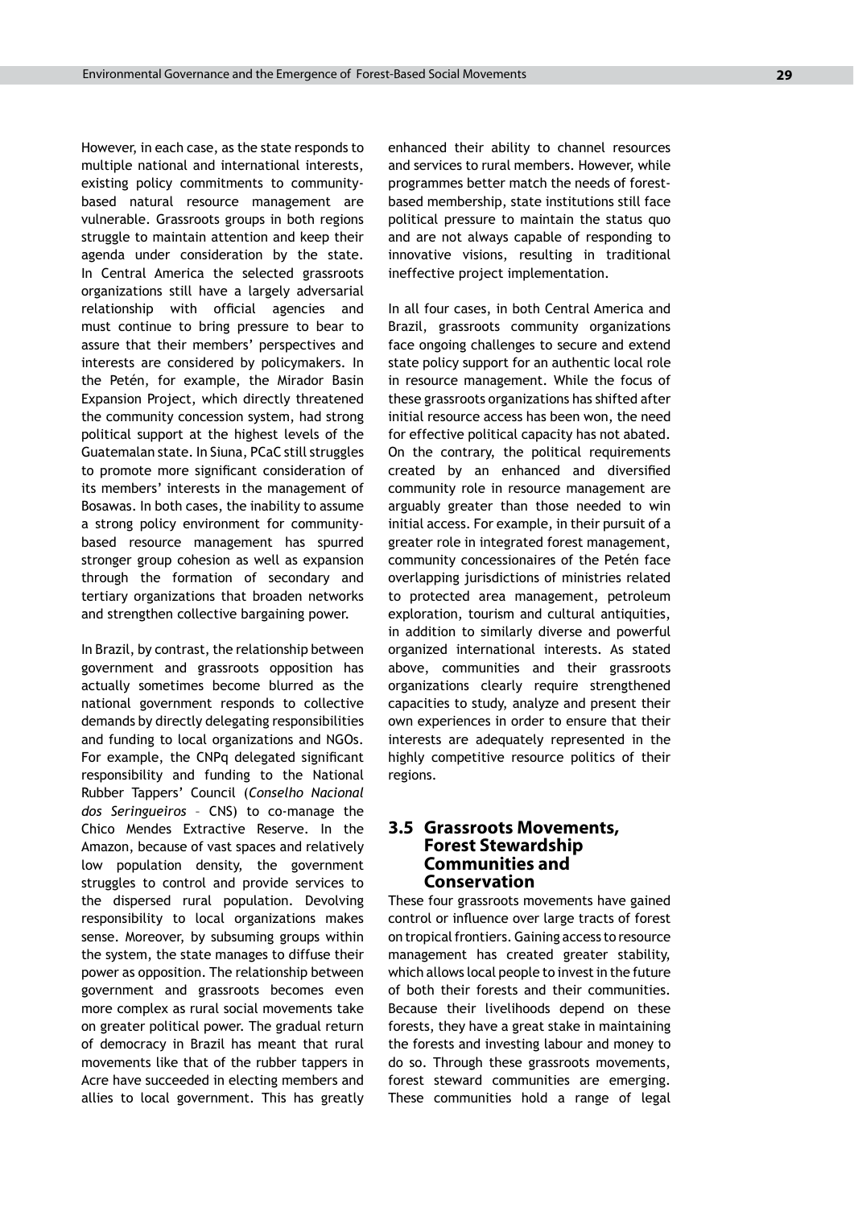However, in each case, as the state responds to multiple national and international interests, existing policy commitments to community-based natural resource management are vulnerable. Grassroots groups in both regions struggle to maintain attention and keep their agenda under consideration by the state. In Central America the selected grassroots organizations still have a largely adversarial relationship with official agencies and must continue to bring pressure to bear to assure that their members' perspectives and interests are considered by policymakers. In the Petén, for example, the Mirador Basin Expansion Project, which directly threatened the community concession system, had strong political support at the highest levels of the Guatemalan state. In Siuna, PCaC still struggles to promote more significant consideration of its members' interests in the management of Bosawas. In both cases, the inability to assume a strong policy environment for community-based resource management has spurred stronger group cohesion as well as expansion through the formation of secondary and tertiary organizations that broaden networks and strengthen collective bargaining power.

In Brazil, by contrast, the relationship between government and grassroots opposition has actually sometimes become blurred as the national government responds to collective demands by directly delegating responsibilities and funding to local organizations and NGOs. For example, the CNPq delegated significant responsibility and funding to the National Rubber Tappers' Council (*Conselho Nacional dos Seringueiros* – CNS) to co-manage the Chico Mendes Extractive Reserve. In the Amazon, because of vast spaces and relatively low population density, the government struggles to control and provide services to the dispersed rural population. Devolving responsibility to local organizations makes sense. Moreover, by subsuming groups within the system, the state manages to diffuse their power as opposition. The relationship between government and grassroots becomes even more complex as rural social movements take on greater political power. The gradual return of democracy in Brazil has meant that rural movements like that of the rubber tappers in Acre have succeeded in electing members and allies to local government. This has greatly enhanced their ability to channel resources and services to rural members. However, while programmes better match the needs of forest-based membership, state institutions still face political pressure to maintain the status quo and are not always capable of responding to innovative visions, resulting in traditional ineffective project implementation.

In all four cases, in both Central America and Brazil, grassroots community organizations face ongoing challenges to secure and extend state policy support for an authentic local role in resource management. While the focus of these grassroots organizations has shifted after initial resource access has been won, the need for effective political capacity has not abated. On the contrary, the political requirements created by an enhanced and diversified community role in resource management are arguably greater than those needed to win initial access. For example, in their pursuit of a greater role in integrated forest management, community concessionaires of the Petén face overlapping jurisdictions of ministries related to protected area management, petroleum exploration, tourism and cultural antiquities, in addition to similarly diverse and powerful organized international interests. As stated above, communities and their grassroots organizations clearly require strengthened capacities to study, analyze and present their own experiences in order to ensure that their interests are adequately represented in the highly competitive resource politics of their regions.

## 3.5 Grassroots Movements, Forest Stewardship Communities and Conservation

These four grassroots movements have gained control or influence over large tracts of forest on tropical frontiers. Gaining access to resource management has created greater stability, which allows local people to invest in the future of both their forests and their communities. Because their livelihoods depend on these forests, they have a great stake in maintaining the forests and investing labour and money to do so. Through these grassroots movements, forest steward communities are emerging. These communities hold a range of legal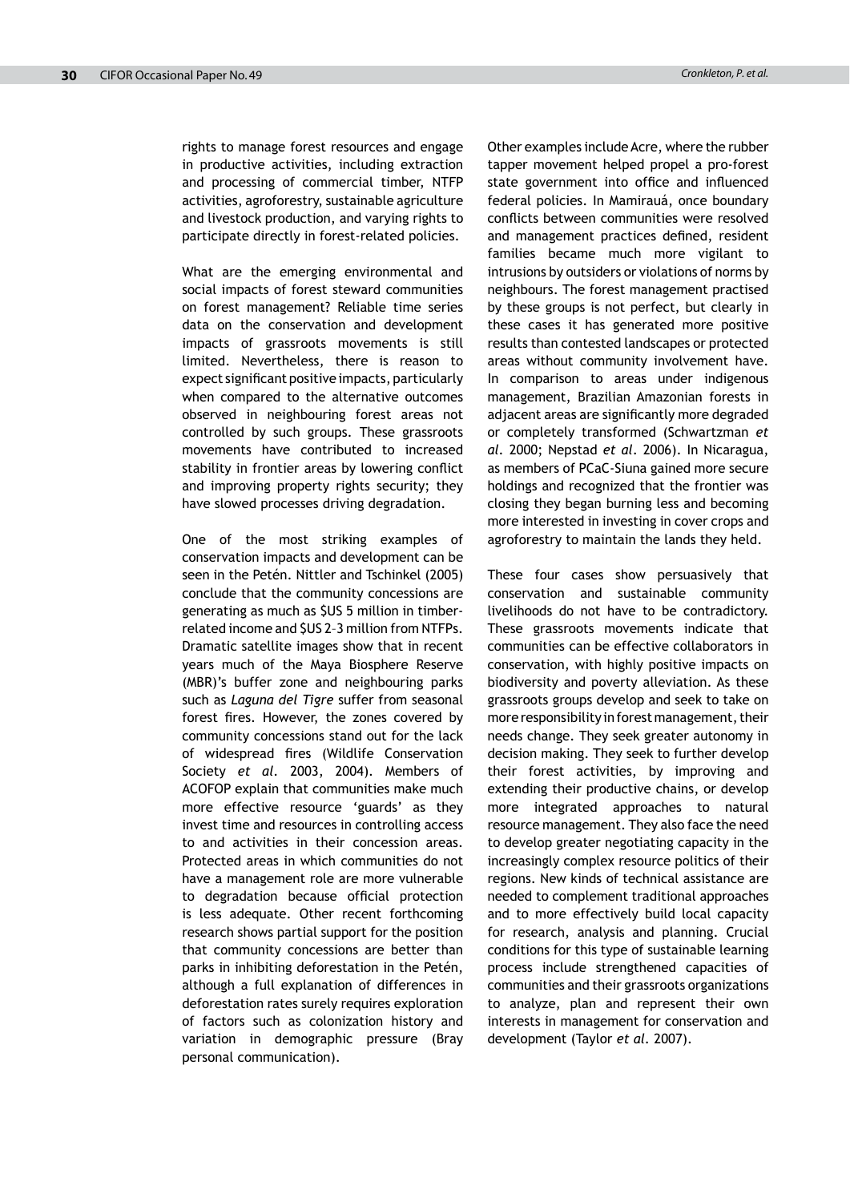rights to manage forest resources and engage in productive activities, including extraction and processing of commercial timber, NTFP activities, agroforestry, sustainable agriculture and livestock production, and varying rights to participate directly in forest-related policies.

What are the emerging environmental and social impacts of forest steward communities on forest management? Reliable time series data on the conservation and development impacts of grassroots movements is still limited. Nevertheless, there is reason to expect significant positive impacts, particularly when compared to the alternative outcomes observed in neighbouring forest areas not controlled by such groups. These grassroots movements have contributed to increased stability in frontier areas by lowering conflict and improving property rights security; they have slowed processes driving degradation.

One of the most striking examples of conservation impacts and development can be seen in the Petén. Nittler and Tschinkel (2005) conclude that the community concessions are generating as much as $US 5 million in timber-related income and $US 2–3 million from NTFPs. Dramatic satellite images show that in recent years much of the Maya Biosphere Reserve (MBR)'s buffer zone and neighbouring parks such as *Laguna del Tigre* suffer from seasonal forest fires. However, the zones covered by community concessions stand out for the lack of widespread fires (Wildlife Conservation Society *et al*. 2003, 2004). Members of ACOFOP explain that communities make much more effective resource 'guards' as they invest time and resources in controlling access to and activities in their concession areas. Protected areas in which communities do not have a management role are more vulnerable to degradation because official protection is less adequate. Other recent forthcoming research shows partial support for the position that community concessions are better than parks in inhibiting deforestation in the Petén, although a full explanation of differences in deforestation rates surely requires exploration of factors such as colonization history and variation in demographic pressure (Bray personal communication).

Other examples include Acre, where the rubber tapper movement helped propel a pro-forest state government into office and influenced federal policies. In Mamirauá, once boundary conflicts between communities were resolved and management practices defined, resident families became much more vigilant to intrusions by outsiders or violations of norms by neighbours. The forest management practised by these groups is not perfect, but clearly in these cases it has generated more positive results than contested landscapes or protected areas without community involvement have. In comparison to areas under indigenous management, Brazilian Amazonian forests in adjacent areas are significantly more degraded or completely transformed (Schwartzman *et al*. 2000; Nepstad *et al*. 2006). In Nicaragua, as members of PCaC-Siuna gained more secure holdings and recognized that the frontier was closing they began burning less and becoming more interested in investing in cover crops and agroforestry to maintain the lands they held.

These four cases show persuasively that conservation and sustainable community livelihoods do not have to be contradictory. These grassroots movements indicate that communities can be effective collaborators in conservation, with highly positive impacts on biodiversity and poverty alleviation. As these grassroots groups develop and seek to take on more responsibility in forest management, their needs change. They seek greater autonomy in decision making. They seek to further develop their forest activities, by improving and extending their productive chains, or develop more integrated approaches to natural resource management. They also face the need to develop greater negotiating capacity in the increasingly complex resource politics of their regions. New kinds of technical assistance are needed to complement traditional approaches and to more effectively build local capacity for research, analysis and planning. Crucial conditions for this type of sustainable learning process include strengthened capacities of communities and their grassroots organizations to analyze, plan and represent their own interests in management for conservation and development (Taylor *et al*. 2007).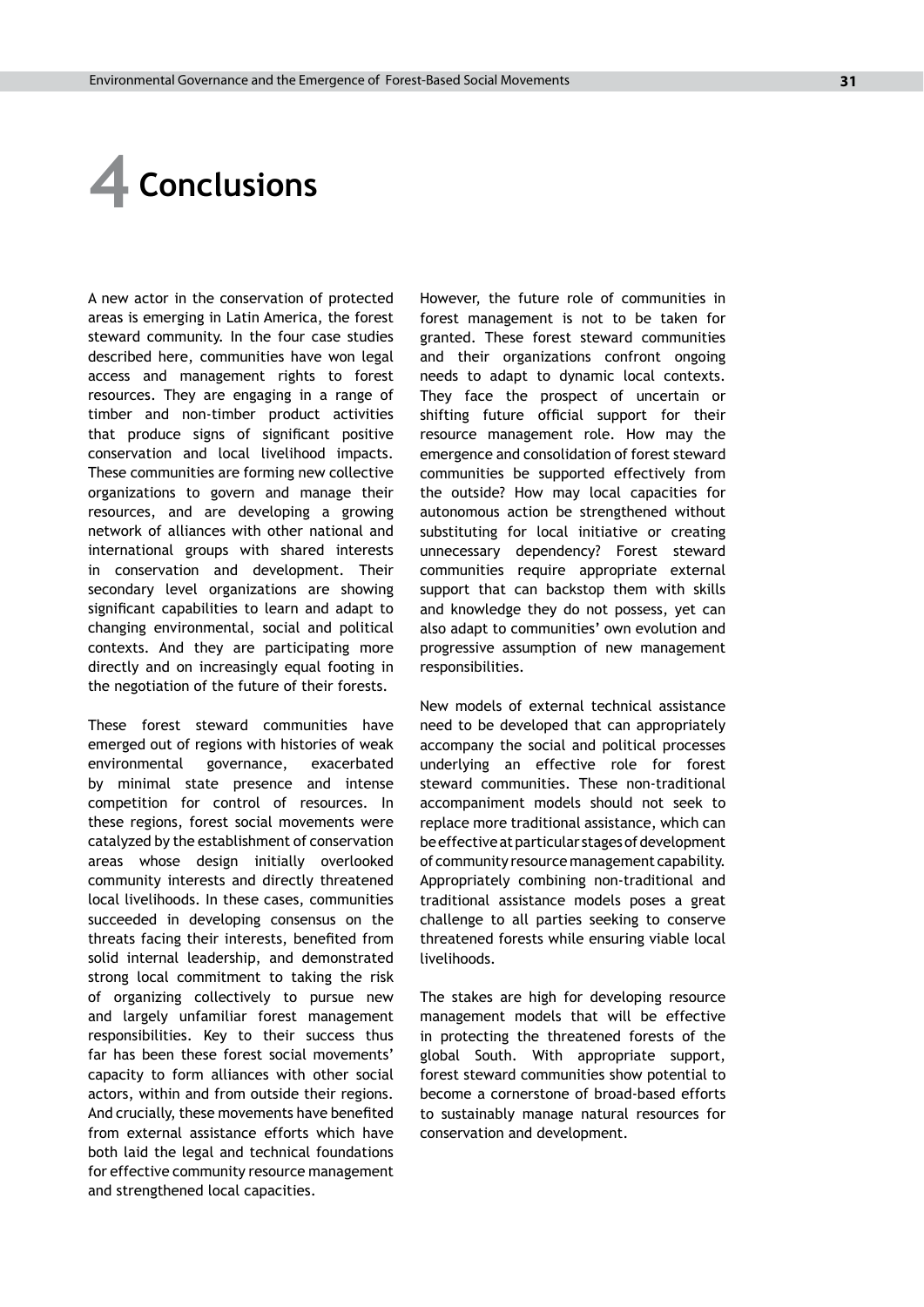# 4 Conclusions

A new actor in the conservation of protected areas is emerging in Latin America, the forest steward community. In the four case studies described here, communities have won legal access and management rights to forest resources. They are engaging in a range of timber and non-timber product activities that produce signs of significant positive conservation and local livelihood impacts. These communities are forming new collective organizations to govern and manage their resources, and are developing a growing network of alliances with other national and international groups with shared interests in conservation and development. Their secondary level organizations are showing significant capabilities to learn and adapt to changing environmental, social and political contexts. And they are participating more directly and on increasingly equal footing in the negotiation of the future of their forests.

These forest steward communities have emerged out of regions with histories of weak environmental governance, exacerbated by minimal state presence and intense competition for control of resources. In these regions, forest social movements were catalyzed by the establishment of conservation areas whose design initially overlooked community interests and directly threatened local livelihoods. In these cases, communities succeeded in developing consensus on the threats facing their interests, benefited from solid internal leadership, and demonstrated strong local commitment to taking the risk of organizing collectively to pursue new and largely unfamiliar forest management responsibilities. Key to their success thus far has been these forest social movements' capacity to form alliances with other social actors, within and from outside their regions. And crucially, these movements have benefited from external assistance efforts which have both laid the legal and technical foundations for effective community resource management and strengthened local capacities.

However, the future role of communities in forest management is not to be taken for granted. These forest steward communities and their organizations confront ongoing needs to adapt to dynamic local contexts. They face the prospect of uncertain or shifting future official support for their resource management role. How may the emergence and consolidation of forest steward communities be supported effectively from the outside? How may local capacities for autonomous action be strengthened without substituting for local initiative or creating unnecessary dependency? Forest steward communities require appropriate external support that can backstop them with skills and knowledge they do not possess, yet can also adapt to communities' own evolution and progressive assumption of new management responsibilities.

New models of external technical assistance need to be developed that can appropriately accompany the social and political processes underlying an effective role for forest steward communities. These non-traditional accompaniment models should not seek to replace more traditional assistance, which can be effective at particular stages of development of community resource management capability. Appropriately combining non-traditional and traditional assistance models poses a great challenge to all parties seeking to conserve threatened forests while ensuring viable local livelihoods.

The stakes are high for developing resource management models that will be effective in protecting the threatened forests of the global South. With appropriate support, forest steward communities show potential to become a cornerstone of broad-based efforts to sustainably manage natural resources for conservation and development.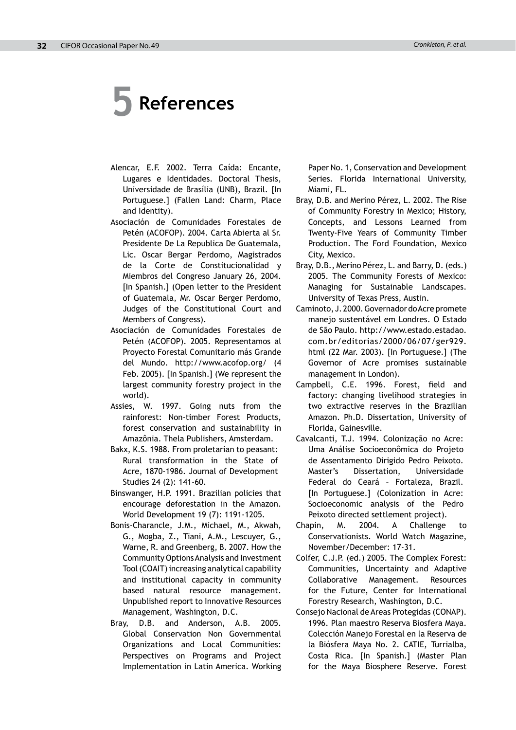# 5 References

Alencar, E.F. 2002. Terra Caída: Encante, Lugares e Identidades. Doctoral Thesis, Universidade de Brasília (UNB), Brazil. [In Portuguese.] (Fallen Land: Charm, Place and Identity).

Asociación de Comunidades Forestales de Petén (ACOFOP). 2004. Carta Abierta al Sr. Presidente De La Republica De Guatemala, Lic. Oscar Bergar Perdomo, Magistrados de la Corte de Constitucionalidad y Miembros del Congreso January 26, 2004. [In Spanish.] (Open letter to the President of Guatemala, Mr. Oscar Berger Perdomo, Judges of the Constitutional Court and Members of Congress).

Asociación de Comunidades Forestales de Petén (ACOFOP). 2005. Representamos al Proyecto Forestal Comunitario más Grande del Mundo. http://www.acofop.org/ (4 Feb. 2005). [In Spanish.] (We represent the largest community forestry project in the world).

Assies, W. 1997. Going nuts from the rainforest: Non-timber Forest Products, forest conservation and sustainability in Amazônia. Thela Publishers, Amsterdam.

Bakx, K.S. 1988. From proletarian to peasant: Rural transformation in the State of Acre, 1870-1986. Journal of Development Studies 24 (2): 141-60.

Binswanger, H.P. 1991. Brazilian policies that encourage deforestation in the Amazon. World Development 19 (7): 1191-1205.

Bonis-Charancle, J.M., Michael, M., Akwah, G., Mogba, Z., Tiani, A.M., Lescuyer, G., Warne, R. and Greenberg, B. 2007. How the Community Options Analysis and Investment Tool (COAIT) increasing analytical capability and institutional capacity in community based natural resource management. Unpublished report to Innovative Resources Management, Washington, D.C.

Bray, D.B. and Anderson, A.B. 2005. Global Conservation Non Governmental Organizations and Local Communities: Perspectives on Programs and Project Implementation in Latin America. Working Paper No. 1, Conservation and Development Series. Florida International University, Miami, FL.

Bray, D.B. and Merino Pérez, L. 2002. The Rise of Community Forestry in Mexico; History, Concepts, and Lessons Learned from Twenty-Five Years of Community Timber Production. The Ford Foundation, Mexico City, Mexico.

Bray, D.B., Merino Pérez, L. and Barry, D. (eds.) 2005. The Community Forests of Mexico: Managing for Sustainable Landscapes. University of Texas Press, Austin.

Caminoto, J. 2000. Governador do Acre promete manejo sustentável em Londres. O Estado de São Paulo. http://www.estado.estadao.com.br/editorias/2000/06/07/ger929.html (22 Mar. 2003). [In Portuguese.] (The Governor of Acre promises sustainable management in London).

Campbell, C.E. 1996. Forest, field and factory: changing livelihood strategies in two extractive reserves in the Brazilian Amazon. Ph.D. Dissertation, University of Florida, Gainesville.

Cavalcanti, T.J. 1994. Colonização no Acre: Uma Análise Socioeconômica do Projeto de Assentamento Dirigido Pedro Peixoto. Master's Dissertation, Universidade Federal do Ceará – Fortaleza, Brazil. [In Portuguese.] (Colonization in Acre: Socioeconomic analysis of the Pedro Peixoto directed settlement project).

Chapin, M. 2004. A Challenge to Conservationists. World Watch Magazine, November/December: 17-31.

Colfer, C.J.P. (ed.) 2005. The Complex Forest: Communities, Uncertainty and Adaptive Collaborative Management. Resources for the Future, Center for International Forestry Research, Washington, D.C.

Consejo Nacional de Areas Protegidas (CONAP). 1996. Plan maestro Reserva Biosfera Maya. Colección Manejo Forestal en la Reserva de la Biósfera Maya No. 2. CATIE, Turrialba, Costa Rica. [In Spanish.] (Master Plan for the Maya Biosphere Reserve. Forest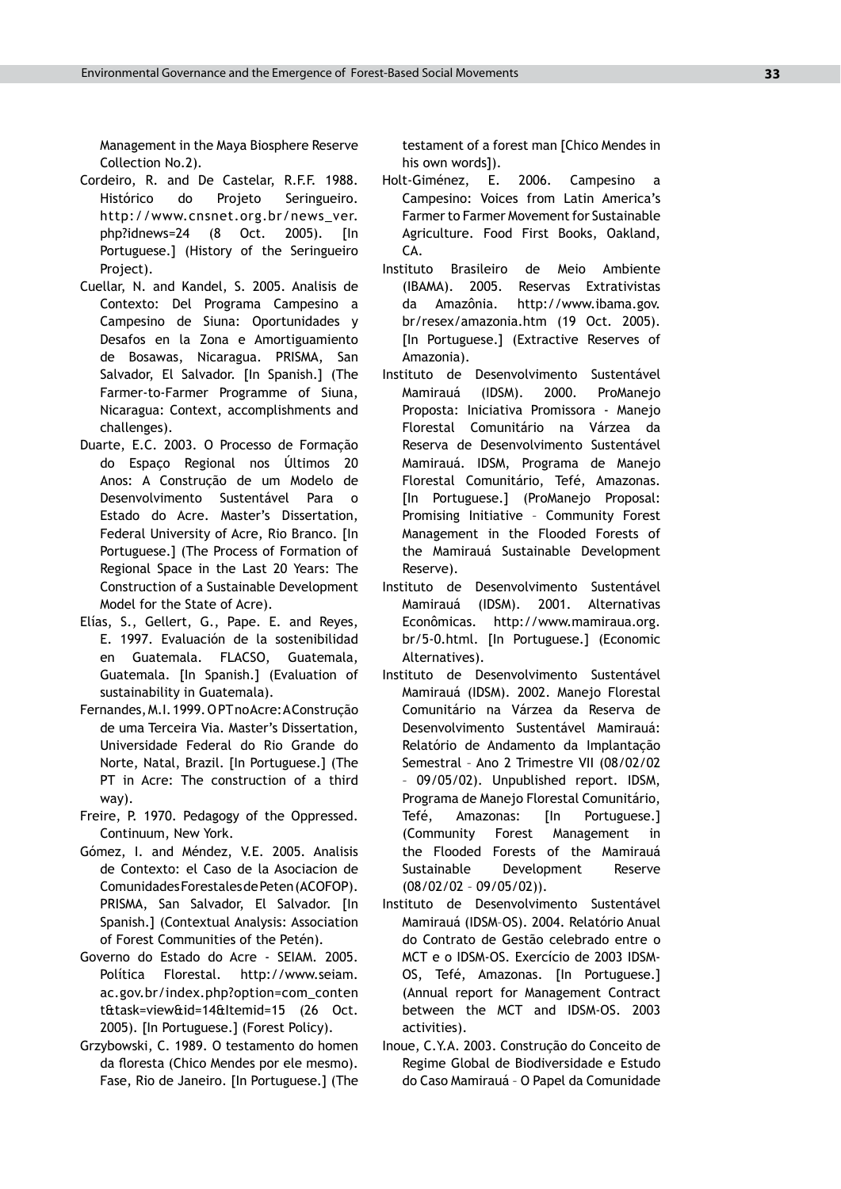Management in the Maya Biosphere Reserve Collection No.2).

Cordeiro, R. and De Castelar, R.F.F. 1988. Histórico do Projeto Seringueiro. http://www.cnsnet.org.br/news_ver.php?idnews=24 (8 Oct. 2005). [In Portuguese.] (History of the Seringueiro Project).

Cuellar, N. and Kandel, S. 2005. Analisis de Contexto: Del Programa Campesino a Campesino de Siuna: Oportunidades y Desafos en la Zona e Amortiguamiento de Bosawas, Nicaragua. PRISMA, San Salvador, El Salvador. [In Spanish.] (The Farmer-to-Farmer Programme of Siuna, Nicaragua: Context, accomplishments and challenges).

Duarte, E.C. 2003. O Processo de Formação do Espaço Regional nos Últimos 20 Anos: A Construção de um Modelo de Desenvolvimento Sustentável Para o Estado do Acre. Master's Dissertation, Federal University of Acre, Rio Branco. [In Portuguese.] (The Process of Formation of Regional Space in the Last 20 Years: The Construction of a Sustainable Development Model for the State of Acre).

Elías, S., Gellert, G., Pape. E. and Reyes, E. 1997. Evaluación de la sostenibilidad en Guatemala. FLACSO, Guatemala, Guatemala. [In Spanish.] (Evaluation of sustainability in Guatemala).

Fernandes, M.I. 1999. O PT no Acre: A Construção de uma Terceira Via. Master's Dissertation, Universidade Federal do Rio Grande do Norte, Natal, Brazil. [In Portuguese.] (The PT in Acre: The construction of a third way).

Freire, P. 1970. Pedagogy of the Oppressed. Continuum, New York.

Gómez, I. and Méndez, V.E. 2005. Analisis de Contexto: el Caso de la Asociacion de Comunidades Forestales de Peten (ACOFOP). PRISMA, San Salvador, El Salvador. [In Spanish.] (Contextual Analysis: Association of Forest Communities of the Petén).

Governo do Estado do Acre - SEIAM. 2005. Política Florestal. http://www.seiam.ac.gov.br/index.php?option=com_content&task=view&id=14&Itemid=15 (26 Oct. 2005). [In Portuguese.] (Forest Policy).

Grzybowski, C. 1989. O testamento do homen da floresta (Chico Mendes por ele mesmo). Fase, Rio de Janeiro. [In Portuguese.] (The testament of a forest man [Chico Mendes in his own words]).

Holt-Giménez, E. 2006. Campesino a Campesino: Voices from Latin America's Farmer to Farmer Movement for Sustainable Agriculture. Food First Books, Oakland, CA.

Instituto Brasileiro de Meio Ambiente (IBAMA). 2005. Reservas Extrativistas da Amazônia. http://www.ibama.gov.br/resex/amazonia.htm (19 Oct. 2005). [In Portuguese.] (Extractive Reserves of Amazonia).

Instituto de Desenvolvimento Sustentável Mamirauá (IDSM). 2000. ProManejo Proposta: Iniciativa Promissora - Manejo Florestal Comunitário na Várzea da Reserva de Desenvolvimento Sustentável Mamirauá. IDSM, Programa de Manejo Florestal Comunitário, Tefé, Amazonas. [In Portuguese.] (ProManejo Proposal: Promising Initiative – Community Forest Management in the Flooded Forests of the Mamirauá Sustainable Development Reserve).

Instituto de Desenvolvimento Sustentável Mamirauá (IDSM). 2001. Alternativas Econômicas. http://www.mamiraua.org.br/5-0.html. [In Portuguese.] (Economic Alternatives).

Instituto de Desenvolvimento Sustentável Mamirauá (IDSM). 2002. Manejo Florestal Comunitário na Várzea da Reserva de Desenvolvimento Sustentável Mamirauá: Relatório de Andamento da Implantação Semestral – Ano 2 Trimestre VII (08/02/02 – 09/05/02). Unpublished report. IDSM, Programa de Manejo Florestal Comunitário, Tefé, Amazonas: [In Portuguese.] (Community Forest Management in the Flooded Forests of the Mamirauá Sustainable Development Reserve (08/02/02 – 09/05/02)).

Instituto de Desenvolvimento Sustentável Mamirauá (IDSM–OS). 2004. Relatório Anual do Contrato de Gestão celebrado entre o MCT e o IDSM-OS. Exercício de 2003 IDSM-OS, Tefé, Amazonas. [In Portuguese.] (Annual report for Management Contract between the MCT and IDSM-OS. 2003 activities).

Inoue, C.Y.A. 2003. Construção do Conceito de Regime Global de Biodiversidade e Estudo do Caso Mamirauá – O Papel da Comunidade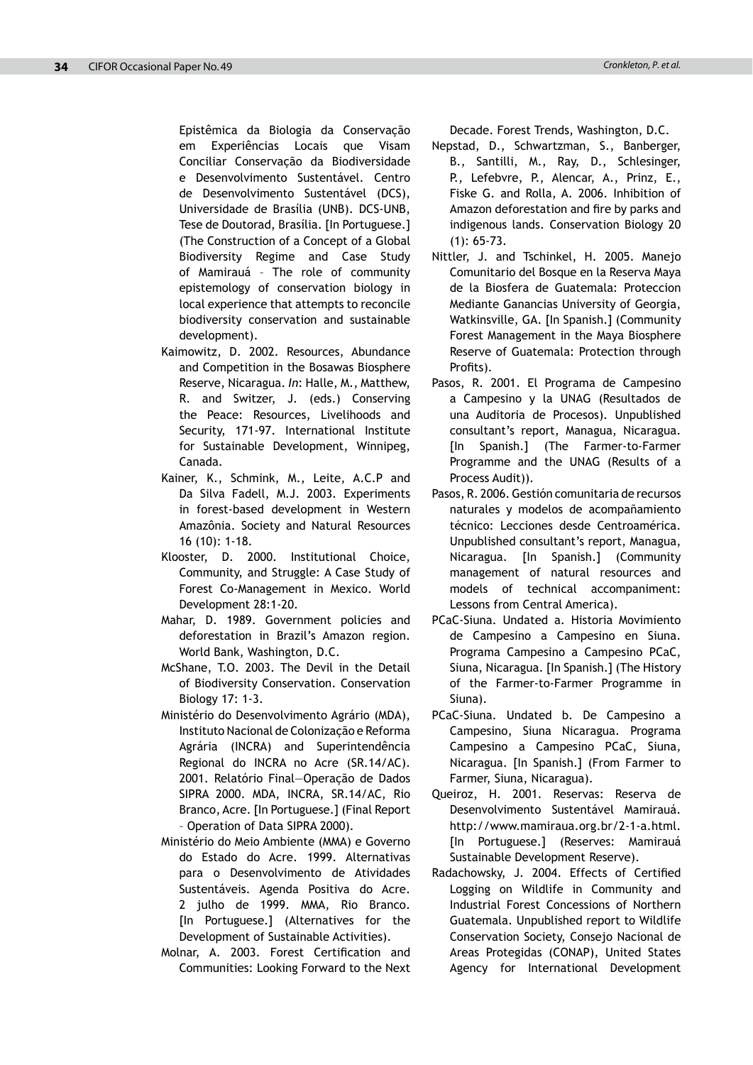Epistêmica da Biologia da Conservação em Experiências Locais que Visam Conciliar Conservação da Biodiversidade e Desenvolvimento Sustentável. Centro de Desenvolvimento Sustentável (DCS), Universidade de Brasília (UNB). DCS-UNB, Tese de Doutorad, Brasília. [In Portuguese.] (The Construction of a Concept of a Global Biodiversity Regime and Case Study of Mamirauá – The role of community epistemology of conservation biology in local experience that attempts to reconcile biodiversity conservation and sustainable development).

Kaimowitz, D. 2002. Resources, Abundance and Competition in the Bosawas Biosphere Reserve, Nicaragua. *In*: Halle, M., Matthew, R. and Switzer, J. (eds.) Conserving the Peace: Resources, Livelihoods and Security, 171-97. International Institute for Sustainable Development, Winnipeg, Canada.

Kainer, K., Schmink, M., Leite, A.C.P and Da Silva Fadell, M.J. 2003. Experiments in forest-based development in Western Amazônia. Society and Natural Resources 16 (10): 1-18.

Klooster, D. 2000. Institutional Choice, Community, and Struggle: A Case Study of Forest Co-Management in Mexico. World Development 28:1-20.

Mahar, D. 1989. Government policies and deforestation in Brazil's Amazon region. World Bank, Washington, D.C.

McShane, T.O. 2003. The Devil in the Detail of Biodiversity Conservation. Conservation Biology 17: 1-3.

Ministério do Desenvolvimento Agrário (MDA), Instituto Nacional de Colonização e Reforma Agrária (INCRA) and Superintendência Regional do INCRA no Acre (SR.14/AC). 2001. Relatório Final—Operação de Dados SIPRA 2000. MDA, INCRA, SR.14/AC, Rio Branco, Acre. [In Portuguese.] (Final Report – Operation of Data SIPRA 2000).

Ministério do Meio Ambiente (MMA) e Governo do Estado do Acre. 1999. Alternativas para o Desenvolvimento de Atividades Sustentáveis. Agenda Positiva do Acre. 2 julho de 1999. MMA, Rio Branco. [In Portuguese.] (Alternatives for the Development of Sustainable Activities).

Molnar, A. 2003. Forest Certification and Communities: Looking Forward to the Next Decade. Forest Trends, Washington, D.C.

Nepstad, D., Schwartzman, S., Banberger, B., Santilli, M., Ray, D., Schlesinger, P., Lefebvre, P., Alencar, A., Prinz, E., Fiske G. and Rolla, A. 2006. Inhibition of Amazon deforestation and fire by parks and indigenous lands. Conservation Biology 20 (1): 65-73.

Nittler, J. and Tschinkel, H. 2005. Manejo Comunitario del Bosque en la Reserva Maya de la Biosfera de Guatemala: Proteccion Mediante Ganancias University of Georgia, Watkinsville, GA. [In Spanish.] (Community Forest Management in the Maya Biosphere Reserve of Guatemala: Protection through Profits).

Pasos, R. 2001. El Programa de Campesino a Campesino y la UNAG (Resultados de una Auditoria de Procesos). Unpublished consultant's report, Managua, Nicaragua. [In Spanish.] (The Farmer-to-Farmer Programme and the UNAG (Results of a Process Audit)).

Pasos, R. 2006. Gestión comunitaria de recursos naturales y modelos de acompañamiento técnico: Lecciones desde Centroamérica. Unpublished consultant's report, Managua, Nicaragua. [In Spanish.] (Community management of natural resources and models of technical accompaniment: Lessons from Central America).

PCaC-Siuna. Undated a. Historia Movimiento de Campesino a Campesino en Siuna. Programa Campesino a Campesino PCaC, Siuna, Nicaragua. [In Spanish.] (The History of the Farmer-to-Farmer Programme in Siuna).

PCaC-Siuna. Undated b. De Campesino a Campesino, Siuna Nicaragua. Programa Campesino a Campesino PCaC, Siuna, Nicaragua. [In Spanish.] (From Farmer to Farmer, Siuna, Nicaragua).

Queiroz, H. 2001. Reservas: Reserva de Desenvolvimento Sustentável Mamirauá. http://www.mamiraua.org.br/2-1-a.html. [In Portuguese.] (Reserves: Mamirauá Sustainable Development Reserve).

Radachowsky, J. 2004. Effects of Certified Logging on Wildlife in Community and Industrial Forest Concessions of Northern Guatemala. Unpublished report to Wildlife Conservation Society, Consejo Nacional de Areas Protegidas (CONAP), United States Agency for International Development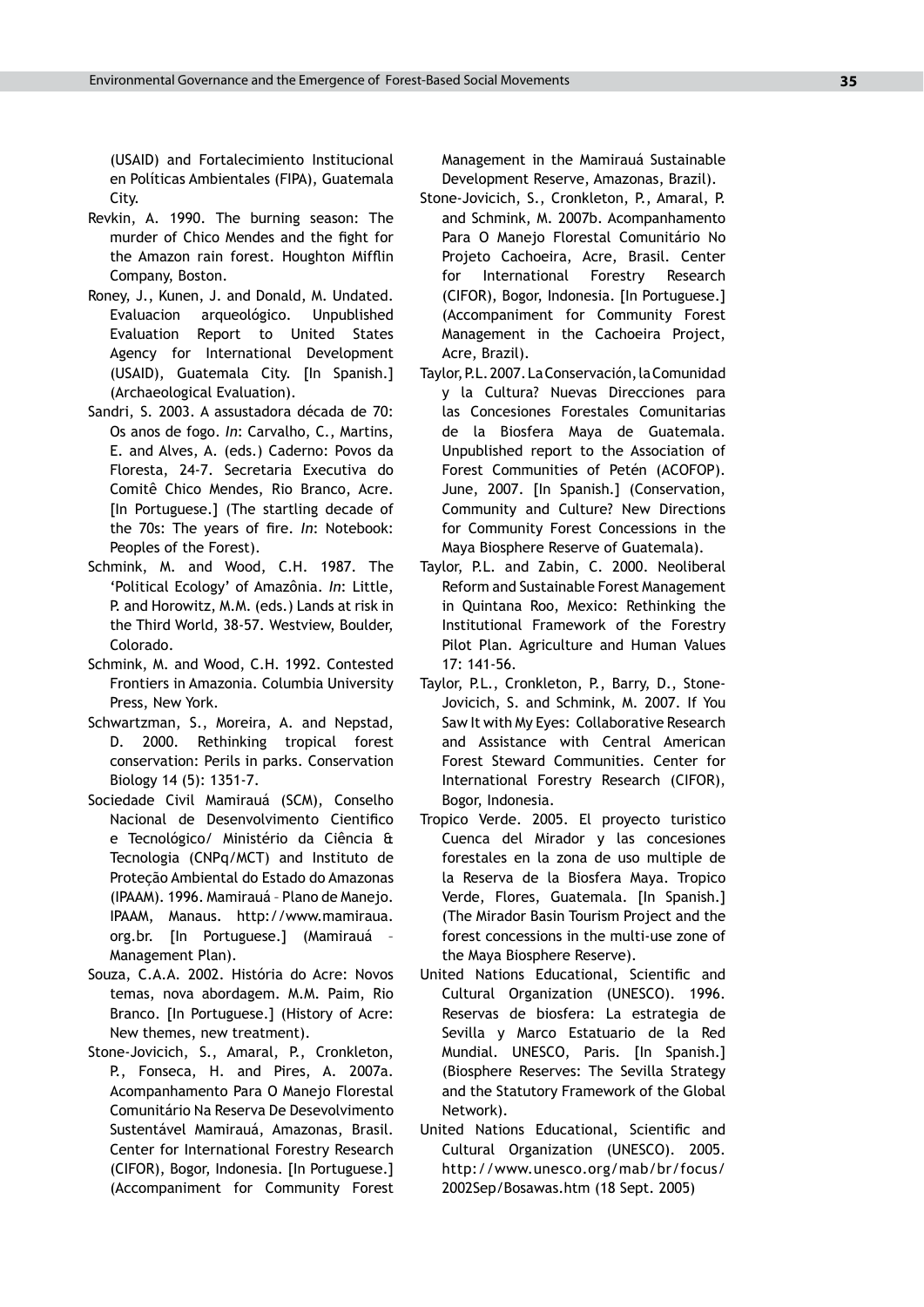(USAID) and Fortalecimiento Institucional en Políticas Ambientales (FIPA), Guatemala City.

Revkin, A. 1990. The burning season: The murder of Chico Mendes and the fight for the Amazon rain forest. Houghton Mifflin Company, Boston.

Roney, J., Kunen, J. and Donald, M. Undated. Evaluacion arqueológico. Unpublished Evaluation Report to United States Agency for International Development (USAID), Guatemala City. [In Spanish.] (Archaeological Evaluation).

Sandri, S. 2003. A assustadora década de 70: Os anos de fogo. *In*: Carvalho, C., Martins, E. and Alves, A. (eds.) Caderno: Povos da Floresta, 24-7. Secretaria Executiva do Comitê Chico Mendes, Rio Branco, Acre. [In Portuguese.] (The startling decade of the 70s: The years of fire. *In*: Notebook: Peoples of the Forest).

Schmink, M. and Wood, C.H. 1987. The 'Political Ecology' of Amazônia. *In*: Little, P. and Horowitz, M.M. (eds.) Lands at risk in the Third World, 38-57. Westview, Boulder, Colorado.

Schmink, M. and Wood, C.H. 1992. Contested Frontiers in Amazonia. Columbia University Press, New York.

Schwartzman, S., Moreira, A. and Nepstad, D. 2000. Rethinking tropical forest conservation: Perils in parks. Conservation Biology 14 (5): 1351-7.

Sociedade Civil Mamirauá (SCM), Conselho Nacional de Desenvolvimento Cientifico e Tecnológico/ Ministério da Ciência & Tecnologia (CNPq/MCT) and Instituto de Proteção Ambiental do Estado do Amazonas (IPAAM). 1996. Mamirauá – Plano de Manejo. IPAAM, Manaus. http://www.mamiraua.org.br. [In Portuguese.] (Mamirauá – Management Plan).

Souza, C.A.A. 2002. História do Acre: Novos temas, nova abordagem. M.M. Paim, Rio Branco. [In Portuguese.] (History of Acre: New themes, new treatment).

Stone-Jovicich, S., Amaral, P., Cronkleton, P., Fonseca, H. and Pires, A. 2007a. Acompanhamento Para O Manejo Florestal Comunitário Na Reserva De Desevolvimento Sustentável Mamirauá, Amazonas, Brasil. Center for International Forestry Research (CIFOR), Bogor, Indonesia. [In Portuguese.] (Accompaniment for Community Forest Management in the Mamirauá Sustainable Development Reserve, Amazonas, Brazil).

Stone-Jovicich, S., Cronkleton, P., Amaral, P. and Schmink, M. 2007b. Acompanhamento Para O Manejo Florestal Comunitário No Projeto Cachoeira, Acre, Brasil. Center for International Forestry Research (CIFOR), Bogor, Indonesia. [In Portuguese.] (Accompaniment for Community Forest Management in the Cachoeira Project, Acre, Brazil).

Taylor, P.L. 2007. La Conservación, la Comunidad y la Cultura? Nuevas Direcciones para las Concesiones Forestales Comunitarias de la Biosfera Maya de Guatemala. Unpublished report to the Association of Forest Communities of Petén (ACOFOP). June, 2007. [In Spanish.] (Conservation, Community and Culture? New Directions for Community Forest Concessions in the Maya Biosphere Reserve of Guatemala).

Taylor, P.L. and Zabin, C. 2000. Neoliberal Reform and Sustainable Forest Management in Quintana Roo, Mexico: Rethinking the Institutional Framework of the Forestry Pilot Plan. Agriculture and Human Values 17: 141-56.

Taylor, P.L., Cronkleton, P., Barry, D., Stone-Jovicich, S. and Schmink, M. 2007. If You Saw It with My Eyes: Collaborative Research and Assistance with Central American Forest Steward Communities. Center for International Forestry Research (CIFOR), Bogor, Indonesia.

Tropico Verde. 2005. El proyecto turistico Cuenca del Mirador y las concesiones forestales en la zona de uso multiple de la Reserva de la Biosfera Maya. Tropico Verde, Flores, Guatemala. [In Spanish.] (The Mirador Basin Tourism Project and the forest concessions in the multi-use zone of the Maya Biosphere Reserve).

United Nations Educational, Scientific and Cultural Organization (UNESCO). 1996. Reservas de biosfera: La estrategia de Sevilla y Marco Estatuario de la Red Mundial. UNESCO, Paris. [In Spanish.] (Biosphere Reserves: The Sevilla Strategy and the Statutory Framework of the Global Network).

United Nations Educational, Scientific and Cultural Organization (UNESCO). 2005. http://www.unesco.org/mab/br/focus/2002Sep/Bosawas.htm (18 Sept. 2005)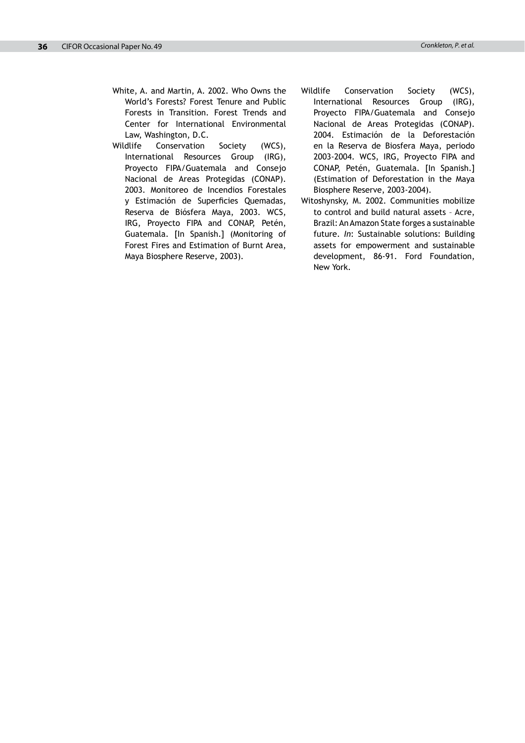White, A. and Martin, A. 2002. Who Owns the World's Forests? Forest Tenure and Public Forests in Transition. Forest Trends and Center for International Environmental Law, Washington, D.C.

Wildlife Conservation Society (WCS), International Resources Group (IRG), Proyecto FIPA/Guatemala and Consejo Nacional de Areas Protegidas (CONAP). 2003. Monitoreo de Incendios Forestales y Estimación de Superficies Quemadas, Reserva de Biósfera Maya, 2003. WCS, IRG, Proyecto FIPA and CONAP, Petén, Guatemala. [In Spanish.] (Monitoring of Forest Fires and Estimation of Burnt Area, Maya Biosphere Reserve, 2003).

Wildlife Conservation Society (WCS), International Resources Group (IRG), Proyecto FIPA/Guatemala and Consejo Nacional de Areas Protegidas (CONAP). 2004. Estimación de la Deforestación en la Reserva de Biosfera Maya, periodo 2003-2004. WCS, IRG, Proyecto FIPA and CONAP, Petén, Guatemala. [In Spanish.] (Estimation of Deforestation in the Maya Biosphere Reserve, 2003-2004).

Witoshynsky, M. 2002. Communities mobilize to control and build natural assets – Acre, Brazil: An Amazon State forges a sustainable future. *In*: Sustainable solutions: Building assets for empowerment and sustainable development, 86-91. Ford Foundation, New York.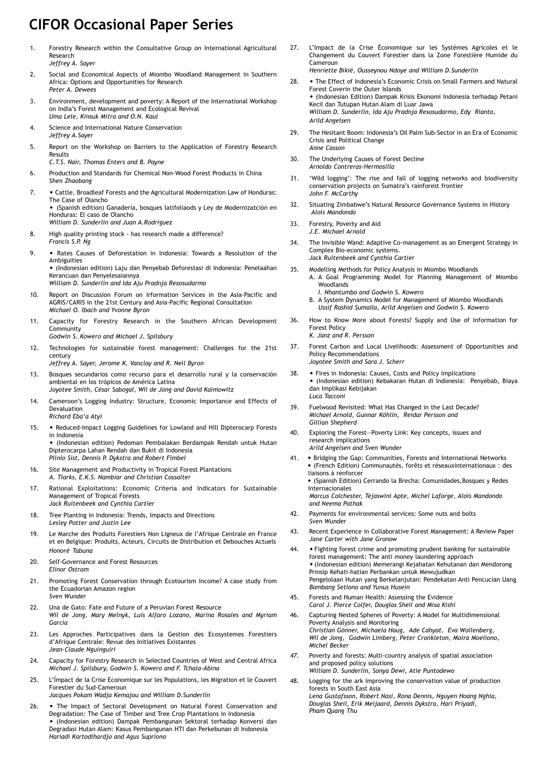# CIFOR Occasional Paper Series

1. Forestry Research within the Consultative Group on International Agricultural Research
   *Jeffrey A. Sayer*

2. Social and Economical Aspects of Miombo Woodland Management in Southern Africa: Options and Opportunities for Research
   *Peter A. Dewees*

3. Environment, development and poverty: A Report of the International Workshop on India's Forest Management and Ecological Revival
   *Uma Lele, Kinsuk Mitra and O.N. Kaul*

4. Science and International Nature Conservation
   *Jeffrey A.Sayer*

5. Report on the Workshop on Barriers to the Application of Forestry Research Results
   *C.T.S. Nair, Thomas Enters and B. Payne*

6. Production and Standards for Chemical Non-Wood Forest Products in China
   *Shen Zhaobang*

7. • Cattle, Broadleaf Forests and the Agricultural Modernization Law of Honduras: The Case of Olancho
   • (Spanish edition) Ganadería, bosques latifoliaods y Ley de Modernizatción en Honduras: El caso de Olancho
   *William D. Sunderlin and Juan A.Rodriguez*

8. High quality printing stock - has research made a difference?
   *Francis S.P. Ng*

9. • Rates Causes of Deforestation in Indonesia: Towards a Resolution of the Ambiguities
   • (Indonesian edition) Laju dan Penyebab Deforestasi di Indonesia: Penelaahan Kerancuan dan Penyelesaiannya
   *William D. Sunderlin and Ida Aju Pradnja Resosudarmo*

10. Report on Discussion Forum on Irformation Services in the Asia-Pacific and AGRIS/CARIS in the 21st Century and Asia-Pacific Regional Consultation
    *Michael O. Ibach and Yvonne Byron*

11. Capacity for Forestry Research in the Southern African Development Community
    *Godwin S. Kowero and Michael J. Spilsbury*

12. Technologies for sustainable forest management: Challenges for the 21st century
    *Jeffrey A. Sayer, Jerome K. Vanclay and R. Neil Byron*

13. Bosques secundarios como recurso para el desarrollo rural y la conservación ambiental en los trópicos de América Latina
    *Joyotee Smith, César Sabogal, Wil de Jong and David Kaimowitz*

14. Cameroon's Logging Industry: Structure, Economic Importance and Effects of Devaluation
    *Richard Eba'a Atyi*

15. • Reduced-Impact Logging Guidelines for Lowland and Hill Dipterocarp Forests in Indonesia
    • (Indonesian edition) Pedoman Pembalakan Berdampak Rendah untuk Hutan Dipterocarpa Lahan Rendah dan Bukit di Indonesia
    *Plinio Sist, Dennis P. Dykstra and Robert Fimbel*

16. Site Management and Productivity in Tropical Forest Plantations
    *A. Tiarks, E.K.S. Nambiar and Christian Cossalter*

17. Rational Exploitations: Economic Criteria and Indicators for Sustainable Management of Tropical Forests
    *Jack Ruitenbeek and Cynthia Cartier*

18. Tree Planting in Indonesia: Trends, Impacts and Directions
    *Lesley Potter and Justin Lee*

19. Le Marche des Produits Forestiers Non Ligneux de l'Afrique Centrale en France et en Belgique: Produits, Acteurs, Circuits de Distribution et Debouches Actuels
    *Honoré Tabuna*

20. Self-Governance and Forest Resources
    *Elinor Ostrom*

21. Promoting Forest Conservation through Ecotourism Income? A case study from the Ecuadorian Amazon region
    *Sven Wunder*

22. Una de Gato: Fate and Future of a Peruvian Forest Resource
    *Wil de Jong, Mary Melnyk, Luis Alfaro Lozano, Marina Rosales and Myriam Garcia*

23. Les Approches Participatives dans la Gestion des Ecosystemes Forestiers d'Afrique Centrale: Revue des Initiatives Existantes
    *Jean-Claude Nguinguiri*

24. Capacity for Forestry Research in Selected Countries of West and Central Africa
    *Michael J. Spilsbury, Godwin S. Kowero and F. Tchala-Abina*

25. L'Ímpact de la Crise Economique sur les Populations, les Migration et le Couvert Forestier du Sud-Cameroun
    *Jacques Pokam Wadja Kemajou and William D.Sunderlin*

26. • The Impact of Sectoral Development on Natural Forest Conservation and Degradation: The Case of Timber and Tree Crop Plantations in Indonesia
    • (Indonesian edition) Dampak Pembangunan Sektoral terhadap Konversi dan Degradasi Hutan Alam: Kasus Pembangunan HTI dan Perkebunan di Indonesia
    *Hariadi Kartodihardjo and Agus Supriono*

27. L'Impact de la Crise Économique sur les Systèmes Agricoles et le Changement du Couvert Forestier dans la Zone Forestière Humide du Cameroun
    *Henriette Bikié, Ousseynou Ndoye and William D.Sunderlin*

28. • The Effect of Indonesia's Economic Crisis on Small Farmers and Natural Forest Coverin the Outer Islands
    • (Indonesian Edition) Dampak Krisis Ekonomi Indonesia terhadap Petani Kecil dan Tutupan Hutan Alam di Luar Jawa
    *William D. Sunderlin, Ida Aju Pradnja Resosudarmo, Edy Rianto, Arild Angelsen*

29. The Hesitant Boom: Indonesia's Oil Palm Sub-Sector in an Era of Economic Crisis and Political Change
    *Anne Casson*

30. The Underlying Causes of Forest Decline
    *Arnoldo Contreras-Hermosilla*

31. 'Wild logging': The rise and fall of logging networks and biodiversity conservation projects on Sumatra's rainforest frontier
    *John F. McCarthy*

32. Situating Zimbabwe's Natural Resource Governance Systems in History
    *Alois Mandondo*

33. Forestry, Poverty and Aid
    *J.E. Michael Arnold*

34. The Invisible Wand: Adaptive Co-management as an Emergent Strategy in Complex Bio-economic systems.
    *Jack Ruitenbeek and Cynthia Cartier*

35. Modelling Methods for Policy Analysis in Miombo Woodlands
    A. A Goal Programming Model for Planning Management of Miombo Woodlands
       *I. Nhantumbo and Godwin S. Kowero*
    B. A System Dynamics Model for Management of Miombo Woodlands
       *Ussif Rashid Sumaila, Arild Angelsen and Godwin S. Kowero*

36. How to Know More about Forests? Supply and Use of Information for Forest Policy
    *K. Janz and R. Persson*

37. Forest Carbon and Local Livelihoods: Assessment of Opportunities and Policy Recommendations
    *Joyotee Smith and Sara J. Scherr*

38. • Fires in Indonesia: Causes, Costs and Policy Implications
    • (Indonesian edition) Kebakaran Hutan di Indonesia: Penyebab, Biaya dan Implikasi Kebijakan
    *Luca Tacconi*

39. Fuelwood Revisited: What Has Changed in the Last Decade?
    *Michael Arnold, Gunnar Köhlin, Reidar Persson and Gillian Shepherd*

40. Exploring the Forest—Poverty Link: Key concepts, issues and research implications
    *Arild Angelsen and Sven Wunder*

41. • Bridging the Gap: Communities, Forests and International Networks
    • (French Edition) Communautés, forêts et réseauxinternationaux : des liaisons à renforcer
    • (Spanish Edition) Cerrando la Brecha: Comunidades,Bosques y Redes Internacionales
    *Marcus Colchester, Tejaswini Apte, Michel Laforge, Alois Mandondo and Neema Pathak*

42. Payments for environmental services: Some nuts and bolts
    *Sven Wunder*

43. Recent Experience in Collaborative Forest Management: A Review Paper
    *Jane Carter with Jane Gronow*

44. • Fighting forest crime and promoting prudent banking for sustainable forest management: The anti money laundering approach
    • (Indonesian edition) Memerangi Kejahatan Kehutanan dan Mendorong Prinsip Kehati-hatian Perbankan untuk Mewujudkan Pengelolaan Hutan yang Berkelanjutan: Pendekatan Anti Pencucian Uang
    *Bambang Setiono and Yunus Husein*

45. Forests and Human Health: Assessing the Evidence
    *Carol J. Pierce Colfer, Douglas Sheil and Misa Kishi*

46. Capturing Nested Spheres of Poverty: A Model for Multidimensional Poverty Analysis and Monitoring
    *Christian Gönner, Michaela Haug, Ade Cahyat, Eva Wollenberg, Wil de Jong, Godwin Limberg, Peter Cronkleton, Moira Moeliono, Michel Becker*

47. Poverty and forests: Multi-country analysis of spatial association and proposed policy solutions
    *William D. Sunderlin, Sonya Dewi, Atie Puntodewo*

48. Logging for the ark Improving the conservation value of production forests in South East Asia
    *Lena Gustafsson, Robert Nasi, Rona Dennis, Nguyen Hoang Nghia, Douglas Sheil, Erik Meijaard, Dennis Dykstra, Hari Priyadi, Pham Quang Thu*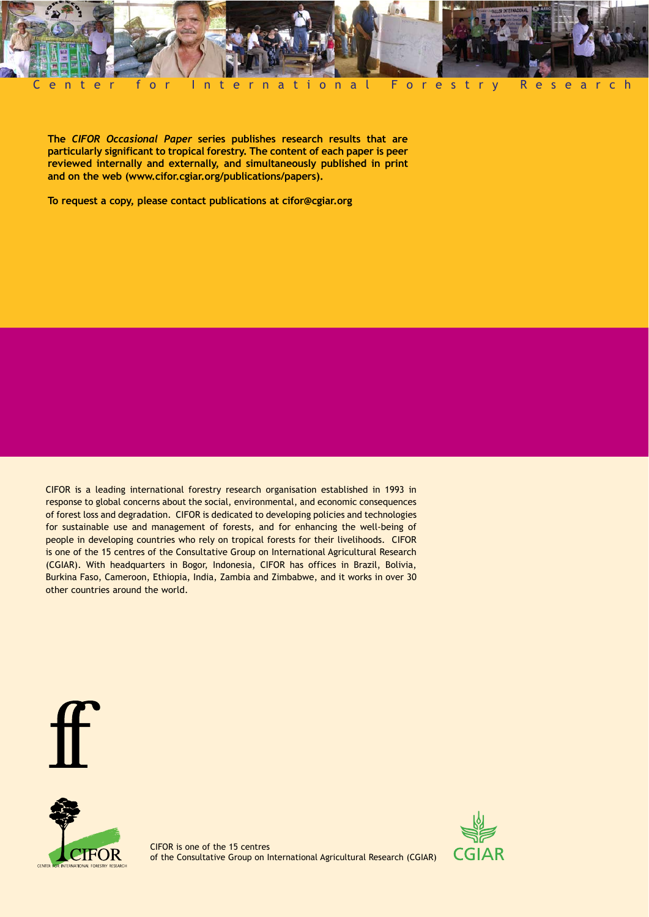Center for International Forestry Research

**The *CIFOR Occasional Paper* series publishes research results that are particularly significant to tropical forestry. The content of each paper is peer reviewed internally and externally, and simultaneously published in print and on the web (www.cifor.cgiar.org/publications/papers).**

**To request a copy, please contact publications at cifor@cgiar.org**

CIFOR is a leading international forestry research organisation established in 1993 in response to global concerns about the social, environmental, and economic consequences of forest loss and degradation. CIFOR is dedicated to developing policies and technologies for sustainable use and management of forests, and for enhancing the well-being of people in developing countries who rely on tropical forests for their livelihoods. CIFOR is one of the 15 centres of the Consultative Group on International Agricultural Research (CGIAR). With headquarters in Bogor, Indonesia, CIFOR has offices in Brazil, Bolivia, Burkina Faso, Cameroon, Ethiopia, India, Zambia and Zimbabwe, and it works in over 30 other countries around the world.

CIFOR is one of the 15 centres of the Consultative Group on International Agricultural Research (CGIAR)